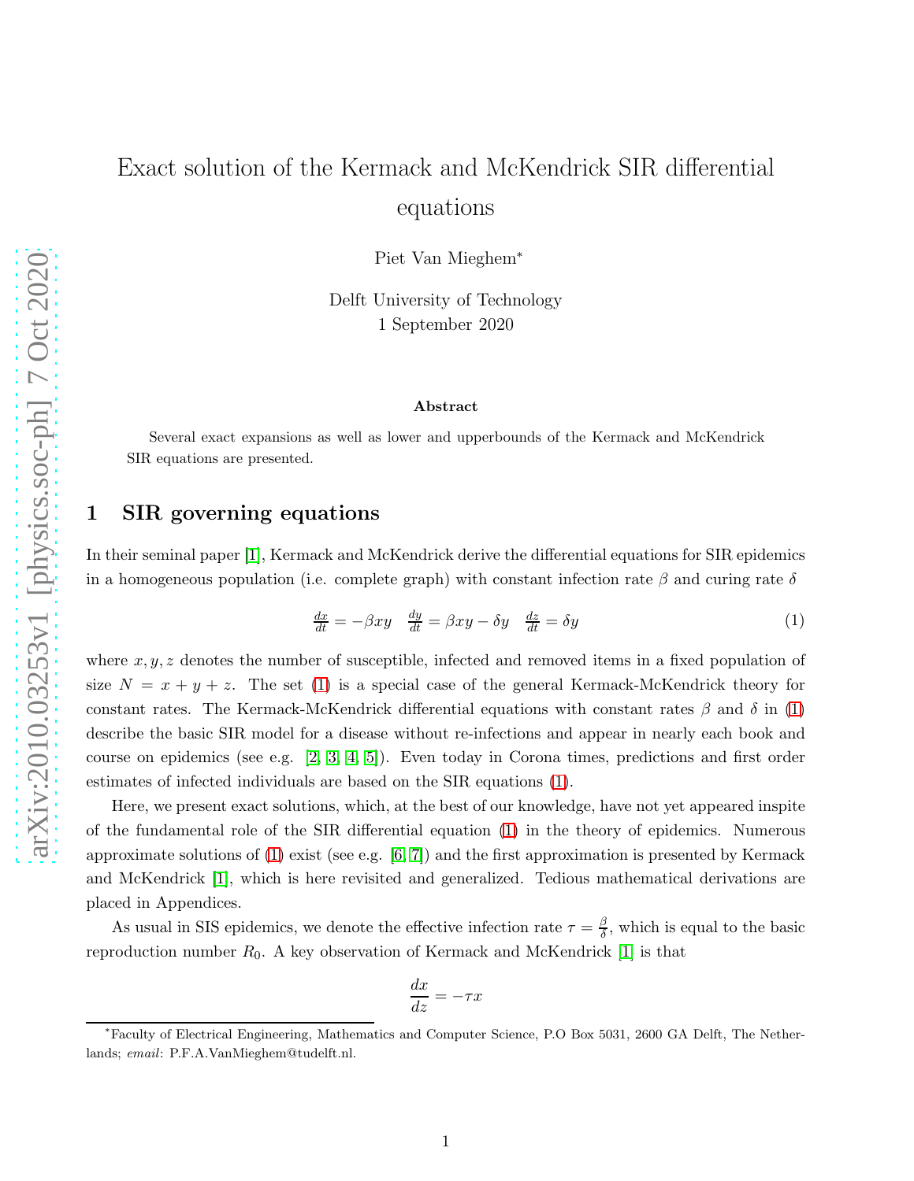# Exact solution of the Kermack and McKendrick SIR differential equations

Piet Van Mieghem*

Delft University of Technology
1 September 2020

### Abstract

Several exact expansions as well as lower and upperbounds of the Kermack and McKendrick SIR equations are presented.

## 1 SIR governing equations

In their seminal paper [1], Kermack and McKendrick derive the differential equations for SIR epidemics in a homogeneous population (i.e. complete graph) with constant infection rate $\beta$ and curing rate $\delta$

$$\frac{dx}{dt} = -\beta xy \quad \frac{dy}{dt} = \beta xy - \delta y \quad \frac{dz}{dt} = \delta y \tag{1}$$

where $x, y, z$ denotes the number of susceptible, infected and removed items in a fixed population of size $N = x + y + z$. The set (1) is a special case of the general Kermack-McKendrick theory for constant rates. The Kermack-McKendrick differential equations with constant rates $\beta$ and $\delta$ in (1) describe the basic SIR model for a disease without re-infections and appear in nearly each book and course on epidemics (see e.g. [2, 3, 4, 5]). Even today in Corona times, predictions and first order estimates of infected individuals are based on the SIR equations (1).

Here, we present exact solutions, which, at the best of our knowledge, have not yet appeared inspite of the fundamental role of the SIR differential equation (1) in the theory of epidemics. Numerous approximate solutions of (1) exist (see e.g. [6, 7]) and the first approximation is presented by Kermack and McKendrick [1], which is here revisited and generalized. Tedious mathematical derivations are placed in Appendices.

As usual in SIS epidemics, we denote the effective infection rate $\tau = \frac{\beta}{\delta}$, which is equal to the basic reproduction number $R_0$. A key observation of Kermack and McKendrick [1] is that

$$\frac{dx}{dz} = -\tau x$$

*Faculty of Electrical Engineering, Mathematics and Computer Science, P.O Box 5031, 2600 GA Delft, The Netherlands; *email*: P.F.A.VanMieghem@tudelft.nl.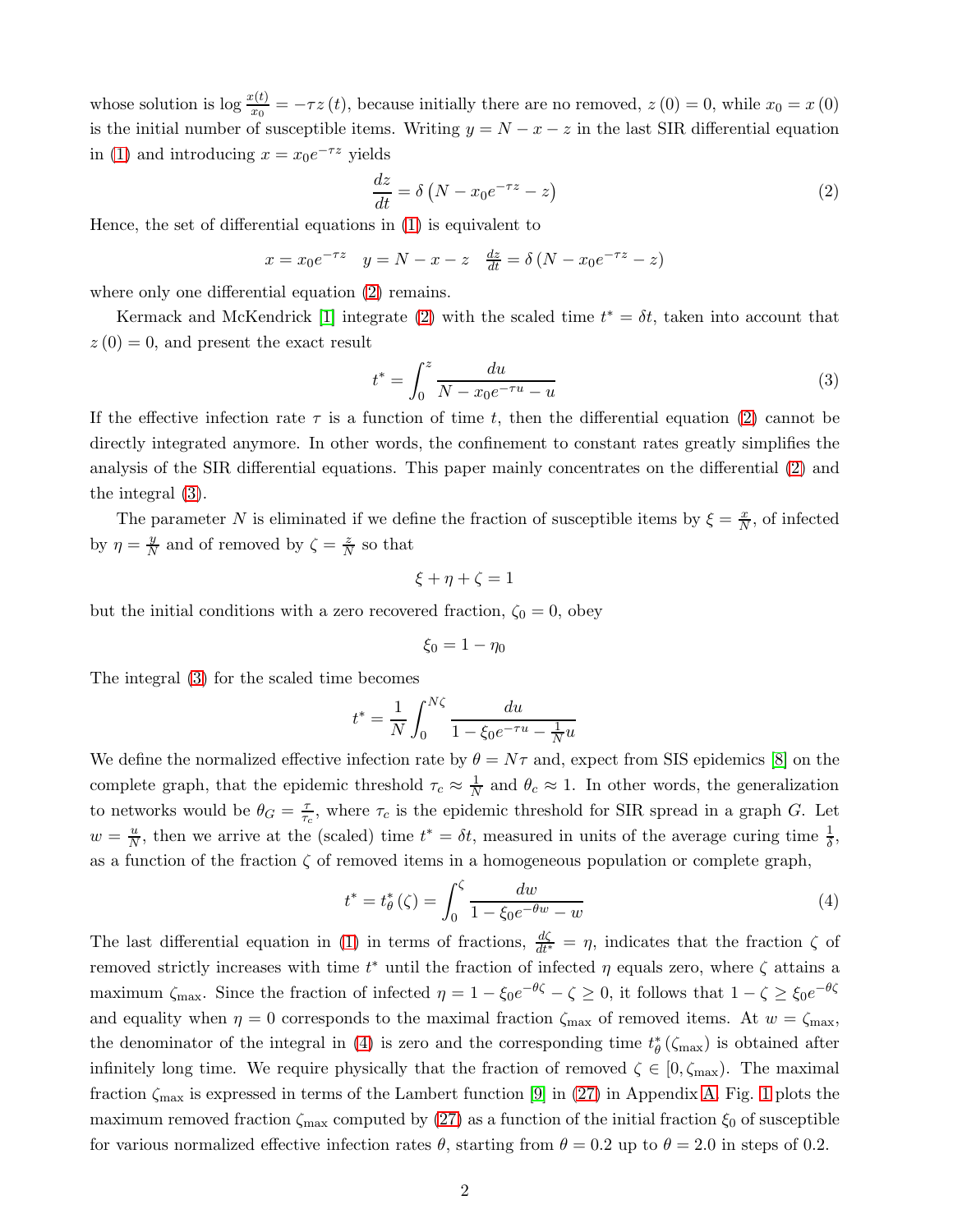whose solution is $\log \frac{x(t)}{x_0} = -\tau z(t)$, because initially there are no removed, $z(0) = 0$, while $x_0 = x(0)$ is the initial number of susceptible items. Writing $y = N - x - z$ in the last SIR differential equation in (1) and introducing $x = x_0 e^{-\tau z}$ yields

$$\frac{dz}{dt} = \delta \left( N - x_0 e^{-\tau z} - z \right) \tag{2}$$

Hence, the set of differential equations in (1) is equivalent to

$$x = x_0 e^{-\tau z} \quad y = N - x - z \quad \frac{dz}{dt} = \delta \left( N - x_0 e^{-\tau z} - z \right)$$

where only one differential equation (2) remains.

Kermack and McKendrick [1] integrate (2) with the scaled time $t^* = \delta t$, taken into account that $z(0) = 0$, and present the exact result

$$t^* = \int_0^z \frac{du}{N - x_0 e^{-\tau u} - u} \tag{3}$$

If the effective infection rate $\tau$ is a function of time $t$, then the differential equation (2) cannot be directly integrated anymore. In other words, the confinement to constant rates greatly simplifies the analysis of the SIR differential equations. This paper mainly concentrates on the differential (2) and the integral (3).

The parameter $N$ is eliminated if we define the fraction of susceptible items by $\xi = \frac{x}{N}$, of infected by $\eta = \frac{y}{N}$ and of removed by $\zeta = \frac{z}{N}$ so that

$$\xi + \eta + \zeta = 1$$

but the initial conditions with a zero recovered fraction, $\zeta_0 = 0$, obey

$$\xi_0 = 1 - \eta_0$$

The integral (3) for the scaled time becomes

$$t^* = \frac{1}{N} \int_0^{N\zeta} \frac{du}{1 - \xi_0 e^{-\tau u} - \frac{1}{N} u}$$

We define the normalized effective infection rate by $\theta = N\tau$ and, expect from SIS epidemics [8] on the complete graph, that the epidemic threshold $\tau_c \approx \frac{1}{N}$ and $\theta_c \approx 1$. In other words, the generalization to networks would be $\theta_G = \frac{\tau}{\tau_c}$, where $\tau_c$ is the epidemic threshold for SIR spread in a graph $G$. Let $w = \frac{u}{N}$, then we arrive at the (scaled) time $t^* = \delta t$, measured in units of the average curing time $\frac{1}{\delta}$, as a function of the fraction $\zeta$ of removed items in a homogeneous population or complete graph,

$$t^* = t^*_\theta(\zeta) = \int_0^\zeta \frac{dw}{1 - \xi_0 e^{-\theta w} - w} \tag{4}$$

The last differential equation in (1) in terms of fractions, $\frac{d\zeta}{dt^*} = \eta$, indicates that the fraction $\zeta$ of removed strictly increases with time $t^*$ until the fraction of infected $\eta$ equals zero, where $\zeta$ attains a maximum $\zeta_{\max}$. Since the fraction of infected $\eta = 1 - \xi_0 e^{-\theta\zeta} - \zeta \geq 0$, it follows that $1 - \zeta \geq \xi_0 e^{-\theta\zeta}$ and equality when $\eta = 0$ corresponds to the maximal fraction $\zeta_{\max}$ of removed items. At $w = \zeta_{\max}$, the denominator of the integral in (4) is zero and the corresponding time $t^*_\theta(\zeta_{\max})$ is obtained after infinitely long time. We require physically that the fraction of removed $\zeta \in [0, \zeta_{\max})$. The maximal fraction $\zeta_{\max}$ is expressed in terms of the Lambert function [9] in (27) in Appendix A. Fig. 1 plots the maximum removed fraction $\zeta_{\max}$ computed by (27) as a function of the initial fraction $\xi_0$ of susceptible for various normalized effective infection rates $\theta$, starting from $\theta = 0.2$ up to $\theta = 2.0$ in steps of 0.2.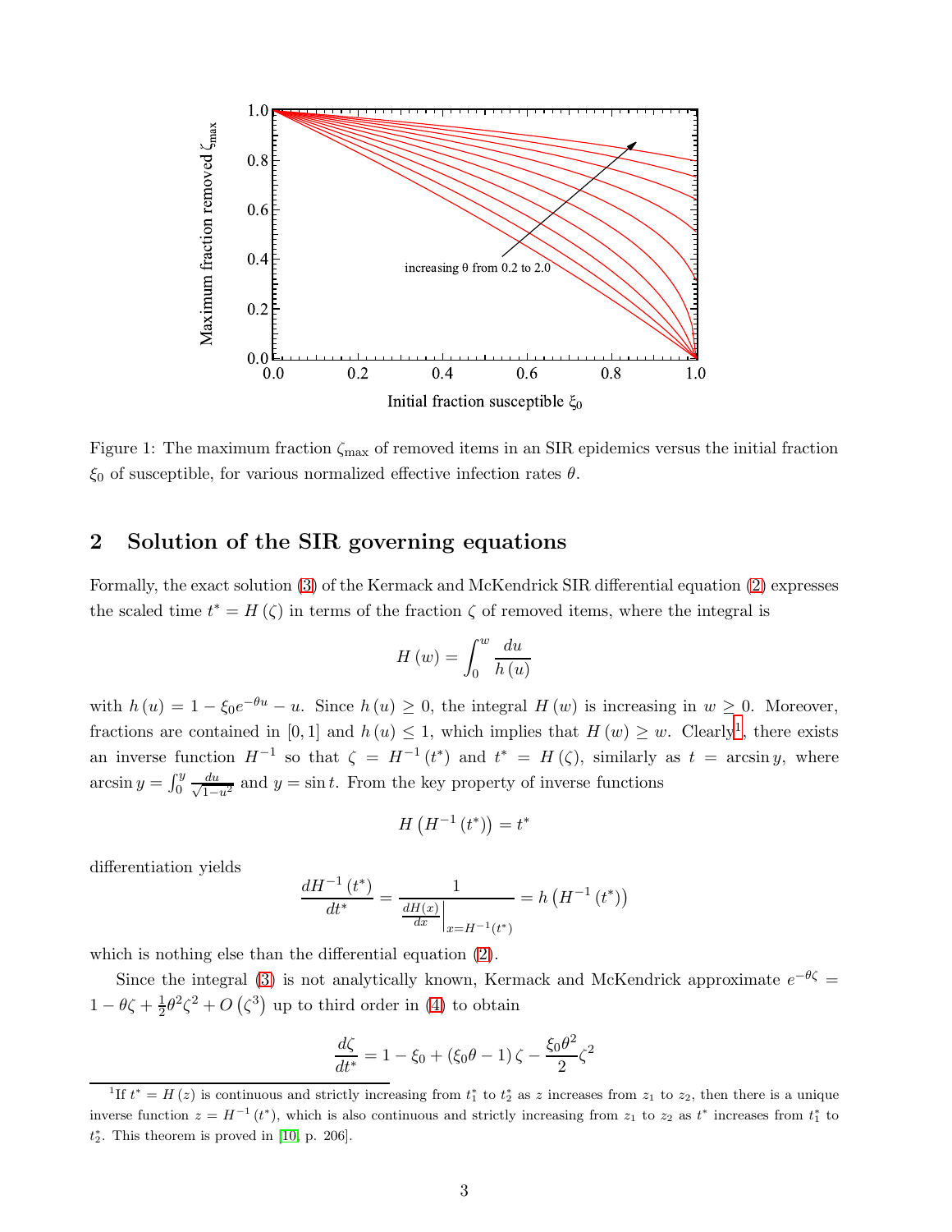Figure 1: The maximum fraction $\zeta_{\max}$ of removed items in an SIR epidemics versus the initial fraction $\xi_0$ of susceptible, for various normalized effective infection rates $\theta$.

## 2 Solution of the SIR governing equations

Formally, the exact solution (3) of the Kermack and McKendrick SIR differential equation (2) expresses the scaled time $t^* = H(\zeta)$ in terms of the fraction $\zeta$ of removed items, where the integral is

$$H(w) = \int_0^w \frac{du}{h(u)}$$

with $h(u) = 1 - \xi_0 e^{-\theta u} - u$. Since $h(u) \geq 0$, the integral $H(w)$ is increasing in $w \geq 0$. Moreover, fractions are contained in $[0,1]$ and $h(u) \leq 1$, which implies that $H(w) \geq w$. Clearly[1], there exists an inverse function $H^{-1}$ so that $\zeta = H^{-1}(t^*)$ and $t^* = H(\zeta)$, similarly as $t = \arcsin y$, where $\arcsin y = \int_0^y \frac{du}{\sqrt{1-u^2}}$ and $y = \sin t$. From the key property of inverse functions

$$H\left(H^{-1}(t^*)\right) = t^*$$

differentiation yields

$$\frac{dH^{-1}(t^*)}{dt^*} = \frac{1}{\left.\frac{dH(x)}{dx}\right|_{x=H^{-1}(t^*)}} = h\left(H^{-1}(t^*)\right)$$

which is nothing else than the differential equation (2).

Since the integral (3) is not analytically known, Kermack and McKendrick approximate $e^{-\theta\zeta} = 1 - \theta\zeta + \frac{1}{2}\theta^2\zeta^2 + O\left(\zeta^3\right)$ up to third order in (4) to obtain

$$\frac{d\zeta}{dt^*} = 1 - \xi_0 + (\xi_0\theta - 1)\zeta - \frac{\xi_0\theta^2}{2}\zeta^2$$

[1] If $t^* = H(z)$ is continuous and strictly increasing from $t_1^*$ to $t_2^*$ as $z$ increases from $z_1$ to $z_2$, then there is a unique inverse function $z = H^{-1}(t^*)$, which is also continuous and strictly increasing from $z_1$ to $z_2$ as $t^*$ increases from $t_1^*$ to $t_2^*$. This theorem is proved in [10, p. 206].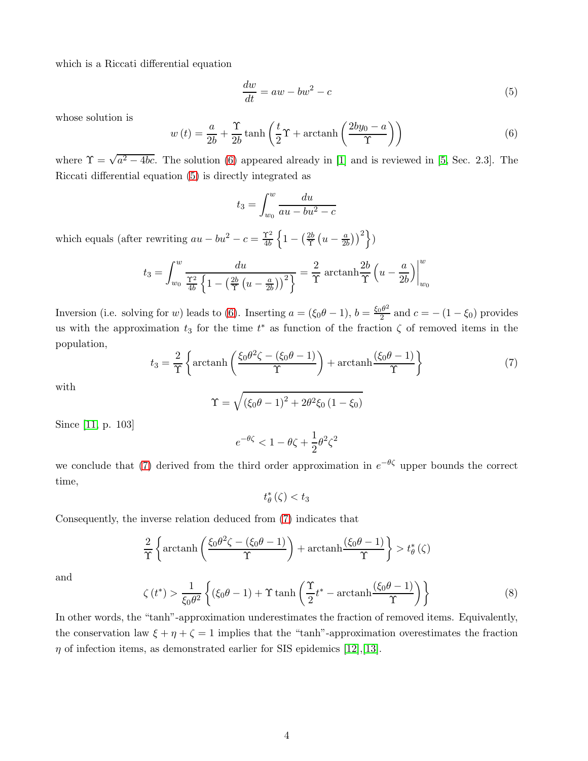which is a Riccati differential equation

$$\frac{dw}{dt} = aw - bw^2 - c \tag{5}$$

whose solution is

$$w(t) = \frac{a}{2b} + \frac{\Upsilon}{2b}\tanh\left(\frac{t}{2}\Upsilon + \text{arctanh}\left(\frac{2by_0 - a}{\Upsilon}\right)\right) \tag{6}$$

where $\Upsilon = \sqrt{a^2 - 4bc}$. The solution (6) appeared already in [1] and is reviewed in [5, Sec. 2.3]. The Riccati differential equation (5) is directly integrated as

$$t_3 = \int_{w_0}^{w} \frac{du}{au - bu^2 - c}$$

which equals (after rewriting $au - bu^2 - c = \frac{\Upsilon^2}{4b}\left\{1 - \left(\frac{2b}{\Upsilon}\left(u - \frac{a}{2b}\right)\right)^2\right\}$)

$$t_3 = \int_{w_0}^{w} \frac{du}{\frac{\Upsilon^2}{4b}\left\{1 - \left(\frac{2b}{\Upsilon}\left(u - \frac{a}{2b}\right)\right)^2\right\}} = \frac{2}{\Upsilon}\,\text{arctanh}\frac{2b}{\Upsilon}\left(u - \frac{a}{2b}\right)\Bigg|_{w_0}^{w}$$

Inversion (i.e. solving for $w$) leads to (6). Inserting $a = (\xi_0\theta - 1)$, $b = \frac{\xi_0\theta^2}{2}$ and $c = -(1 - \xi_0)$ provides us with the approximation $t_3$ for the time $t^*$ as function of the fraction $\zeta$ of removed items in the population,

$$t_3 = \frac{2}{\Upsilon}\left\{\text{arctanh}\left(\frac{\xi_0\theta^2\zeta - (\xi_0\theta - 1)}{\Upsilon}\right) + \text{arctanh}\frac{(\xi_0\theta - 1)}{\Upsilon}\right\} \tag{7}$$

with

$$\Upsilon = \sqrt{(\xi_0\theta - 1)^2 + 2\theta^2\xi_0(1 - \xi_0)}$$

Since [11, p. 103]

$$e^{-\theta\zeta} < 1 - \theta\zeta + \frac{1}{2}\theta^2\zeta^2$$

we conclude that (7) derived from the third order approximation in $e^{-\theta\zeta}$ upper bounds the correct time,

$$t_\theta^*(\zeta) < t_3$$

Consequently, the inverse relation deduced from (7) indicates that

$$\frac{2}{\Upsilon}\left\{\text{arctanh}\left(\frac{\xi_0\theta^2\zeta - (\xi_0\theta - 1)}{\Upsilon}\right) + \text{arctanh}\frac{(\xi_0\theta - 1)}{\Upsilon}\right\} > t_\theta^*(\zeta)$$

and

$$\zeta(t^*) > \frac{1}{\xi_0\theta^2}\left\{(\xi_0\theta - 1) + \Upsilon\tanh\left(\frac{\Upsilon}{2}t^* - \text{arctanh}\frac{(\xi_0\theta - 1)}{\Upsilon}\right)\right\} \tag{8}$$

In other words, the "tanh"-approximation underestimates the fraction of removed items. Equivalently, the conservation law $\xi + \eta + \zeta = 1$ implies that the "tanh"-approximation overestimates the fraction $\eta$ of infection items, as demonstrated earlier for SIS epidemics [12],[13].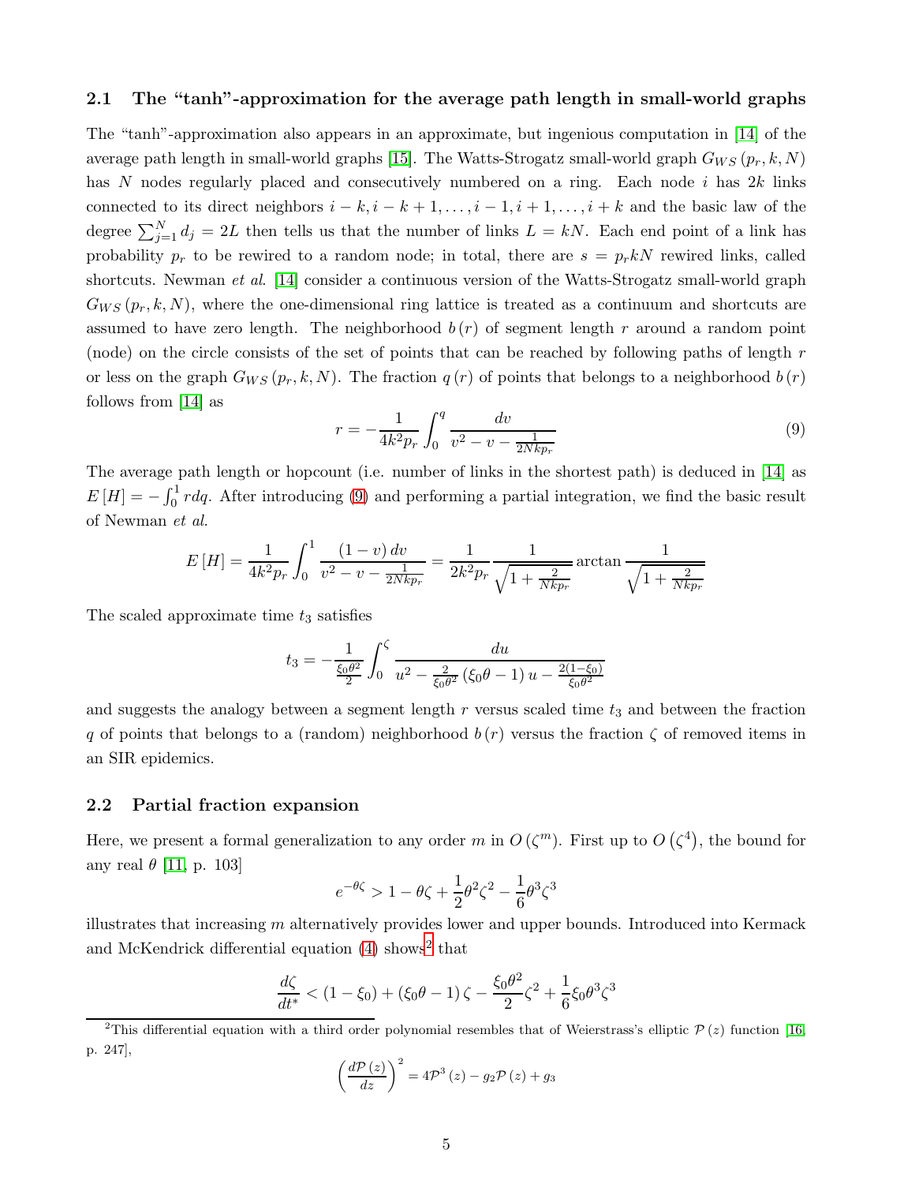### 2.1 The "tanh"-approximation for the average path length in small-world graphs

The "tanh"-approximation also appears in an approximate, but ingenious computation in [14] of the average path length in small-world graphs [15]. The Watts-Strogatz small-world graph $G_{WS}(p_r, k, N)$ has $N$ nodes regularly placed and consecutively numbered on a ring. Each node $i$ has $2k$ links connected to its direct neighbors $i-k, i-k+1, \ldots, i-1, i+1, \ldots, i+k$ and the basic law of the degree $\sum_{j=1}^{N} d_j = 2L$ then tells us that the number of links $L = kN$. Each end point of a link has probability $p_r$ to be rewired to a random node; in total, there are $s = p_r kN$ rewired links, called shortcuts. Newman *et al.* [14] consider a continuous version of the Watts-Strogatz small-world graph $G_{WS}(p_r, k, N)$, where the one-dimensional ring lattice is treated as a continuum and shortcuts are assumed to have zero length. The neighborhood $b(r)$ of segment length $r$ around a random point (node) on the circle consists of the set of points that can be reached by following paths of length $r$ or less on the graph $G_{WS}(p_r, k, N)$. The fraction $q(r)$ of points that belongs to a neighborhood $b(r)$ follows from [14] as

$$r = -\frac{1}{4k^2 p_r} \int_0^q \frac{dv}{v^2 - v - \frac{1}{2Nkp_r}} \tag{9}$$

The average path length or hopcount (i.e. number of links in the shortest path) is deduced in [14] as $E[H] = -\int_0^1 r dq$. After introducing (9) and performing a partial integration, we find the basic result of Newman *et al.*

$$E[H] = \frac{1}{4k^2 p_r} \int_0^1 \frac{(1-v)\, dv}{v^2 - v - \frac{1}{2Nkp_r}} = \frac{1}{2k^2 p_r} \frac{1}{\sqrt{1 + \frac{2}{Nkp_r}}} \arctan \frac{1}{\sqrt{1 + \frac{2}{Nkp_r}}}$$

The scaled approximate time $t_3$ satisfies

$$t_3 = -\frac{1}{\frac{\xi_0 \theta^2}{2}} \int_0^\zeta \frac{du}{u^2 - \frac{2}{\xi_0 \theta^2}(\xi_0 \theta - 1) u - \frac{2(1-\xi_0)}{\xi_0 \theta^2}}$$

and suggests the analogy between a segment length $r$ versus scaled time $t_3$ and between the fraction $q$ of points that belongs to a (random) neighborhood $b(r)$ versus the fraction $\zeta$ of removed items in an SIR epidemics.

### 2.2 Partial fraction expansion

Here, we present a formal generalization to any order $m$ in $O(\zeta^m)$. First up to $O(\zeta^4)$, the bound for any real $\theta$ [11, p. 103]

$$e^{-\theta\zeta} > 1 - \theta\zeta + \frac{1}{2}\theta^2\zeta^2 - \frac{1}{6}\theta^3\zeta^3$$

illustrates that increasing $m$ alternatively provides lower and upper bounds. Introduced into Kermack and McKendrick differential equation (4) shows[2] that

$$\frac{d\zeta}{dt^*} < (1-\xi_0) + (\xi_0\theta - 1)\zeta - \frac{\xi_0\theta^2}{2}\zeta^2 + \frac{1}{6}\xi_0\theta^3\zeta^3$$

[2] This differential equation with a third order polynomial resembles that of Weierstrass's elliptic $\mathcal{P}(z)$ function [16, p. 247],

$$\left(\frac{d\mathcal{P}(z)}{dz}\right)^2 = 4\mathcal{P}^3(z) - g_2\mathcal{P}(z) + g_3$$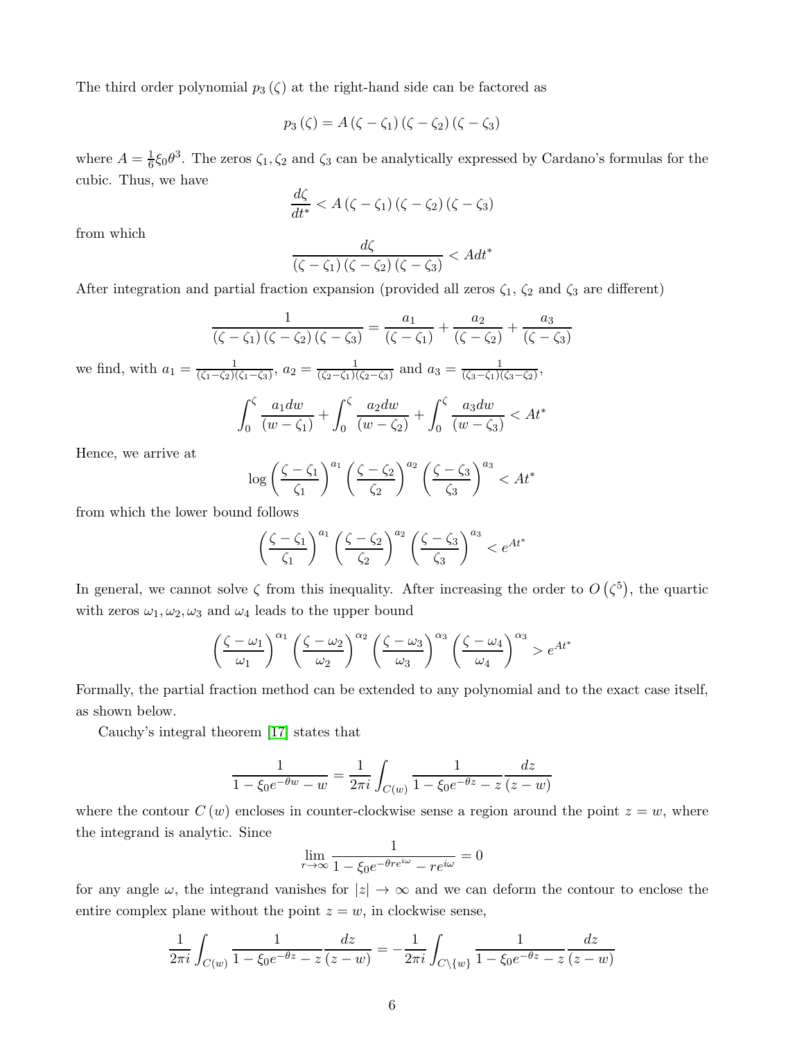The third order polynomial $p_3(\zeta)$ at the right-hand side can be factored as

$$p_3(\zeta) = A(\zeta - \zeta_1)(\zeta - \zeta_2)(\zeta - \zeta_3)$$

where $A = \frac{1}{6}\xi_0\theta^3$. The zeros $\zeta_1, \zeta_2$ and $\zeta_3$ can be analytically expressed by Cardano's formulas for the cubic. Thus, we have

$$\frac{d\zeta}{dt^*} < A(\zeta - \zeta_1)(\zeta - \zeta_2)(\zeta - \zeta_3)$$

from which

$$\frac{d\zeta}{(\zeta - \zeta_1)(\zeta - \zeta_2)(\zeta - \zeta_3)} < A dt^*$$

After integration and partial fraction expansion (provided all zeros $\zeta_1$, $\zeta_2$ and $\zeta_3$ are different)

$$\frac{1}{(\zeta - \zeta_1)(\zeta - \zeta_2)(\zeta - \zeta_3)} = \frac{a_1}{(\zeta - \zeta_1)} + \frac{a_2}{(\zeta - \zeta_2)} + \frac{a_3}{(\zeta - \zeta_3)}$$

we find, with $a_1 = \frac{1}{(\zeta_1 - \zeta_2)(\zeta_1 - \zeta_3)}$, $a_2 = \frac{1}{(\zeta_2 - \zeta_1)(\zeta_2 - \zeta_3)}$ and $a_3 = \frac{1}{(\zeta_3 - \zeta_1)(\zeta_3 - \zeta_2)}$,

$$\int_0^\zeta \frac{a_1 dw}{(w - \zeta_1)} + \int_0^\zeta \frac{a_2 dw}{(w - \zeta_2)} + \int_0^\zeta \frac{a_3 dw}{(w - \zeta_3)} < At^*$$

Hence, we arrive at

$$\log \left(\frac{\zeta - \zeta_1}{\zeta_1}\right)^{a_1} \left(\frac{\zeta - \zeta_2}{\zeta_2}\right)^{a_2} \left(\frac{\zeta - \zeta_3}{\zeta_3}\right)^{a_3} < At^*$$

from which the lower bound follows

$$\left(\frac{\zeta - \zeta_1}{\zeta_1}\right)^{a_1} \left(\frac{\zeta - \zeta_2}{\zeta_2}\right)^{a_2} \left(\frac{\zeta - \zeta_3}{\zeta_3}\right)^{a_3} < e^{At^*}$$

In general, we cannot solve $\zeta$ from this inequality. After increasing the order to $O(\zeta^5)$, the quartic with zeros $\omega_1, \omega_2, \omega_3$ and $\omega_4$ leads to the upper bound

$$\left(\frac{\zeta - \omega_1}{\omega_1}\right)^{\alpha_1} \left(\frac{\zeta - \omega_2}{\omega_2}\right)^{\alpha_2} \left(\frac{\zeta - \omega_3}{\omega_3}\right)^{\alpha_3} \left(\frac{\zeta - \omega_4}{\omega_4}\right)^{\alpha_3} > e^{At^*}$$

Formally, the partial fraction method can be extended to any polynomial and to the exact case itself, as shown below.

Cauchy's integral theorem [17] states that

$$\frac{1}{1 - \xi_0 e^{-\theta w} - w} = \frac{1}{2\pi i} \int_{C(w)} \frac{1}{1 - \xi_0 e^{-\theta z} - z} \frac{dz}{(z - w)}$$

where the contour $C(w)$ encloses in counter-clockwise sense a region around the point $z = w$, where the integrand is analytic. Since

$$\lim_{r \to \infty} \frac{1}{1 - \xi_0 e^{-\theta r e^{i\omega}} - r e^{i\omega}} = 0$$

for any angle $\omega$, the integrand vanishes for $|z| \to \infty$ and we can deform the contour to enclose the entire complex plane without the point $z = w$, in clockwise sense,

$$\frac{1}{2\pi i} \int_{C(w)} \frac{1}{1 - \xi_0 e^{-\theta z} - z} \frac{dz}{(z - w)} = -\frac{1}{2\pi i} \int_{C \setminus \{w\}} \frac{1}{1 - \xi_0 e^{-\theta z} - z} \frac{dz}{(z - w)}$$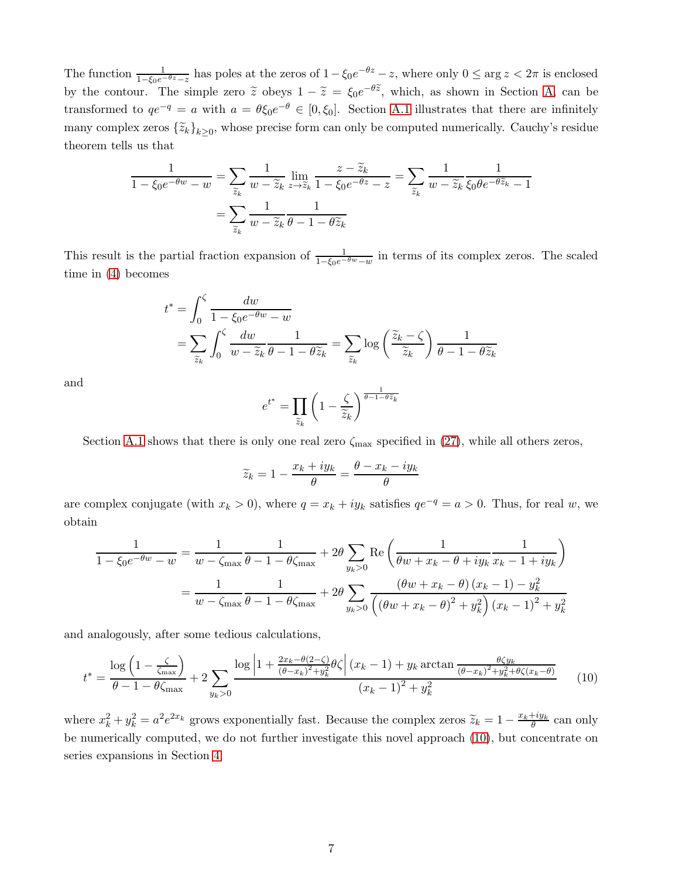The function $\frac{1}{1-\xi_0 e^{-\theta z}-z}$ has poles at the zeros of $1-\xi_0 e^{-\theta z}-z$, where only $0 \leq \arg z < 2\pi$ is enclosed by the contour. The simple zero $\widetilde{z}$ obeys $1-\widetilde{z} = \xi_0 e^{-\theta \widetilde{z}}$, which, as shown in Section A, can be transformed to $qe^{-q} = a$ with $a = \theta \xi_0 e^{-\theta} \in [0, \xi_0]$. Section A.1 illustrates that there are infinitely many complex zeros $\{\widetilde{z}_k\}_{k\geq 0}$, whose precise form can only be computed numerically. Cauchy's residue theorem tells us that

$$
\begin{aligned}
\frac{1}{1-\xi_0 e^{-\theta w}-w} &= \sum_{\widetilde{z}_k} \frac{1}{w-\widetilde{z}_k} \lim_{z\to\widetilde{z}_k} \frac{z-\widetilde{z}_k}{1-\xi_0 e^{-\theta z}-z} = \sum_{\widetilde{z}_k} \frac{1}{w-\widetilde{z}_k} \frac{1}{\xi_0 \theta e^{-\theta \widetilde{z}_k}-1} \\
&= \sum_{\widetilde{z}_k} \frac{1}{w-\widetilde{z}_k} \frac{1}{\theta-1-\theta \widetilde{z}_k}
\end{aligned}
$$

This result is the partial fraction expansion of $\frac{1}{1-\xi_0 e^{-\theta w}-w}$ in terms of its complex zeros. The scaled time in (4) becomes

$$
\begin{aligned}
t^* &= \int_0^{\zeta} \frac{dw}{1-\xi_0 e^{-\theta w}-w} \\
&= \sum_{\widetilde{z}_k} \int_0^{\zeta} \frac{dw}{w-\widetilde{z}_k} \frac{1}{\theta-1-\theta\widetilde{z}_k} = \sum_{\widetilde{z}_k} \log\left(\frac{\widetilde{z}_k-\zeta}{\widetilde{z}_k}\right) \frac{1}{\theta-1-\theta\widetilde{z}_k}
\end{aligned}
$$

and

$$
e^{t^*} = \prod_{\widetilde{z}_k} \left(1-\frac{\zeta}{\widetilde{z}_k}\right)^{\frac{1}{\theta-1-\theta\widetilde{z}_k}}
$$

Section A.1 shows that there is only one real zero $\zeta_{\max}$ specified in (27), while all others zeros,

$$
\widetilde{z}_k = 1 - \frac{x_k + iy_k}{\theta} = \frac{\theta - x_k - iy_k}{\theta}
$$

are complex conjugate (with $x_k > 0$), where $q = x_k + iy_k$ satisfies $qe^{-q} = a > 0$. Thus, for real $w$, we obtain

$$
\begin{aligned}
\frac{1}{1-\xi_0 e^{-\theta w}-w} &= \frac{1}{w-\zeta_{\max}} \frac{1}{\theta-1-\theta\zeta_{\max}} + 2\theta \sum_{y_k>0} \operatorname{Re}\left(\frac{1}{\theta w + x_k - \theta + iy_k} \frac{1}{x_k - 1 + iy_k}\right) \\
&= \frac{1}{w-\zeta_{\max}} \frac{1}{\theta-1-\theta\zeta_{\max}} + 2\theta \sum_{y_k>0} \frac{(\theta w + x_k - \theta)(x_k-1) - y_k^2}{\left((\theta w + x_k - \theta)^2 + y_k^2\right)(x_k-1)^2 + y_k^2}
\end{aligned}
$$

and analogously, after some tedious calculations,

$$
t^* = \frac{\log\left(1-\frac{\zeta}{\zeta_{\max}}\right)}{\theta-1-\theta\zeta_{\max}} + 2\sum_{y_k>0} \frac{\log\left|1+\frac{2x_k-\theta(2-\zeta)}{(\theta-x_k)^2+y_k^2}\theta\zeta\right|(x_k-1) + y_k \arctan\frac{\theta\zeta y_k}{(\theta-x_k)^2+y_k^2+\theta\zeta(x_k-\theta)}}{(x_k-1)^2+y_k^2} \tag{10}
$$

where $x_k^2 + y_k^2 = a^2 e^{2x_k}$ grows exponentially fast. Because the complex zeros $\widetilde{z}_k = 1 - \frac{x_k+iy_k}{\theta}$ can only be numerically computed, we do not further investigate this novel approach (10), but concentrate on series expansions in Section 4.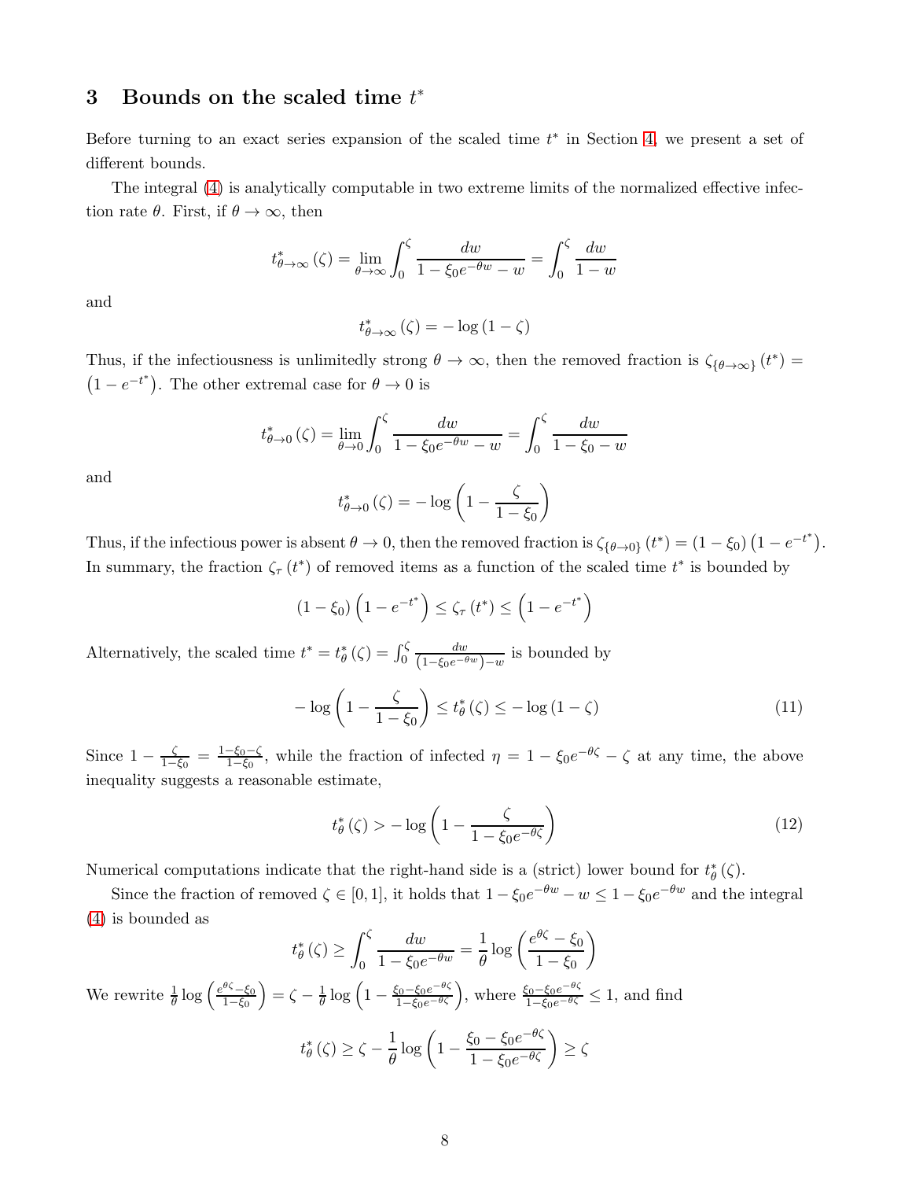## 3 Bounds on the scaled time $t^*$

Before turning to an exact series expansion of the scaled time $t^*$ in Section 4, we present a set of different bounds.

The integral (4) is analytically computable in two extreme limits of the normalized effective infection rate $\theta$. First, if $\theta \to \infty$, then

$$t^*_{\theta\to\infty}(\zeta) = \lim_{\theta\to\infty} \int_0^\zeta \frac{dw}{1-\xi_0 e^{-\theta w} - w} = \int_0^\zeta \frac{dw}{1-w}$$

and

$$t^*_{\theta\to\infty}(\zeta) = -\log(1-\zeta)$$

Thus, if the infectiousness is unlimitedly strong $\theta \to \infty$, then the removed fraction is $\zeta_{\{\theta\to\infty\}}(t^*) = \left(1 - e^{-t^*}\right)$. The other extremal case for $\theta \to 0$ is

$$t^*_{\theta\to 0}(\zeta) = \lim_{\theta\to 0} \int_0^\zeta \frac{dw}{1-\xi_0 e^{-\theta w} - w} = \int_0^\zeta \frac{dw}{1-\xi_0 - w}$$

and

$$t^*_{\theta\to 0}(\zeta) = -\log\left(1 - \frac{\zeta}{1-\xi_0}\right)$$

Thus, if the infectious power is absent $\theta \to 0$, then the removed fraction is $\zeta_{\{\theta\to 0\}}(t^*) = (1-\xi_0)\left(1-e^{-t^*}\right)$. In summary, the fraction $\zeta_\tau(t^*)$ of removed items as a function of the scaled time $t^*$ is bounded by

$$(1-\xi_0)\left(1-e^{-t^*}\right) \leq \zeta_\tau(t^*) \leq \left(1-e^{-t^*}\right)$$

Alternatively, the scaled time $t^* = t^*_\theta(\zeta) = \int_0^\zeta \frac{dw}{\left(1-\xi_0 e^{-\theta w}\right) - w}$ is bounded by

$$-\log\left(1 - \frac{\zeta}{1-\xi_0}\right) \leq t^*_\theta(\zeta) \leq -\log(1-\zeta) \tag{11}$$

Since $1 - \frac{\zeta}{1-\xi_0} = \frac{1-\xi_0-\zeta}{1-\xi_0}$, while the fraction of infected $\eta = 1 - \xi_0 e^{-\theta\zeta} - \zeta$ at any time, the above inequality suggests a reasonable estimate,

$$t^*_\theta(\zeta) > -\log\left(1 - \frac{\zeta}{1-\xi_0 e^{-\theta\zeta}}\right) \tag{12}$$

Numerical computations indicate that the right-hand side is a (strict) lower bound for $t^*_\theta(\zeta)$.

Since the fraction of removed $\zeta \in [0,1]$, it holds that $1 - \xi_0 e^{-\theta w} - w \leq 1 - \xi_0 e^{-\theta w}$ and the integral (4) is bounded as

$$t^*_\theta(\zeta) \geq \int_0^\zeta \frac{dw}{1-\xi_0 e^{-\theta w}} = \frac{1}{\theta}\log\left(\frac{e^{\theta\zeta}-\xi_0}{1-\xi_0}\right)$$

We rewrite $\frac{1}{\theta}\log\left(\frac{e^{\theta\zeta}-\xi_0}{1-\xi_0}\right) = \zeta - \frac{1}{\theta}\log\left(1 - \frac{\xi_0 - \xi_0 e^{-\theta\zeta}}{1-\xi_0 e^{-\theta\zeta}}\right)$, where $\frac{\xi_0-\xi_0 e^{-\theta\zeta}}{1-\xi_0 e^{-\theta\zeta}} \leq 1$, and find

$$t^*_\theta(\zeta) \geq \zeta - \frac{1}{\theta}\log\left(1 - \frac{\xi_0 - \xi_0 e^{-\theta\zeta}}{1-\xi_0 e^{-\theta\zeta}}\right) \geq \zeta$$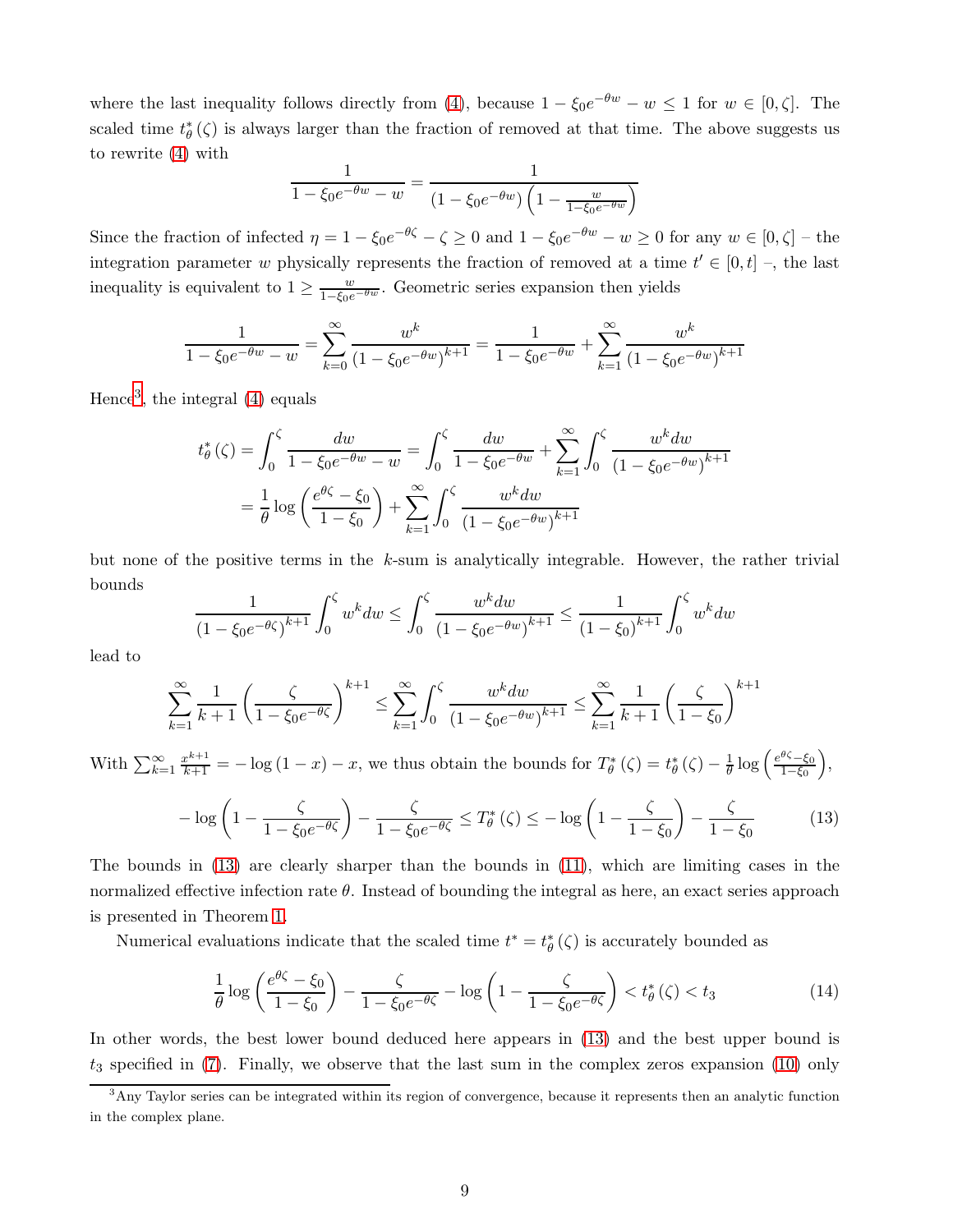where the last inequality follows directly from (4), because $1 - \xi_0 e^{-\theta w} - w \leq 1$ for $w \in [0, \zeta]$. The scaled time $t^*_\theta(\zeta)$ is always larger than the fraction of removed at that time. The above suggests us to rewrite (4) with

$$\frac{1}{1 - \xi_0 e^{-\theta w} - w} = \frac{1}{\left(1 - \xi_0 e^{-\theta w}\right)\left(1 - \frac{w}{1 - \xi_0 e^{-\theta w}}\right)}$$

Since the fraction of infected $\eta = 1 - \xi_0 e^{-\theta\zeta} - \zeta \geq 0$ and $1 - \xi_0 e^{-\theta w} - w \geq 0$ for any $w \in [0, \zeta]$ – the integration parameter $w$ physically represents the fraction of removed at a time $t' \in [0, t]$ –, the last inequality is equivalent to $1 \geq \frac{w}{1 - \xi_0 e^{-\theta w}}$. Geometric series expansion then yields

$$\frac{1}{1 - \xi_0 e^{-\theta w} - w} = \sum_{k=0}^{\infty} \frac{w^k}{\left(1 - \xi_0 e^{-\theta w}\right)^{k+1}} = \frac{1}{1 - \xi_0 e^{-\theta w}} + \sum_{k=1}^{\infty} \frac{w^k}{\left(1 - \xi_0 e^{-\theta w}\right)^{k+1}}$$

Hence[3], the integral (4) equals

$$\begin{aligned}
t^*_\theta(\zeta) &= \int_0^\zeta \frac{dw}{1 - \xi_0 e^{-\theta w} - w} = \int_0^\zeta \frac{dw}{1 - \xi_0 e^{-\theta w}} + \sum_{k=1}^{\infty} \int_0^\zeta \frac{w^k dw}{\left(1 - \xi_0 e^{-\theta w}\right)^{k+1}} \\
&= \frac{1}{\theta} \log\left(\frac{e^{\theta\zeta} - \xi_0}{1 - \xi_0}\right) + \sum_{k=1}^{\infty} \int_0^\zeta \frac{w^k dw}{\left(1 - \xi_0 e^{-\theta w}\right)^{k+1}}
\end{aligned}$$

but none of the positive terms in the $k$-sum is analytically integrable. However, the rather trivial bounds

$$\frac{1}{\left(1 - \xi_0 e^{-\theta\zeta}\right)^{k+1}} \int_0^\zeta w^k dw \leq \int_0^\zeta \frac{w^k dw}{\left(1 - \xi_0 e^{-\theta w}\right)^{k+1}} \leq \frac{1}{\left(1 - \xi_0\right)^{k+1}} \int_0^\zeta w^k dw$$

lead to

$$\sum_{k=1}^{\infty} \frac{1}{k+1} \left(\frac{\zeta}{1 - \xi_0 e^{-\theta\zeta}}\right)^{k+1} \leq \sum_{k=1}^{\infty} \int_0^\zeta \frac{w^k dw}{\left(1 - \xi_0 e^{-\theta w}\right)^{k+1}} \leq \sum_{k=1}^{\infty} \frac{1}{k+1} \left(\frac{\zeta}{1 - \xi_0}\right)^{k+1}$$

With $\sum_{k=1}^{\infty} \frac{x^{k+1}}{k+1} = -\log(1 - x) - x$, we thus obtain the bounds for $T^*_\theta(\zeta) = t^*_\theta(\zeta) - \frac{1}{\theta} \log\left(\frac{e^{\theta\zeta} - \xi_0}{1 - \xi_0}\right)$,

$$-\log\left(1 - \frac{\zeta}{1 - \xi_0 e^{-\theta\zeta}}\right) - \frac{\zeta}{1 - \xi_0 e^{-\theta\zeta}} \leq T^*_\theta(\zeta) \leq -\log\left(1 - \frac{\zeta}{1 - \xi_0}\right) - \frac{\zeta}{1 - \xi_0} \tag{13}$$

The bounds in (13) are clearly sharper than the bounds in (11), which are limiting cases in the normalized effective infection rate $\theta$. Instead of bounding the integral as here, an exact series approach is presented in Theorem 1.

Numerical evaluations indicate that the scaled time $t^* = t^*_\theta(\zeta)$ is accurately bounded as

$$\frac{1}{\theta} \log\left(\frac{e^{\theta\zeta} - \xi_0}{1 - \xi_0}\right) - \frac{\zeta}{1 - \xi_0 e^{-\theta\zeta}} - \log\left(1 - \frac{\zeta}{1 - \xi_0 e^{-\theta\zeta}}\right) < t^*_\theta(\zeta) < t_3 \tag{14}$$

In other words, the best lower bound deduced here appears in (13) and the best upper bound is $t_3$ specified in (7). Finally, we observe that the last sum in the complex zeros expansion (10) only

[3] Any Taylor series can be integrated within its region of convergence, because it represents then an analytic function in the complex plane.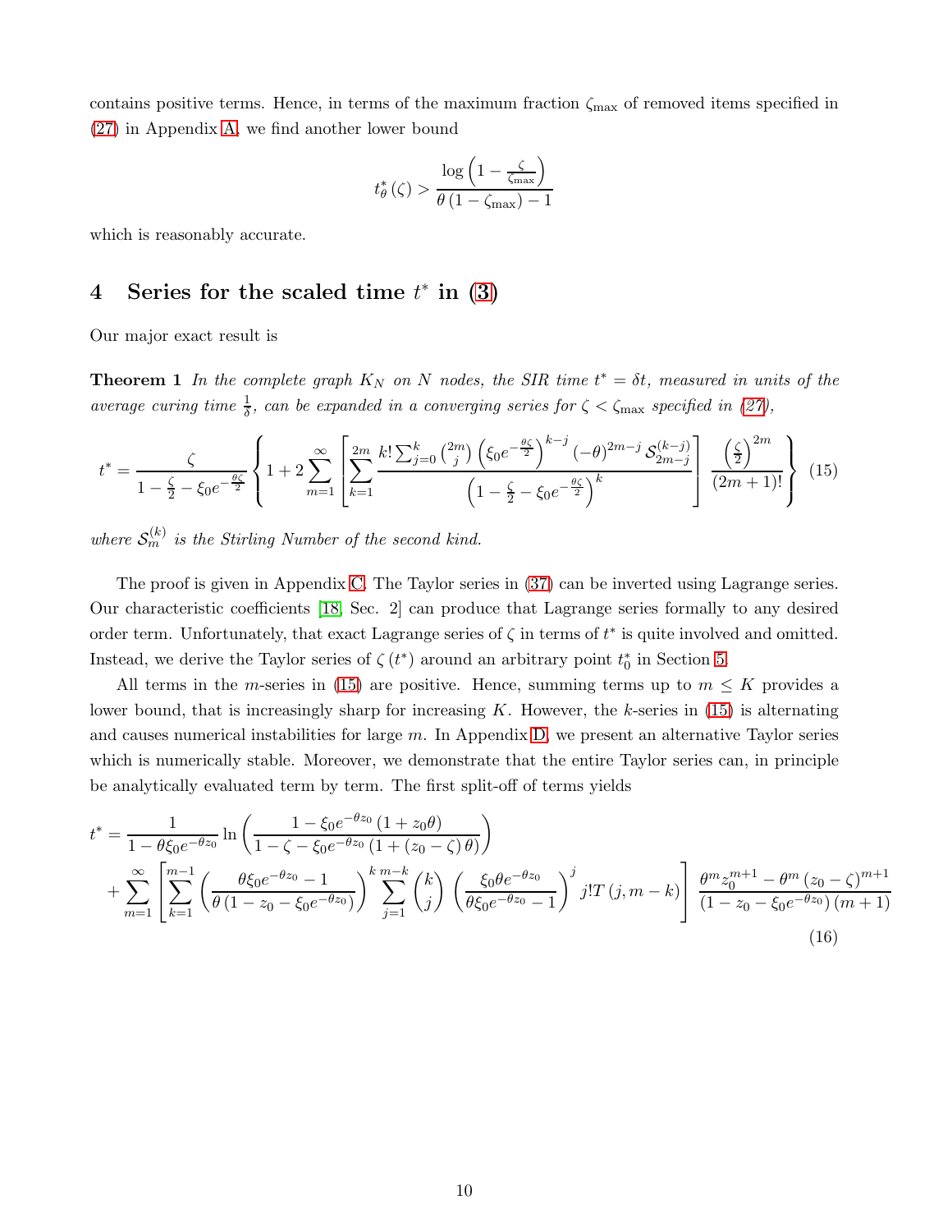contains positive terms. Hence, in terms of the maximum fraction $\zeta_{\max}$ of removed items specified in (27) in Appendix A, we find another lower bound

$$t^*_\theta(\zeta) > \frac{\log\left(1 - \frac{\zeta}{\zeta_{\max}}\right)}{\theta(1-\zeta_{\max}) - 1}$$

which is reasonably accurate.

# 4 Series for the scaled time $t^*$ in (3)

Our major exact result is

**Theorem 1** *In the complete graph $K_N$ on $N$ nodes, the SIR time $t^* = \delta t$, measured in units of the average curing time $\frac{1}{\delta}$, can be expanded in a converging series for $\zeta < \zeta_{\max}$ specified in (27),*

$$t^* = \frac{\zeta}{1 - \frac{\zeta}{2} - \xi_0 e^{-\frac{\theta\zeta}{2}}} \left\{ 1 + 2\sum_{m=1}^{\infty} \left[ \sum_{k=1}^{2m} \frac{k! \sum_{j=0}^{k} \binom{2m}{j} \left(\xi_0 e^{-\frac{\theta\zeta}{2}}\right)^{k-j} (-\theta)^{2m-j}\, \mathcal{S}_{2m-j}^{(k-j)}}{\left(1 - \frac{\zeta}{2} - \xi_0 e^{-\frac{\theta\zeta}{2}}\right)^k} \right] \frac{\left(\frac{\zeta}{2}\right)^{2m}}{(2m+1)!} \right\} \quad (15)$$

*where $\mathcal{S}_m^{(k)}$ is the Stirling Number of the second kind.*

The proof is given in Appendix C. The Taylor series in (37) can be inverted using Lagrange series. Our characteristic coefficients [18, Sec. 2] can produce that Lagrange series formally to any desired order term. Unfortunately, that exact Lagrange series of $\zeta$ in terms of $t^*$ is quite involved and omitted. Instead, we derive the Taylor series of $\zeta(t^*)$ around an arbitrary point $t^*_0$ in Section 5.

All terms in the $m$-series in (15) are positive. Hence, summing terms up to $m \leq K$ provides a lower bound, that is increasingly sharp for increasing $K$. However, the $k$-series in (15) is alternating and causes numerical instabilities for large $m$. In Appendix D, we present an alternative Taylor series which is numerically stable. Moreover, we demonstrate that the entire Taylor series can, in principle be analytically evaluated term by term. The first split-off of terms yields

$$\begin{aligned}
t^* &= \frac{1}{1 - \theta\xi_0 e^{-\theta z_0}} \ln\left( \frac{1 - \xi_0 e^{-\theta z_0}(1 + z_0\theta)}{1 - \zeta - \xi_0 e^{-\theta z_0}(1 + (z_0 - \zeta)\theta)} \right) \\
&+ \sum_{m=1}^{\infty} \left[ \sum_{k=1}^{m-1} \left( \frac{\theta\xi_0 e^{-\theta z_0} - 1}{\theta(1 - z_0 - \xi_0 e^{-\theta z_0})} \right)^k \sum_{j=1}^{m-k} \binom{k}{j} \left( \frac{\xi_0\theta e^{-\theta z_0}}{\theta\xi_0 e^{-\theta z_0} - 1} \right)^j j!\, T(j, m-k) \right] \frac{\theta^m z_0^{m+1} - \theta^m (z_0 - \zeta)^{m+1}}{(1 - z_0 - \xi_0 e^{-\theta z_0})(m+1)}
\end{aligned} \quad (16)$$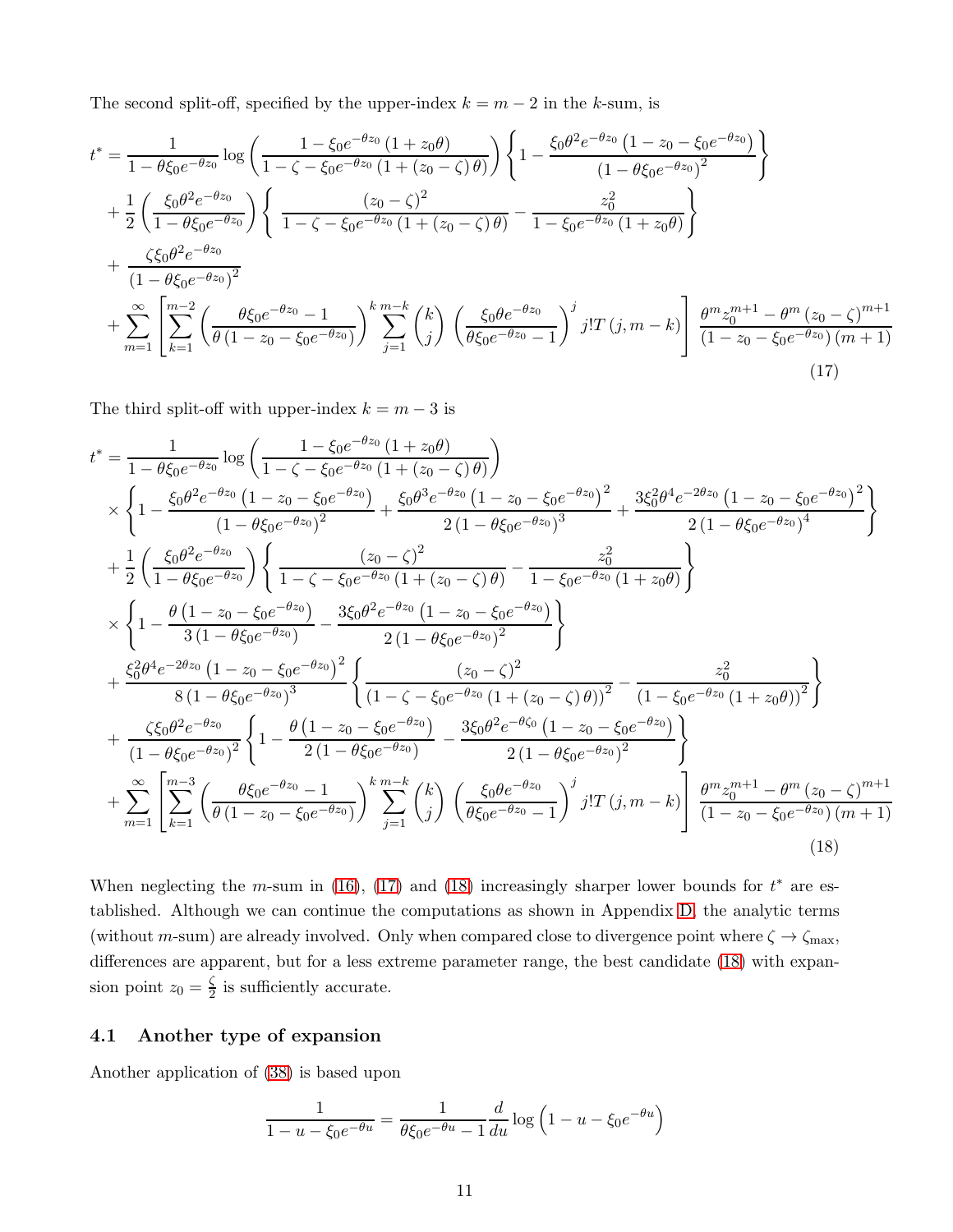The second split-off, specified by the upper-index $k = m - 2$ in the $k$-sum, is

$$
\begin{aligned}
t^* &= \frac{1}{1-\theta\xi_0 e^{-\theta z_0}} \log\left(\frac{1-\xi_0 e^{-\theta z_0}(1+z_0\theta)}{1-\zeta-\xi_0 e^{-\theta z_0}(1+(z_0-\zeta)\theta)}\right)\left\{1-\frac{\xi_0\theta^2 e^{-\theta z_0}\left(1-z_0-\xi_0 e^{-\theta z_0}\right)}{\left(1-\theta\xi_0 e^{-\theta z_0}\right)^2}\right\} \\
&+ \frac{1}{2}\left(\frac{\xi_0\theta^2 e^{-\theta z_0}}{1-\theta\xi_0 e^{-\theta z_0}}\right)\left\{\frac{(z_0-\zeta)^2}{1-\zeta-\xi_0 e^{-\theta z_0}(1+(z_0-\zeta)\theta)} - \frac{z_0^2}{1-\xi_0 e^{-\theta z_0}(1+z_0\theta)}\right\} \\
&+ \frac{\zeta\xi_0\theta^2 e^{-\theta z_0}}{\left(1-\theta\xi_0 e^{-\theta z_0}\right)^2} \\
&+ \sum_{m=1}^{\infty}\left[\sum_{k=1}^{m-2}\left(\frac{\theta\xi_0 e^{-\theta z_0}-1}{\theta\left(1-z_0-\xi_0 e^{-\theta z_0}\right)}\right)^k \sum_{j=1}^{m-k}\binom{k}{j}\left(\frac{\xi_0\theta e^{-\theta z_0}}{\theta\xi_0 e^{-\theta z_0}-1}\right)^j j!\,T(j,m-k)\right]\frac{\theta^m z_0^{m+1}-\theta^m(z_0-\zeta)^{m+1}}{\left(1-z_0-\xi_0 e^{-\theta z_0}\right)(m+1)}
\end{aligned}
\tag{17}
$$

The third split-off with upper-index $k = m - 3$ is

$$
\begin{aligned}
t^* &= \frac{1}{1-\theta\xi_0 e^{-\theta z_0}} \log\left(\frac{1-\xi_0 e^{-\theta z_0}(1+z_0\theta)}{1-\zeta-\xi_0 e^{-\theta z_0}(1+(z_0-\zeta)\theta)}\right) \\
&\times\left\{1-\frac{\xi_0\theta^2 e^{-\theta z_0}\left(1-z_0-\xi_0 e^{-\theta z_0}\right)}{\left(1-\theta\xi_0 e^{-\theta z_0}\right)^2}+\frac{\xi_0\theta^3 e^{-\theta z_0}\left(1-z_0-\xi_0 e^{-\theta z_0}\right)^2}{2\left(1-\theta\xi_0 e^{-\theta z_0}\right)^3}+\frac{3\xi_0^2\theta^4 e^{-2\theta z_0}\left(1-z_0-\xi_0 e^{-\theta z_0}\right)^2}{2\left(1-\theta\xi_0 e^{-\theta z_0}\right)^4}\right\} \\
&+ \frac{1}{2}\left(\frac{\xi_0\theta^2 e^{-\theta z_0}}{1-\theta\xi_0 e^{-\theta z_0}}\right)\left\{\frac{(z_0-\zeta)^2}{1-\zeta-\xi_0 e^{-\theta z_0}(1+(z_0-\zeta)\theta)} - \frac{z_0^2}{1-\xi_0 e^{-\theta z_0}(1+z_0\theta)}\right\} \\
&\times\left\{1-\frac{\theta\left(1-z_0-\xi_0 e^{-\theta z_0}\right)}{3\left(1-\theta\xi_0 e^{-\theta z_0}\right)}-\frac{3\xi_0\theta^2 e^{-\theta z_0}\left(1-z_0-\xi_0 e^{-\theta z_0}\right)}{2\left(1-\theta\xi_0 e^{-\theta z_0}\right)^2}\right\} \\
&+ \frac{\xi_0^2\theta^4 e^{-2\theta z_0}\left(1-z_0-\xi_0 e^{-\theta z_0}\right)^2}{8\left(1-\theta\xi_0 e^{-\theta z_0}\right)^3}\left\{\frac{(z_0-\zeta)^2}{\left(1-\zeta-\xi_0 e^{-\theta z_0}(1+(z_0-\zeta)\theta)\right)^2} - \frac{z_0^2}{\left(1-\xi_0 e^{-\theta z_0}(1+z_0\theta)\right)^2}\right\} \\
&+ \frac{\zeta\xi_0\theta^2 e^{-\theta z_0}}{\left(1-\theta\xi_0 e^{-\theta z_0}\right)^2}\left\{1-\frac{\theta\left(1-z_0-\xi_0 e^{-\theta z_0}\right)}{2\left(1-\theta\xi_0 e^{-\theta z_0}\right)}-\frac{3\xi_0\theta^2 e^{-\theta\zeta_0}\left(1-z_0-\xi_0 e^{-\theta z_0}\right)}{2\left(1-\theta\xi_0 e^{-\theta z_0}\right)^2}\right\} \\
&+ \sum_{m=1}^{\infty}\left[\sum_{k=1}^{m-3}\left(\frac{\theta\xi_0 e^{-\theta z_0}-1}{\theta\left(1-z_0-\xi_0 e^{-\theta z_0}\right)}\right)^k \sum_{j=1}^{m-k}\binom{k}{j}\left(\frac{\xi_0\theta e^{-\theta z_0}}{\theta\xi_0 e^{-\theta z_0}-1}\right)^j j!\,T(j,m-k)\right]\frac{\theta^m z_0^{m+1}-\theta^m(z_0-\zeta)^{m+1}}{\left(1-z_0-\xi_0 e^{-\theta z_0}\right)(m+1)}
\end{aligned}
\tag{18}
$$

When neglecting the $m$-sum in (16), (17) and (18) increasingly sharper lower bounds for $t^*$ are established. Although we can continue the computations as shown in Appendix D, the analytic terms (without $m$-sum) are already involved. Only when compared close to divergence point where $\zeta \to \zeta_{\max}$, differences are apparent, but for a less extreme parameter range, the best candidate (18) with expansion point $z_0 = \frac{\zeta}{2}$ is sufficiently accurate.

### 4.1 Another type of expansion

Another application of (38) is based upon

$$
\frac{1}{1-u-\xi_0 e^{-\theta u}} = \frac{1}{\theta\xi_0 e^{-\theta u}-1}\frac{d}{du}\log\left(1-u-\xi_0 e^{-\theta u}\right)
$$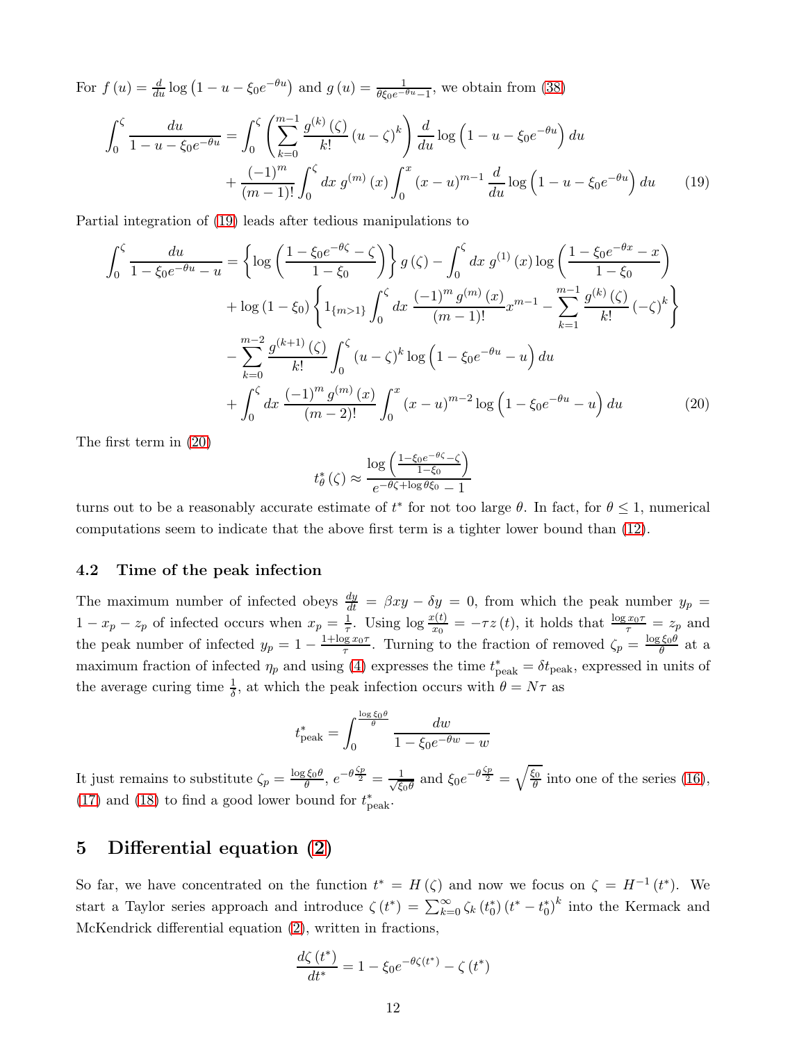For $f(u) = \frac{d}{du} \log\left(1 - u - \xi_0 e^{-\theta u}\right)$ and $g(u) = \frac{1}{\theta \xi_0 e^{-\theta u} - 1}$, we obtain from (38)

$$\int_0^\zeta \frac{du}{1 - u - \xi_0 e^{-\theta u}} = \int_0^\zeta \left( \sum_{k=0}^{m-1} \frac{g^{(k)}(\zeta)}{k!} (u - \zeta)^k \right) \frac{d}{du} \log\left(1 - u - \xi_0 e^{-\theta u}\right) du$$
$$+ \frac{(-1)^m}{(m-1)!} \int_0^\zeta dx \; g^{(m)}(x) \int_0^x (x - u)^{m-1} \frac{d}{du} \log\left(1 - u - \xi_0 e^{-\theta u}\right) du \qquad (19)$$

Partial integration of (19) leads after tedious manipulations to

$$\int_0^\zeta \frac{du}{1 - \xi_0 e^{-\theta u} - u} = \left\{ \log\left( \frac{1 - \xi_0 e^{-\theta \zeta} - \zeta}{1 - \xi_0} \right) \right\} g(\zeta) - \int_0^\zeta dx \; g^{(1)}(x) \log\left( \frac{1 - \xi_0 e^{-\theta x} - x}{1 - \xi_0} \right)$$
$$+ \log(1 - \xi_0) \left\{ 1_{\{m>1\}} \int_0^\zeta dx \; \frac{(-1)^m g^{(m)}(x)}{(m-1)!} x^{m-1} - \sum_{k=1}^{m-1} \frac{g^{(k)}(\zeta)}{k!} (-\zeta)^k \right\}$$
$$- \sum_{k=0}^{m-2} \frac{g^{(k+1)}(\zeta)}{k!} \int_0^\zeta (u - \zeta)^k \log\left(1 - \xi_0 e^{-\theta u} - u\right) du$$
$$+ \int_0^\zeta dx \; \frac{(-1)^m g^{(m)}(x)}{(m-2)!} \int_0^x (x - u)^{m-2} \log\left(1 - \xi_0 e^{-\theta u} - u\right) du \qquad (20)$$

The first term in (20)

$$t_\theta^*(\zeta) \approx \frac{\log\left( \frac{1 - \xi_0 e^{-\theta \zeta} - \zeta}{1 - \xi_0} \right)}{e^{-\theta \zeta + \log \theta \xi_0} - 1}$$

turns out to be a reasonably accurate estimate of $t^*$ for not too large $\theta$. In fact, for $\theta \leq 1$, numerical computations seem to indicate that the above first term is a tighter lower bound than (12).

### 4.2 Time of the peak infection

The maximum number of infected obeys $\frac{dy}{dt} = \beta xy - \delta y = 0$, from which the peak number $y_p = 1 - x_p - z_p$ of infected occurs when $x_p = \frac{1}{\tau}$. Using $\log \frac{x(t)}{x_0} = -\tau z(t)$, it holds that $\frac{\log x_0 \tau}{\tau} = z_p$ and the peak number of infected $y_p = 1 - \frac{1 + \log x_0 \tau}{\tau}$. Turning to the fraction of removed $\zeta_p = \frac{\log \xi_0 \theta}{\theta}$ at a maximum fraction of infected $\eta_p$ and using (4) expresses the time $t^*_{\text{peak}} = \delta t_{\text{peak}}$, expressed in units of the average curing time $\frac{1}{\delta}$, at which the peak infection occurs with $\theta = N\tau$ as

$$t^*_{\text{peak}} = \int_0^{\frac{\log \xi_0 \theta}{\theta}} \frac{dw}{1 - \xi_0 e^{-\theta w} - w}$$

It just remains to substitute $\zeta_p = \frac{\log \xi_0 \theta}{\theta}$, $e^{-\theta \frac{\zeta_p}{2}} = \frac{1}{\sqrt{\xi_0 \theta}}$ and $\xi_0 e^{-\theta \frac{\zeta_p}{2}} = \sqrt{\frac{\xi_0}{\theta}}$ into one of the series (16), (17) and (18) to find a good lower bound for $t^*_{\text{peak}}$.

## 5 Differential equation (2)

So far, we have concentrated on the function $t^* = H(\zeta)$ and now we focus on $\zeta = H^{-1}(t^*)$. We start a Taylor series approach and introduce $\zeta(t^*) = \sum_{k=0}^\infty \zeta_k(t_0^*)(t^* - t_0^*)^k$ into the Kermack and McKendrick differential equation (2), written in fractions,

$$\frac{d\zeta(t^*)}{dt^*} = 1 - \xi_0 e^{-\theta \zeta(t^*)} - \zeta(t^*)$$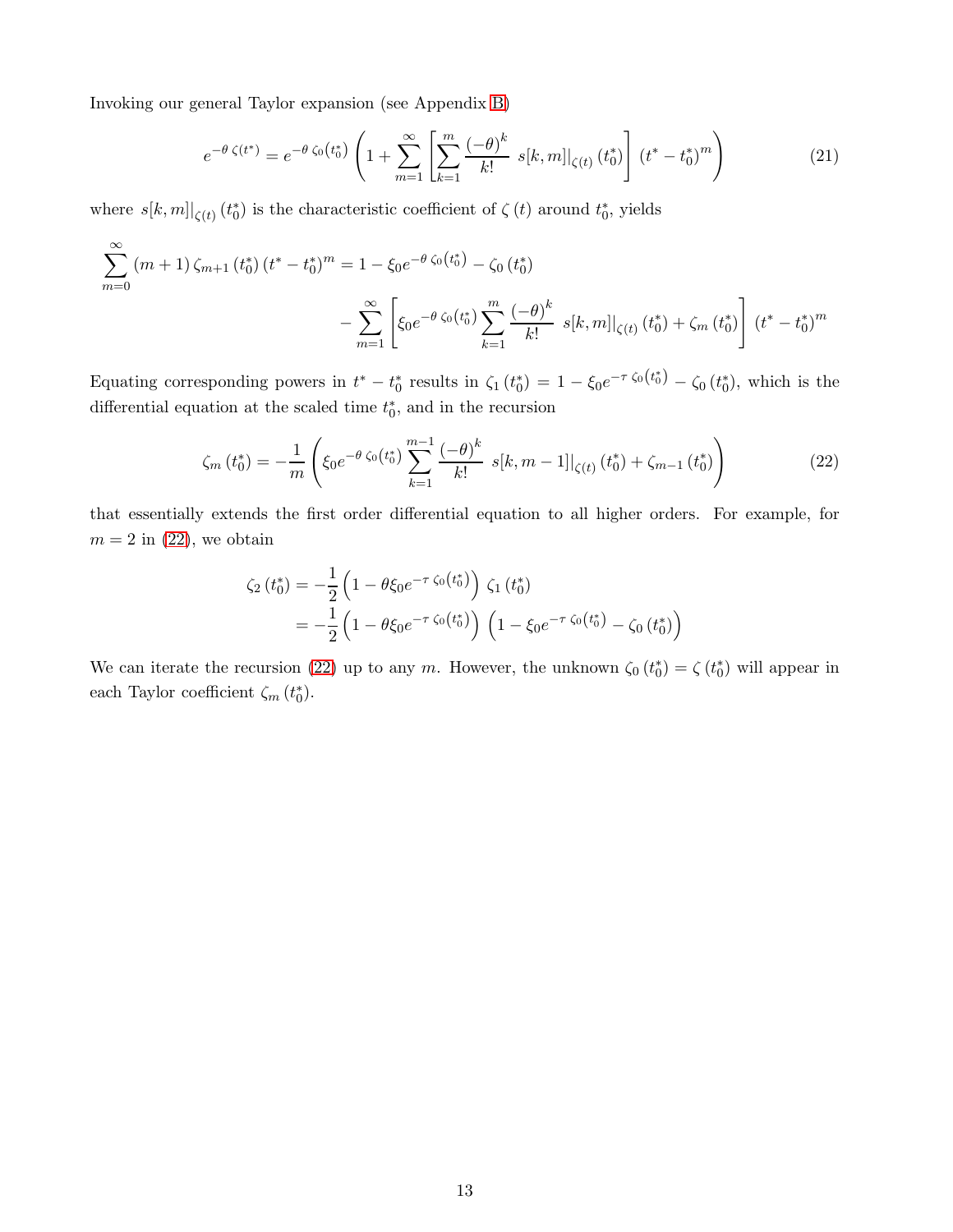Invoking our general Taylor expansion (see Appendix B)

$$e^{-\theta\,\zeta(t^*)} = e^{-\theta\,\zeta_0(t_0^*)}\left(1 + \sum_{m=1}^{\infty}\left[\sum_{k=1}^{m}\frac{(-\theta)^k}{k!}\; s[k,m]|_{\zeta(t)}(t_0^*)\right](t^*-t_0^*)^m\right) \tag{21}$$

where $s[k,m]|_{\zeta(t)}(t_0^*)$ is the characteristic coefficient of $\zeta(t)$ around $t_0^*$, yields

$$\begin{aligned}\sum_{m=0}^{\infty}(m+1)\,\zeta_{m+1}(t_0^*)(t^*-t_0^*)^m &= 1 - \xi_0 e^{-\theta\,\zeta_0(t_0^*)} - \zeta_0(t_0^*)\\ &\quad - \sum_{m=1}^{\infty}\left[\xi_0 e^{-\theta\,\zeta_0(t_0^*)}\sum_{k=1}^{m}\frac{(-\theta)^k}{k!}\; s[k,m]|_{\zeta(t)}(t_0^*) + \zeta_m(t_0^*)\right](t^*-t_0^*)^m\end{aligned}$$

Equating corresponding powers in $t^*-t_0^*$ results in $\zeta_1(t_0^*) = 1 - \xi_0 e^{-\tau\,\zeta_0(t_0^*)} - \zeta_0(t_0^*)$, which is the differential equation at the scaled time $t_0^*$, and in the recursion

$$\zeta_m(t_0^*) = -\frac{1}{m}\left(\xi_0 e^{-\theta\,\zeta_0(t_0^*)}\sum_{k=1}^{m-1}\frac{(-\theta)^k}{k!}\; s[k,m-1]|_{\zeta(t)}(t_0^*) + \zeta_{m-1}(t_0^*)\right) \tag{22}$$

that essentially extends the first order differential equation to all higher orders. For example, for $m=2$ in (22), we obtain

$$\begin{aligned}\zeta_2(t_0^*) &= -\frac{1}{2}\left(1-\theta\xi_0 e^{-\tau\,\zeta_0(t_0^*)}\right)\zeta_1(t_0^*)\\ &= -\frac{1}{2}\left(1-\theta\xi_0 e^{-\tau\,\zeta_0(t_0^*)}\right)\left(1-\xi_0 e^{-\tau\,\zeta_0(t_0^*)} - \zeta_0(t_0^*)\right)\end{aligned}$$

We can iterate the recursion (22) up to any $m$. However, the unknown $\zeta_0(t_0^*) = \zeta(t_0^*)$ will appear in each Taylor coefficient $\zeta_m(t_0^*)$.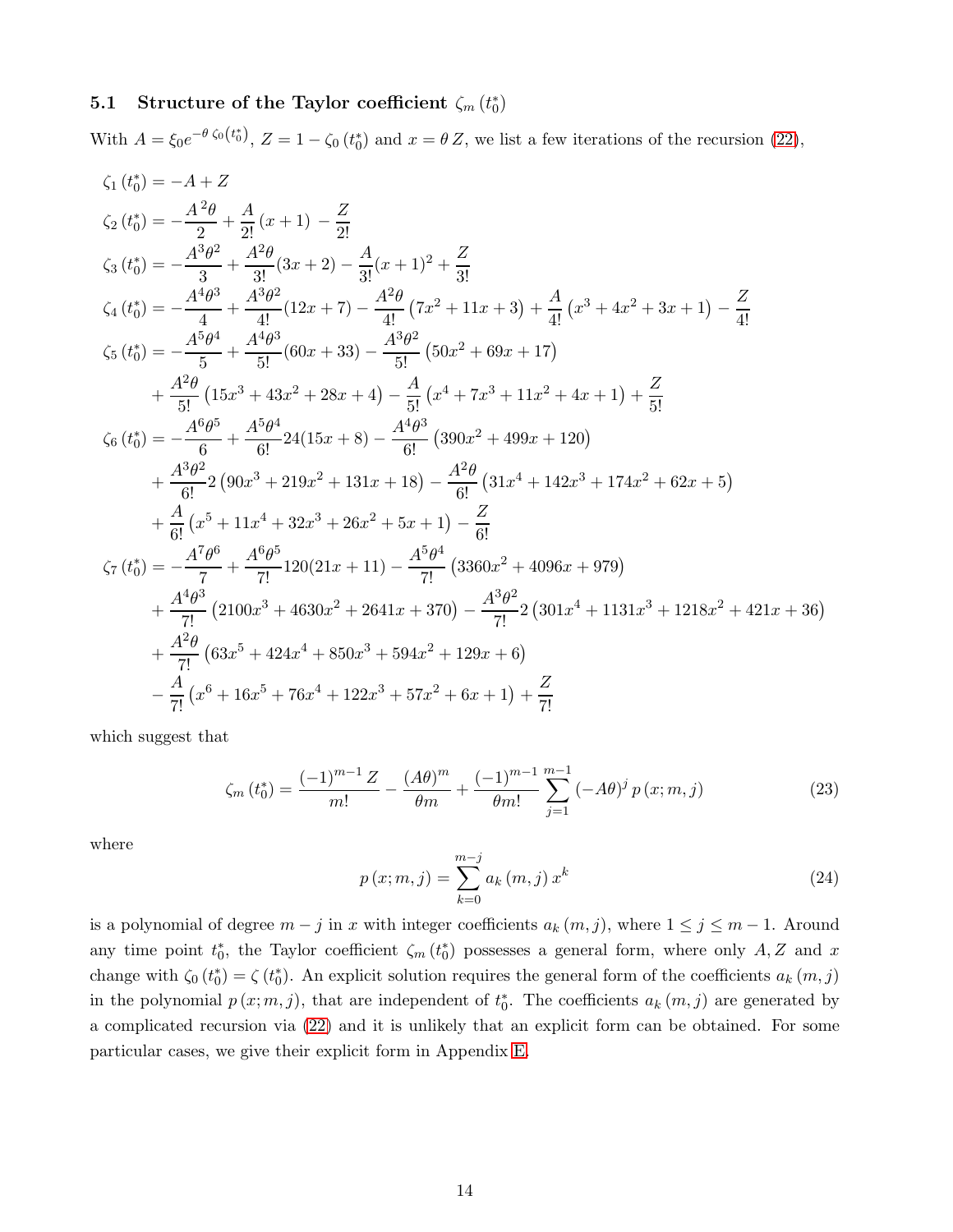### 5.1 Structure of the Taylor coefficient $\zeta_m(t_0^*)$

With $A = \xi_0 e^{-\theta\, \zeta_0(t_0^*)}$, $Z = 1 - \zeta_0(t_0^*)$ and $x = \theta\, Z$, we list a few iterations of the recursion (22),

$$
\begin{aligned}
\zeta_1(t_0^*) &= -A + Z \\
\zeta_2(t_0^*) &= -\frac{A^2\theta}{2} + \frac{A}{2!}(x+1) - \frac{Z}{2!} \\
\zeta_3(t_0^*) &= -\frac{A^3\theta^2}{3} + \frac{A^2\theta}{3!}(3x+2) - \frac{A}{3!}(x+1)^2 + \frac{Z}{3!} \\
\zeta_4(t_0^*) &= -\frac{A^4\theta^3}{4} + \frac{A^3\theta^2}{4!}(12x+7) - \frac{A^2\theta}{4!}\left(7x^2+11x+3\right) + \frac{A}{4!}\left(x^3+4x^2+3x+1\right) - \frac{Z}{4!} \\
\zeta_5(t_0^*) &= -\frac{A^5\theta^4}{5} + \frac{A^4\theta^3}{5!}(60x+33) - \frac{A^3\theta^2}{5!}\left(50x^2+69x+17\right) \\
&\quad + \frac{A^2\theta}{5!}\left(15x^3+43x^2+28x+4\right) - \frac{A}{5!}\left(x^4+7x^3+11x^2+4x+1\right) + \frac{Z}{5!} \\
\zeta_6(t_0^*) &= -\frac{A^6\theta^5}{6} + \frac{A^5\theta^4}{6!}24(15x+8) - \frac{A^4\theta^3}{6!}\left(390x^2+499x+120\right) \\
&\quad + \frac{A^3\theta^2}{6!}2\left(90x^3+219x^2+131x+18\right) - \frac{A^2\theta}{6!}\left(31x^4+142x^3+174x^2+62x+5\right) \\
&\quad + \frac{A}{6!}\left(x^5+11x^4+32x^3+26x^2+5x+1\right) - \frac{Z}{6!} \\
\zeta_7(t_0^*) &= -\frac{A^7\theta^6}{7} + \frac{A^6\theta^5}{7!}120(21x+11) - \frac{A^5\theta^4}{7!}\left(3360x^2+4096x+979\right) \\
&\quad + \frac{A^4\theta^3}{7!}\left(2100x^3+4630x^2+2641x+370\right) - \frac{A^3\theta^2}{7!}2\left(301x^4+1131x^3+1218x^2+421x+36\right) \\
&\quad + \frac{A^2\theta}{7!}\left(63x^5+424x^4+850x^3+594x^2+129x+6\right) \\
&\quad - \frac{A}{7!}\left(x^6+16x^5+76x^4+122x^3+57x^2+6x+1\right) + \frac{Z}{7!}
\end{aligned}
$$

which suggest that

$$
\zeta_m(t_0^*) = \frac{(-1)^{m-1}Z}{m!} - \frac{(A\theta)^m}{\theta m} + \frac{(-1)^{m-1}}{\theta m!}\sum_{j=1}^{m-1}(-A\theta)^j\, p(x;m,j) \tag{23}
$$

where

$$
p(x;m,j) = \sum_{k=0}^{m-j} a_k(m,j)\, x^k \tag{24}
$$

is a polynomial of degree $m-j$ in $x$ with integer coefficients $a_k(m,j)$, where $1 \le j \le m-1$. Around any time point $t_0^*$, the Taylor coefficient $\zeta_m(t_0^*)$ possesses a general form, where only $A, Z$ and $x$ change with $\zeta_0(t_0^*) = \zeta(t_0^*)$. An explicit solution requires the general form of the coefficients $a_k(m,j)$ in the polynomial $p(x;m,j)$, that are independent of $t_0^*$. The coefficients $a_k(m,j)$ are generated by a complicated recursion via (22) and it is unlikely that an explicit form can be obtained. For some particular cases, we give their explicit form in Appendix E.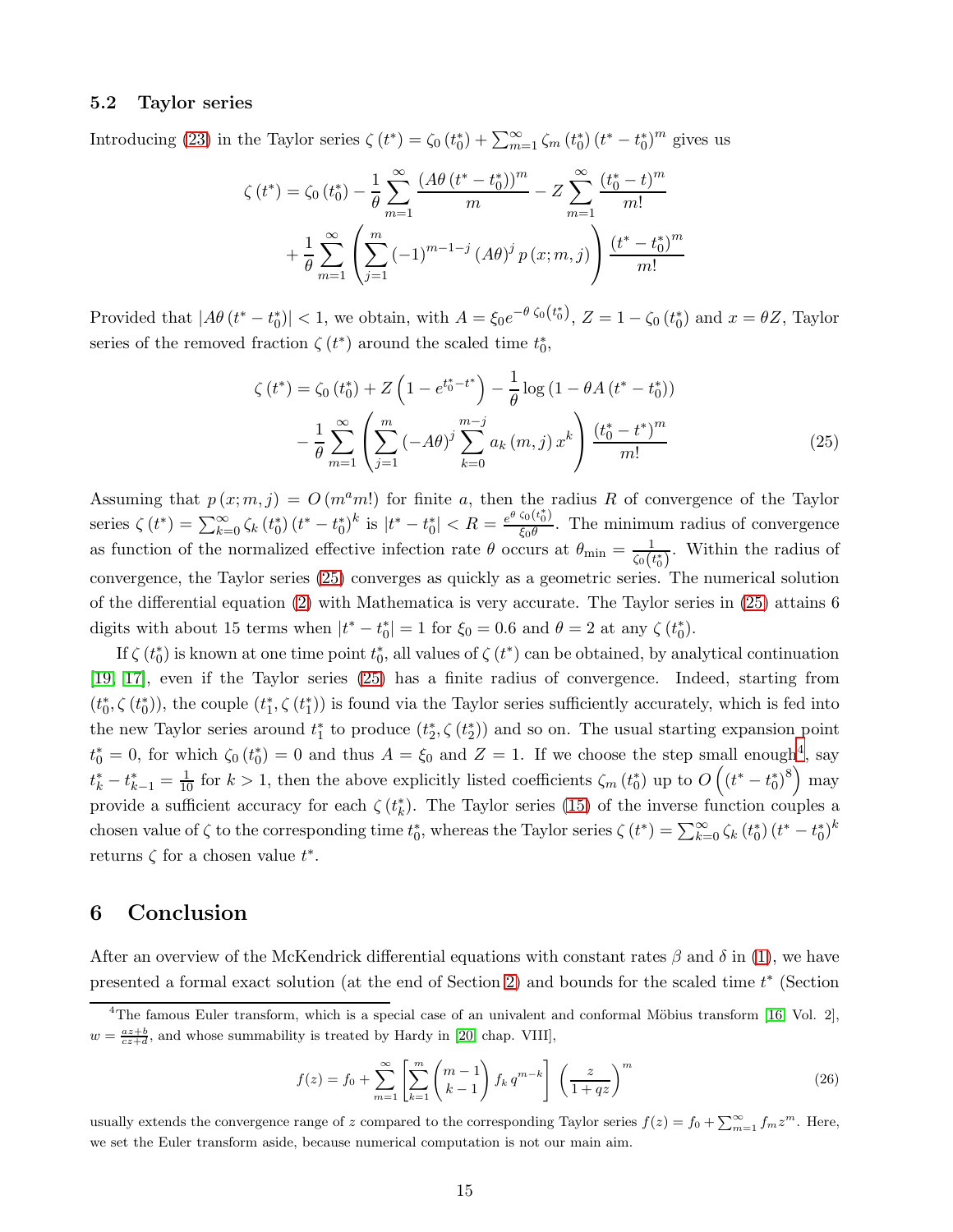### 5.2 Taylor series

Introducing (23) in the Taylor series $\zeta(t^*) = \zeta_0(t_0^*) + \sum_{m=1}^{\infty} \zeta_m(t_0^*)(t^* - t_0^*)^m$ gives us

$$\zeta(t^*) = \zeta_0(t_0^*) - \frac{1}{\theta}\sum_{m=1}^{\infty} \frac{(A\theta(t^* - t_0^*))^m}{m} - Z\sum_{m=1}^{\infty} \frac{(t_0^* - t)^m}{m!}$$
$$+ \frac{1}{\theta}\sum_{m=1}^{\infty}\left(\sum_{j=1}^{m}(-1)^{m-1-j}(A\theta)^j p(x;m,j)\right)\frac{(t^* - t_0^*)^m}{m!}$$

Provided that $|A\theta(t^* - t_0^*)| < 1$, we obtain, with $A = \xi_0 e^{-\theta\,\zeta_0(t_0^*)}$, $Z = 1 - \zeta_0(t_0^*)$ and $x = \theta Z$, Taylor series of the removed fraction $\zeta(t^*)$ around the scaled time $t_0^*$,

$$\zeta(t^*) = \zeta_0(t_0^*) + Z\left(1 - e^{t_0^* - t^*}\right) - \frac{1}{\theta}\log(1 - \theta A(t^* - t_0^*))$$
$$- \frac{1}{\theta}\sum_{m=1}^{\infty}\left(\sum_{j=1}^{m}(-A\theta)^j \sum_{k=0}^{m-j} a_k(m,j)\, x^k\right)\frac{(t_0^* - t^*)^m}{m!} \tag{25}$$

Assuming that $p(x;m,j) = O(m^a m!)$ for finite $a$, then the radius $R$ of convergence of the Taylor series $\zeta(t^*) = \sum_{k=0}^{\infty}\zeta_k(t_0^*)(t^* - t_0^*)^k$ is $|t^* - t_0^*| < R = \frac{e^{\theta\,\zeta_0(t_0^*)}}{\xi_0\theta}$. The minimum radius of convergence as function of the normalized effective infection rate $\theta$ occurs at $\theta_{\min} = \frac{1}{\zeta_0(t_0^*)}$. Within the radius of convergence, the Taylor series (25) converges as quickly as a geometric series. The numerical solution of the differential equation (2) with Mathematica is very accurate. The Taylor series in (25) attains 6 digits with about 15 terms when $|t^* - t_0^*| = 1$ for $\xi_0 = 0.6$ and $\theta = 2$ at any $\zeta(t_0^*)$.

If $\zeta(t_0^*)$ is known at one time point $t_0^*$, all values of $\zeta(t^*)$ can be obtained, by analytical continuation [19, 17], even if the Taylor series (25) has a finite radius of convergence. Indeed, starting from $(t_0^*, \zeta(t_0^*))$, the couple $(t_1^*, \zeta(t_1^*))$ is found via the Taylor series sufficiently accurately, which is fed into the new Taylor series around $t_1^*$ to produce $(t_2^*, \zeta(t_2^*))$ and so on. The usual starting expansion point $t_0^* = 0$, for which $\zeta_0(t_0^*) = 0$ and thus $A = \xi_0$ and $Z = 1$. If we choose the step small enough[4], say $t_k^* - t_{k-1}^* = \frac{1}{10}$ for $k > 1$, then the above explicitly listed coefficients $\zeta_m(t_0^*)$ up to $O\left((t^* - t_0^*)^8\right)$ may provide a sufficient accuracy for each $\zeta(t_k^*)$. The Taylor series (15) of the inverse function couples a chosen value of $\zeta$ to the corresponding time $t_0^*$, whereas the Taylor series $\zeta(t^*) = \sum_{k=0}^{\infty}\zeta_k(t_0^*)(t^* - t_0^*)^k$ returns $\zeta$ for a chosen value $t^*$.

## 6 Conclusion

After an overview of the McKendrick differential equations with constant rates $\beta$ and $\delta$ in (1), we have presented a formal exact solution (at the end of Section 2) and bounds for the scaled time $t^*$ (Section

---

[4] The famous Euler transform, which is a special case of an univalent and conformal Möbius transform [16, Vol. 2], $w = \frac{az+b}{cz+d}$, and whose summability is treated by Hardy in [20, chap. VIII],

$$f(z) = f_0 + \sum_{m=1}^{\infty}\left[\sum_{k=1}^{m}\binom{m-1}{k-1} f_k\, q^{m-k}\right]\left(\frac{z}{1+qz}\right)^m \tag{26}$$

usually extends the convergence range of $z$ compared to the corresponding Taylor series $f(z) = f_0 + \sum_{m=1}^{\infty} f_m z^m$. Here, we set the Euler transform aside, because numerical computation is not our main aim.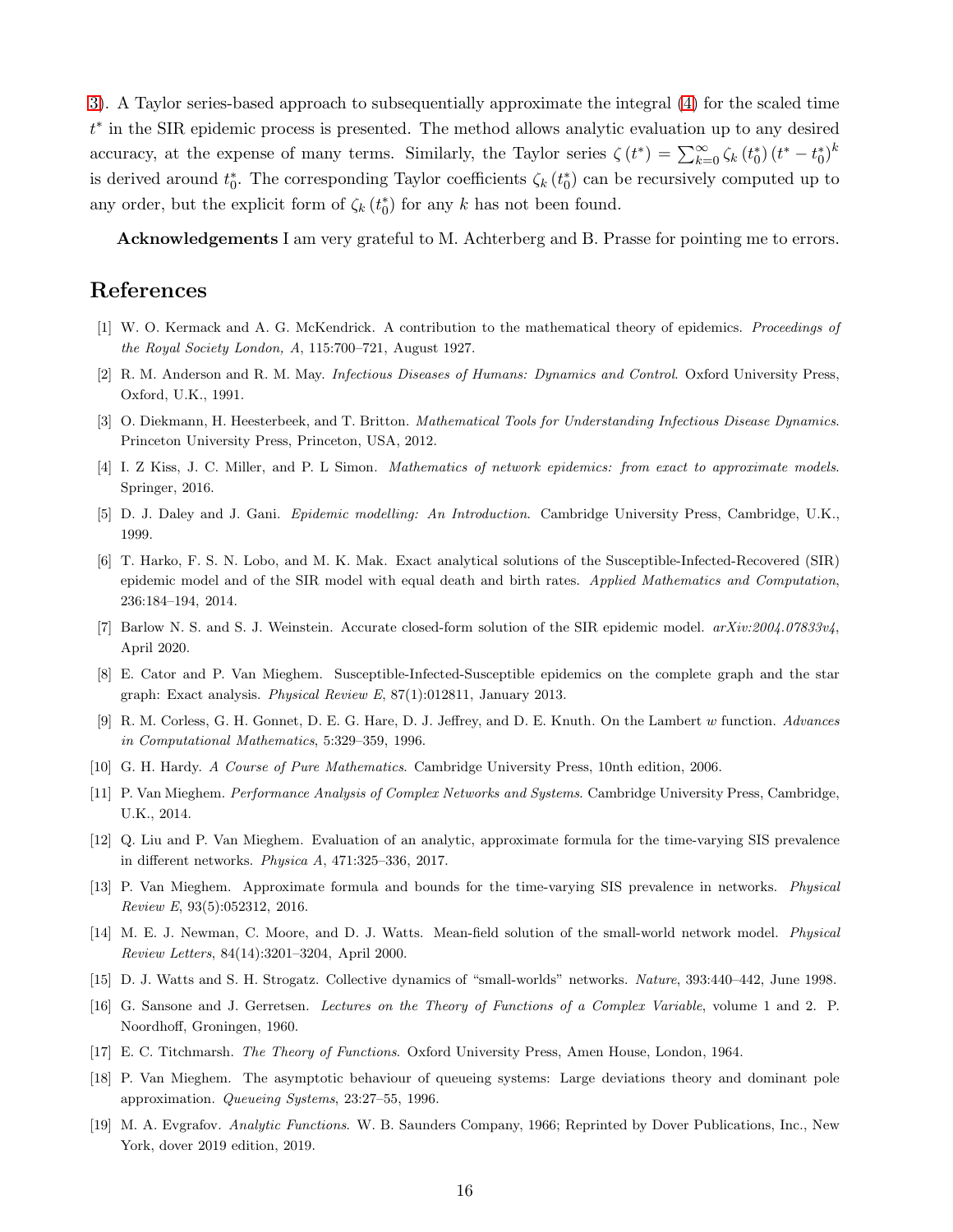3). A Taylor series-based approach to subsequentially approximate the integral (4) for the scaled time $t^*$ in the SIR epidemic process is presented. The method allows analytic evaluation up to any desired accuracy, at the expense of many terms. Similarly, the Taylor series $\zeta(t^*) = \sum_{k=0}^{\infty} \zeta_k(t_0^*)(t^* - t_0^*)^k$ is derived around $t_0^*$. The corresponding Taylor coefficients $\zeta_k(t_0^*)$ can be recursively computed up to any order, but the explicit form of $\zeta_k(t_0^*)$ for any $k$ has not been found.

**Acknowledgements** I am very grateful to M. Achterberg and B. Prasse for pointing me to errors.

## References

[1] W. O. Kermack and A. G. McKendrick. A contribution to the mathematical theory of epidemics. *Proceedings of the Royal Society London, A*, 115:700–721, August 1927.

[2] R. M. Anderson and R. M. May. *Infectious Diseases of Humans: Dynamics and Control*. Oxford University Press, Oxford, U.K., 1991.

[3] O. Diekmann, H. Heesterbeek, and T. Britton. *Mathematical Tools for Understanding Infectious Disease Dynamics*. Princeton University Press, Princeton, USA, 2012.

[4] I. Z Kiss, J. C. Miller, and P. L Simon. *Mathematics of network epidemics: from exact to approximate models*. Springer, 2016.

[5] D. J. Daley and J. Gani. *Epidemic modelling: An Introduction*. Cambridge University Press, Cambridge, U.K., 1999.

[6] T. Harko, F. S. N. Lobo, and M. K. Mak. Exact analytical solutions of the Susceptible-Infected-Recovered (SIR) epidemic model and of the SIR model with equal death and birth rates. *Applied Mathematics and Computation*, 236:184–194, 2014.

[7] Barlow N. S. and S. J. Weinstein. Accurate closed-form solution of the SIR epidemic model. *arXiv:2004.07833v4*, April 2020.

[8] E. Cator and P. Van Mieghem. Susceptible-Infected-Susceptible epidemics on the complete graph and the star graph: Exact analysis. *Physical Review E*, 87(1):012811, January 2013.

[9] R. M. Corless, G. H. Gonnet, D. E. G. Hare, D. J. Jeffrey, and D. E. Knuth. On the Lambert $w$ function. *Advances in Computational Mathematics*, 5:329–359, 1996.

[10] G. H. Hardy. *A Course of Pure Mathematics*. Cambridge University Press, 10nth edition, 2006.

[11] P. Van Mieghem. *Performance Analysis of Complex Networks and Systems*. Cambridge University Press, Cambridge, U.K., 2014.

[12] Q. Liu and P. Van Mieghem. Evaluation of an analytic, approximate formula for the time-varying SIS prevalence in different networks. *Physica A*, 471:325–336, 2017.

[13] P. Van Mieghem. Approximate formula and bounds for the time-varying SIS prevalence in networks. *Physical Review E*, 93(5):052312, 2016.

[14] M. E. J. Newman, C. Moore, and D. J. Watts. Mean-field solution of the small-world network model. *Physical Review Letters*, 84(14):3201–3204, April 2000.

[15] D. J. Watts and S. H. Strogatz. Collective dynamics of "small-worlds" networks. *Nature*, 393:440–442, June 1998.

[16] G. Sansone and J. Gerretsen. *Lectures on the Theory of Functions of a Complex Variable*, volume 1 and 2. P. Noordhoff, Groningen, 1960.

[17] E. C. Titchmarsh. *The Theory of Functions*. Oxford University Press, Amen House, London, 1964.

[18] P. Van Mieghem. The asymptotic behaviour of queueing systems: Large deviations theory and dominant pole approximation. *Queueing Systems*, 23:27–55, 1996.

[19] M. A. Evgrafov. *Analytic Functions*. W. B. Saunders Company, 1966; Reprinted by Dover Publications, Inc., New York, dover 2019 edition, 2019.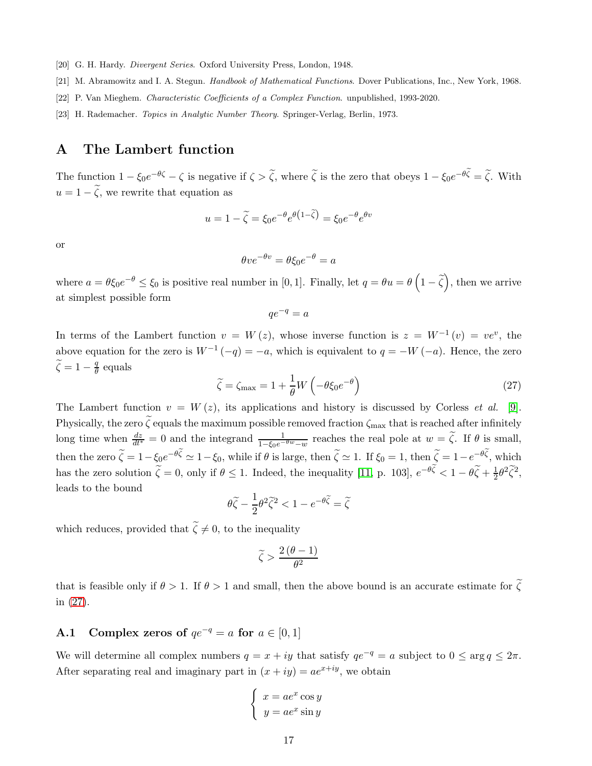[20] G. H. Hardy. *Divergent Series.* Oxford University Press, London, 1948.

[21] M. Abramowitz and I. A. Stegun. *Handbook of Mathematical Functions.* Dover Publications, Inc., New York, 1968.

[22] P. Van Mieghem. *Characteristic Coefficients of a Complex Function.* unpublished, 1993-2020.

[23] H. Rademacher. *Topics in Analytic Number Theory.* Springer-Verlag, Berlin, 1973.

## A The Lambert function

The function $1 - \xi_0 e^{-\theta\zeta} - \zeta$ is negative if $\zeta > \widetilde{\zeta}$, where $\widetilde{\zeta}$ is the zero that obeys $1 - \xi_0 e^{-\theta\widetilde{\zeta}} = \widetilde{\zeta}$. With $u = 1 - \widetilde{\zeta}$, we rewrite that equation as

$$u = 1 - \widetilde{\zeta} = \xi_0 e^{-\theta} e^{\theta\left(1-\widetilde{\zeta}\right)} = \xi_0 e^{-\theta} e^{\theta v}$$

or

$$\theta v e^{-\theta v} = \theta \xi_0 e^{-\theta} = a$$

where $a = \theta \xi_0 e^{-\theta} \leq \xi_0$ is positive real number in $[0, 1]$. Finally, let $q = \theta u = \theta\left(1 - \widetilde{\zeta}\right)$, then we arrive at simplest possible form

$$q e^{-q} = a$$

In terms of the Lambert function $v = W(z)$, whose inverse function is $z = W^{-1}(v) = ve^{v}$, the above equation for the zero is $W^{-1}(-q) = -a$, which is equivalent to $q = -W(-a)$. Hence, the zero $\widetilde{\zeta} = 1 - \frac{q}{\theta}$ equals

$$\widetilde{\zeta} = \zeta_{\max} = 1 + \frac{1}{\theta} W\left(-\theta \xi_0 e^{-\theta}\right) \tag{27}$$

The Lambert function $v = W(z)$, its applications and history is discussed by Corless *et al.* [9]. Physically, the zero $\widetilde{\zeta}$ equals the maximum possible removed fraction $\zeta_{\max}$ that is reached after infinitely long time when $\frac{dz}{dt^*} = 0$ and the integrand $\frac{1}{1-\xi_0 e^{-\theta w} - w}$ reaches the real pole at $w = \widetilde{\zeta}$. If $\theta$ is small, then the zero $\widetilde{\zeta} = 1 - \xi_0 e^{-\theta\widetilde{\zeta}} \simeq 1 - \xi_0$, while if $\theta$ is large, then $\widetilde{\zeta} \simeq 1$. If $\xi_0 = 1$, then $\widetilde{\zeta} = 1 - e^{-\theta\widetilde{\zeta}}$, which has the zero solution $\widetilde{\zeta} = 0$, only if $\theta \leq 1$. Indeed, the inequality [11, p. 103], $e^{-\theta\widetilde{\zeta}} < 1 - \theta\widetilde{\zeta} + \frac{1}{2}\theta^2\widetilde{\zeta}^2$, leads to the bound

$$\theta\widetilde{\zeta} - \frac{1}{2}\theta^2\widetilde{\zeta}^2 < 1 - e^{-\theta\widetilde{\zeta}} = \widetilde{\zeta}$$

which reduces, provided that $\widetilde{\zeta} \neq 0$, to the inequality

$$\widetilde{\zeta} > \frac{2(\theta - 1)}{\theta^2}$$

that is feasible only if $\theta > 1$. If $\theta > 1$ and small, then the above bound is an accurate estimate for $\widetilde{\zeta}$ in (27).

### A.1 Complex zeros of $qe^{-q} = a$ for $a \in [0, 1]$

We will determine all complex numbers $q = x + iy$ that satisfy $qe^{-q} = a$ subject to $0 \leq \arg q \leq 2\pi$. After separating real and imaginary part in $(x + iy) = ae^{x+iy}$, we obtain

$$\begin{cases} x = ae^{x} \cos y \\ y = ae^{x} \sin y \end{cases}$$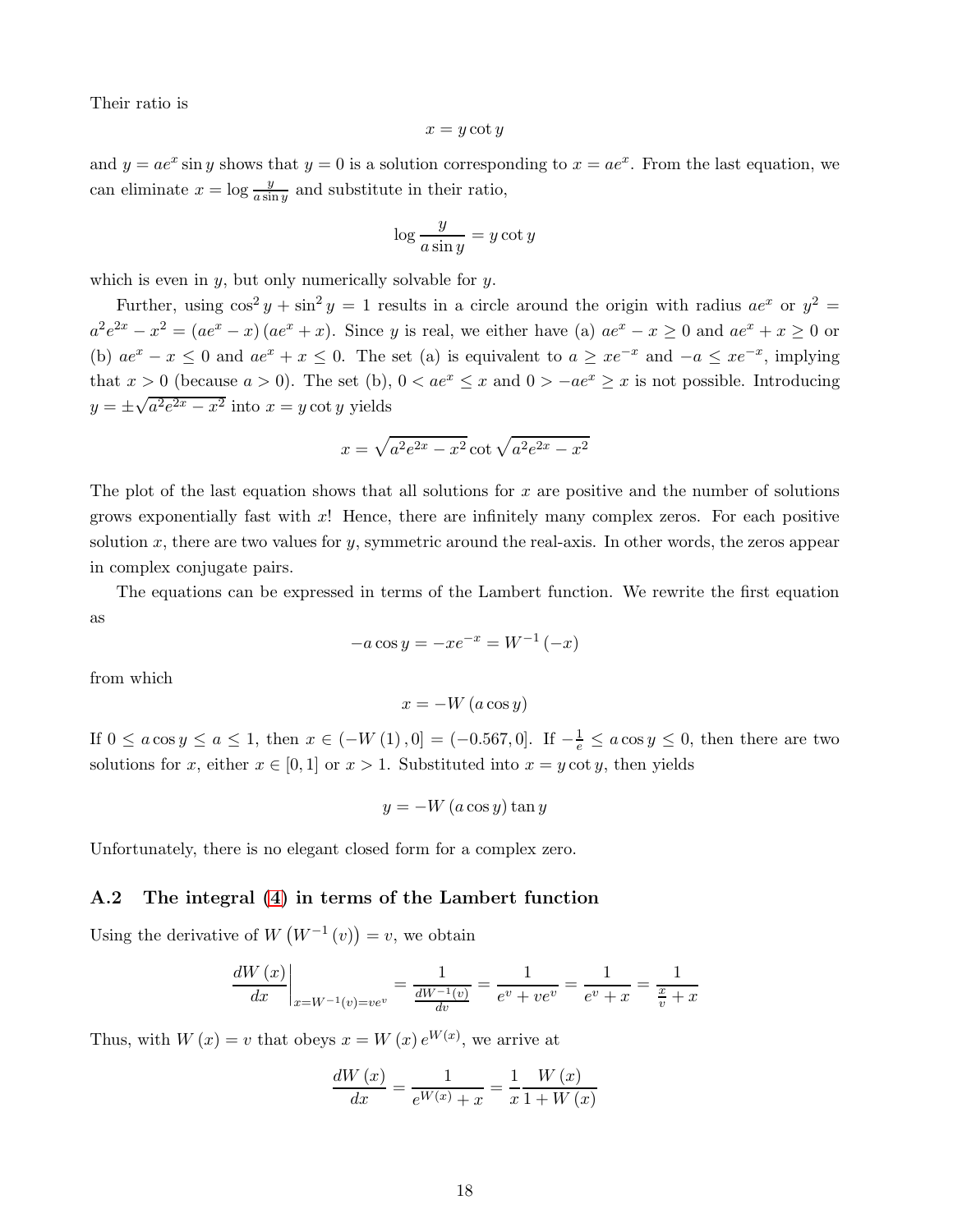Their ratio is

$$x = y \cot y$$

and $y = ae^x \sin y$ shows that $y = 0$ is a solution corresponding to $x = ae^x$. From the last equation, we can eliminate $x = \log \frac{y}{a \sin y}$ and substitute in their ratio,

$$\log \frac{y}{a \sin y} = y \cot y$$

which is even in $y$, but only numerically solvable for $y$.

Further, using $\cos^2 y + \sin^2 y = 1$ results in a circle around the origin with radius $ae^x$ or $y^2 = a^2 e^{2x} - x^2 = (ae^x - x)(ae^x + x)$. Since $y$ is real, we either have (a) $ae^x - x \geq 0$ and $ae^x + x \geq 0$ or (b) $ae^x - x \leq 0$ and $ae^x + x \leq 0$. The set (a) is equivalent to $a \geq xe^{-x}$ and $-a \leq xe^{-x}$, implying that $x > 0$ (because $a > 0$). The set (b), $0 < ae^x \leq x$ and $0 > -ae^x \geq x$ is not possible. Introducing $y = \pm\sqrt{a^2 e^{2x} - x^2}$ into $x = y \cot y$ yields

$$x = \sqrt{a^2 e^{2x} - x^2} \cot \sqrt{a^2 e^{2x} - x^2}$$

The plot of the last equation shows that all solutions for $x$ are positive and the number of solutions grows exponentially fast with $x$! Hence, there are infinitely many complex zeros. For each positive solution $x$, there are two values for $y$, symmetric around the real-axis. In other words, the zeros appear in complex conjugate pairs.

The equations can be expressed in terms of the Lambert function. We rewrite the first equation as

$$-a \cos y = -xe^{-x} = W^{-1}(-x)$$

from which

$$x = -W(a \cos y)$$

If $0 \leq a \cos y \leq a \leq 1$, then $x \in (-W(1), 0] = (-0.567, 0]$. If $-\frac{1}{e} \leq a \cos y \leq 0$, then there are two solutions for $x$, either $x \in [0, 1]$ or $x > 1$. Substituted into $x = y \cot y$, then yields

$$y = -W(a \cos y) \tan y$$

Unfortunately, there is no elegant closed form for a complex zero.

### A.2 The integral (4) in terms of the Lambert function

Using the derivative of $W(W^{-1}(v)) = v$, we obtain

$$\left.\frac{dW(x)}{dx}\right|_{x=W^{-1}(v)=ve^v} = \frac{1}{\frac{dW^{-1}(v)}{dv}} = \frac{1}{e^v + ve^v} = \frac{1}{e^v + x} = \frac{1}{\frac{x}{v} + x}$$

Thus, with $W(x) = v$ that obeys $x = W(x) e^{W(x)}$, we arrive at

$$\frac{dW(x)}{dx} = \frac{1}{e^{W(x)} + x} = \frac{1}{x} \frac{W(x)}{1 + W(x)}$$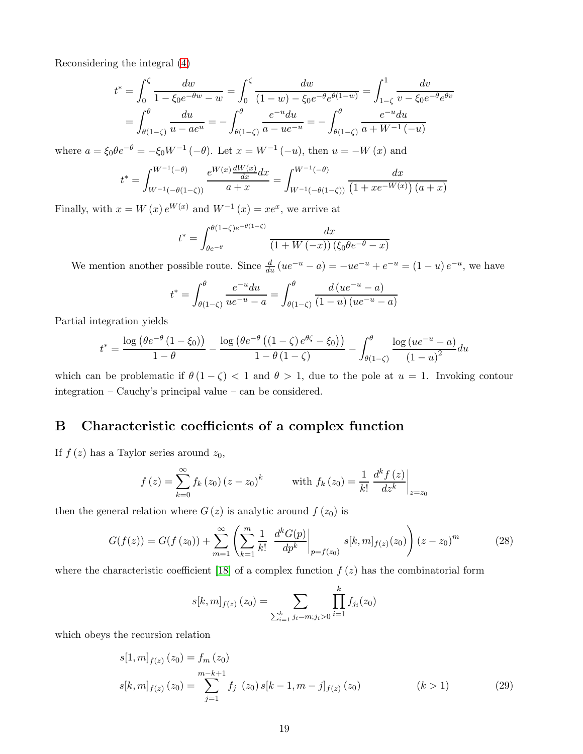Reconsidering the integral (4)

$$
\begin{aligned}
t^* &= \int_0^{\zeta} \frac{dw}{1-\xi_0 e^{-\theta w} - w} = \int_0^{\zeta} \frac{dw}{(1-w) - \xi_0 e^{-\theta} e^{\theta(1-w)}} = \int_{1-\zeta}^{1} \frac{dv}{v - \xi_0 e^{-\theta} e^{\theta v}} \\
&= \int_{\theta(1-\zeta)}^{\theta} \frac{du}{u - a e^{u}} = -\int_{\theta(1-\zeta)}^{\theta} \frac{e^{-u} du}{a - u e^{-u}} = -\int_{\theta(1-\zeta)}^{\theta} \frac{e^{-u} du}{a + W^{-1}(-u)}
\end{aligned}
$$

where $a = \xi_0 \theta e^{-\theta} = -\xi_0 W^{-1}(-\theta)$. Let $x = W^{-1}(-u)$, then $u = -W(x)$ and

$$
t^* = \int_{W^{-1}(-\theta(1-\zeta))}^{W^{-1}(-\theta)} \frac{e^{W(x)} \frac{dW(x)}{dx} dx}{a + x} = \int_{W^{-1}(-\theta(1-\zeta))}^{W^{-1}(-\theta)} \frac{dx}{\left(1 + x e^{-W(x)}\right)(a + x)}
$$

Finally, with $x = W(x) e^{W(x)}$ and $W^{-1}(x) = x e^{x}$, we arrive at

$$
t^* = \int_{\theta e^{-\theta}}^{\theta(1-\zeta) e^{-\theta(1-\zeta)}} \frac{dx}{(1 + W(-x))\left(\xi_0 \theta e^{-\theta} - x\right)}
$$

We mention another possible route. Since $\frac{d}{du}\left(u e^{-u} - a\right) = -u e^{-u} + e^{-u} = (1-u) e^{-u}$, we have

$$
t^* = \int_{\theta(1-\zeta)}^{\theta} \frac{e^{-u} du}{u e^{-u} - a} = \int_{\theta(1-\zeta)}^{\theta} \frac{d\left(u e^{-u} - a\right)}{(1-u)\left(u e^{-u} - a\right)}
$$

Partial integration yields

$$
t^* = \frac{\log\left(\theta e^{-\theta}(1-\xi_0)\right)}{1-\theta} - \frac{\log\left(\theta e^{-\theta}\left((1-\zeta) e^{\theta\zeta} - \xi_0\right)\right)}{1-\theta(1-\zeta)} - \int_{\theta(1-\zeta)}^{\theta} \frac{\log\left(u e^{-u} - a\right)}{(1-u)^2} du
$$

which can be problematic if $\theta(1-\zeta) < 1$ and $\theta > 1$, due to the pole at $u = 1$. Invoking contour integration – Cauchy's principal value – can be considered.

## B Characteristic coefficients of a complex function

If $f(z)$ has a Taylor series around $z_0$,

$$
f(z) = \sum_{k=0}^{\infty} f_k(z_0)(z - z_0)^k \qquad \text{with } f_k(z_0) = \frac{1}{k!} \left. \frac{d^k f(z)}{dz^k} \right|_{z=z_0}
$$

then the general relation where $G(z)$ is analytic around $f(z_0)$ is

$$
G(f(z)) = G(f(z_0)) + \sum_{m=1}^{\infty} \left( \sum_{k=1}^{m} \frac{1}{k!} \left. \frac{d^k G(p)}{dp^k} \right|_{p=f(z_0)} s[k,m]_{f(z)}(z_0) \right) (z - z_0)^m \tag{28}
$$

where the characteristic coefficient [18] of a complex function $f(z)$ has the combinatorial form

$$
s[k,m]_{f(z)}(z_0) = \sum_{\sum_{i=1}^{k} j_i = m; j_i > 0} \prod_{i=1}^{k} f_{j_i}(z_0)
$$

which obeys the recursion relation

$$
\begin{aligned}
s[1,m]_{f(z)}(z_0) &= f_m(z_0) \\
s[k,m]_{f(z)}(z_0) &= \sum_{j=1}^{m-k+1} f_j(z_0)\, s[k-1, m-j]_{f(z)}(z_0) \qquad (k > 1)
\end{aligned} \tag{29}
$$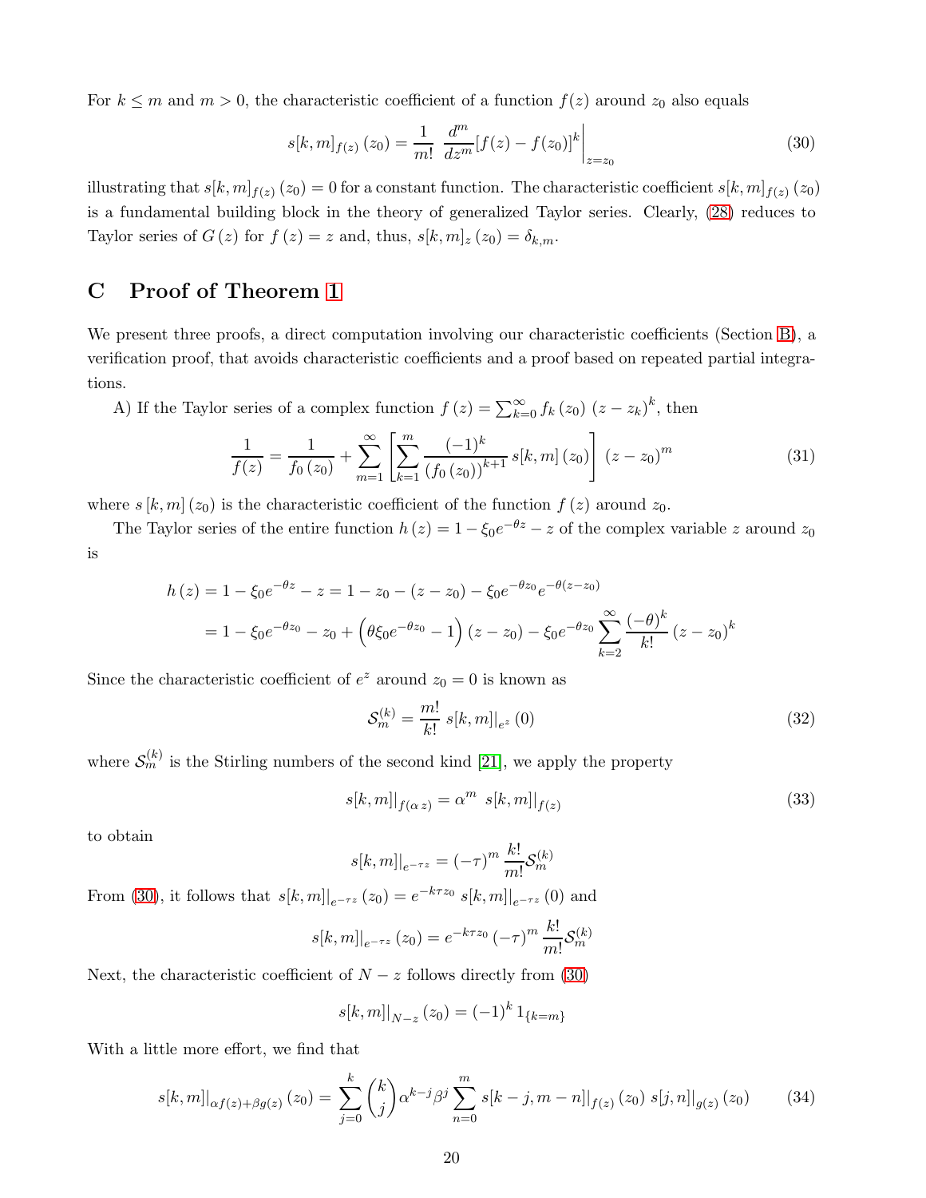For $k \leq m$ and $m > 0$, the characteristic coefficient of a function $f(z)$ around $z_0$ also equals

$$s[k,m]_{f(z)}(z_0) = \frac{1}{m!} \left. \frac{d^m}{dz^m}[f(z) - f(z_0)]^k \right|_{z=z_0} \tag{30}$$

illustrating that $s[k,m]_{f(z)}(z_0) = 0$ for a constant function. The characteristic coefficient $s[k,m]_{f(z)}(z_0)$ is a fundamental building block in the theory of generalized Taylor series. Clearly, (28) reduces to Taylor series of $G(z)$ for $f(z) = z$ and, thus, $s[k,m]_z(z_0) = \delta_{k,m}$.

# C Proof of Theorem 1

We present three proofs, a direct computation involving our characteristic coefficients (Section B), a verification proof, that avoids characteristic coefficients and a proof based on repeated partial integrations.

A) If the Taylor series of a complex function $f(z) = \sum_{k=0}^{\infty} f_k(z_0)(z - z_k)^k$, then

$$\frac{1}{f(z)} = \frac{1}{f_0(z_0)} + \sum_{m=1}^{\infty} \left[ \sum_{k=1}^{m} \frac{(-1)^k}{(f_0(z_0))^{k+1}} s[k,m](z_0) \right] (z - z_0)^m \tag{31}$$

where $s[k,m](z_0)$ is the characteristic coefficient of the function $f(z)$ around $z_0$.

The Taylor series of the entire function $h(z) = 1 - \xi_0 e^{-\theta z} - z$ of the complex variable $z$ around $z_0$ is

$$\begin{aligned}
h(z) &= 1 - \xi_0 e^{-\theta z} - z = 1 - z_0 - (z - z_0) - \xi_0 e^{-\theta z_0} e^{-\theta(z - z_0)} \\
&= 1 - \xi_0 e^{-\theta z_0} - z_0 + \left(\theta \xi_0 e^{-\theta z_0} - 1\right)(z - z_0) - \xi_0 e^{-\theta z_0} \sum_{k=2}^{\infty} \frac{(-\theta)^k}{k!}(z - z_0)^k
\end{aligned}$$

Since the characteristic coefficient of $e^z$ around $z_0 = 0$ is known as

$$\mathcal{S}_m^{(k)} = \frac{m!}{k!} \left. s[k,m] \right|_{e^z}(0) \tag{32}$$

where $\mathcal{S}_m^{(k)}$ is the Stirling numbers of the second kind [21], we apply the property

$$\left. s[k,m] \right|_{f(\alpha z)} = \alpha^m \left. s[k,m] \right|_{f(z)} \tag{33}$$

to obtain

$$\left. s[k,m] \right|_{e^{-\tau z}} = (-\tau)^m \frac{k!}{m!} \mathcal{S}_m^{(k)}$$

From (30), it follows that $\left. s[k,m] \right|_{e^{-\tau z}}(z_0) = e^{-k\tau z_0} \left. s[k,m] \right|_{e^{-\tau z}}(0)$ and

$$\left. s[k,m] \right|_{e^{-\tau z}}(z_0) = e^{-k\tau z_0} (-\tau)^m \frac{k!}{m!} \mathcal{S}_m^{(k)}$$

Next, the characteristic coefficient of $N - z$ follows directly from (30)

$$\left. s[k,m] \right|_{N-z}(z_0) = (-1)^k 1_{\{k=m\}}$$

With a little more effort, we find that

$$\left. s[k,m] \right|_{\alpha f(z) + \beta g(z)}(z_0) = \sum_{j=0}^{k} \binom{k}{j} \alpha^{k-j} \beta^j \sum_{n=0}^{m} \left. s[k-j, m-n] \right|_{f(z)}(z_0) \left. s[j,n] \right|_{g(z)}(z_0) \tag{34}$$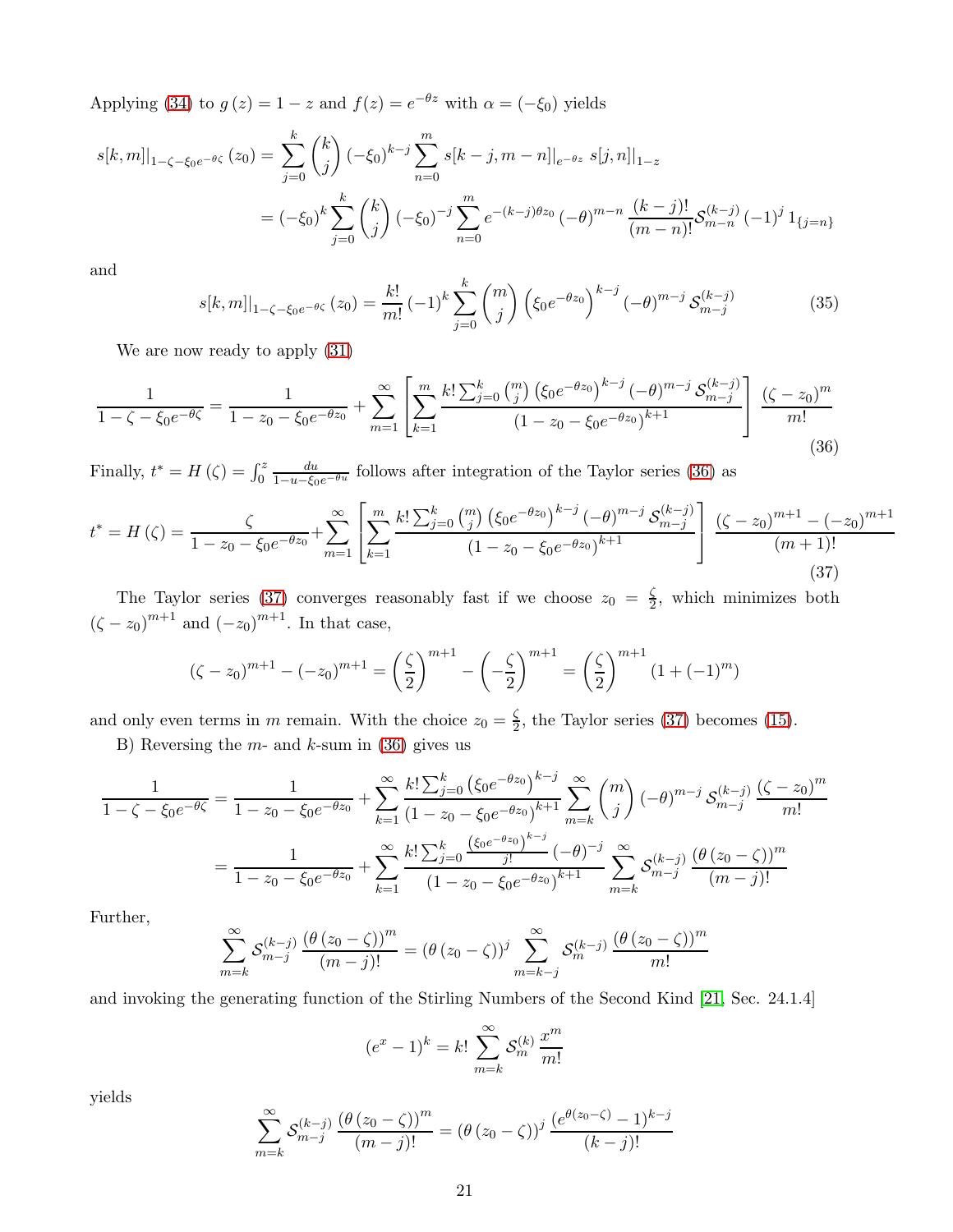Applying (34) to $g(z) = 1 - z$ and $f(z) = e^{-\theta z}$ with $\alpha = (-\xi_0)$ yields

$$
\begin{aligned}
s[k,m]|_{1-\zeta-\xi_0 e^{-\theta\zeta}}(z_0) &= \sum_{j=0}^{k} \binom{k}{j} (-\xi_0)^{k-j} \sum_{n=0}^{m} s[k-j,m-n]|_{e^{-\theta z}}\, s[j,n]|_{1-z} \\
&= (-\xi_0)^k \sum_{j=0}^{k} \binom{k}{j} (-\xi_0)^{-j} \sum_{n=0}^{m} e^{-(k-j)\theta z_0} (-\theta)^{m-n} \frac{(k-j)!}{(m-n)!} \mathcal{S}_{m-n}^{(k-j)} (-1)^j 1_{\{j=n\}}
\end{aligned}
$$

and

$$
s[k,m]|_{1-\zeta-\xi_0 e^{-\theta\zeta}}(z_0) = \frac{k!}{m!} (-1)^k \sum_{j=0}^{k} \binom{m}{j} \left(\xi_0 e^{-\theta z_0}\right)^{k-j} (-\theta)^{m-j} \mathcal{S}_{m-j}^{(k-j)} \tag{35}
$$

We are now ready to apply (31)

$$
\frac{1}{1-\zeta-\xi_0 e^{-\theta\zeta}} = \frac{1}{1-z_0-\xi_0 e^{-\theta z_0}} + \sum_{m=1}^{\infty} \left[ \sum_{k=1}^{m} \frac{k! \sum_{j=0}^{k} \binom{m}{j} \left(\xi_0 e^{-\theta z_0}\right)^{k-j} (-\theta)^{m-j} \mathcal{S}_{m-j}^{(k-j)}}{\left(1-z_0-\xi_0 e^{-\theta z_0}\right)^{k+1}} \right] \frac{(\zeta - z_0)^m}{m!} \tag{36}
$$

Finally, $t^* = H(\zeta) = \int_0^z \frac{du}{1-u-\xi_0 e^{-\theta u}}$ follows after integration of the Taylor series (36) as

$$
t^* = H(\zeta) = \frac{\zeta}{1-z_0-\xi_0 e^{-\theta z_0}} + \sum_{m=1}^{\infty} \left[ \sum_{k=1}^{m} \frac{k! \sum_{j=0}^{k} \binom{m}{j} \left(\xi_0 e^{-\theta z_0}\right)^{k-j} (-\theta)^{m-j} \mathcal{S}_{m-j}^{(k-j)}}{\left(1-z_0-\xi_0 e^{-\theta z_0}\right)^{k+1}} \right] \frac{(\zeta - z_0)^{m+1} - (-z_0)^{m+1}}{(m+1)!} \tag{37}
$$

The Taylor series (37) converges reasonably fast if we choose $z_0 = \frac{\zeta}{2}$, which minimizes both $(\zeta - z_0)^{m+1}$ and $(-z_0)^{m+1}$. In that case,

$$
(\zeta - z_0)^{m+1} - (-z_0)^{m+1} = \left(\frac{\zeta}{2}\right)^{m+1} - \left(-\frac{\zeta}{2}\right)^{m+1} = \left(\frac{\zeta}{2}\right)^{m+1} (1 + (-1)^m)
$$

and only even terms in $m$ remain. With the choice $z_0 = \frac{\zeta}{2}$, the Taylor series (37) becomes (15).

B) Reversing the $m$- and $k$-sum in (36) gives us

$$
\begin{aligned}
\frac{1}{1-\zeta-\xi_0 e^{-\theta\zeta}} &= \frac{1}{1-z_0-\xi_0 e^{-\theta z_0}} + \sum_{k=1}^{\infty} \frac{k! \sum_{j=0}^{k} \left(\xi_0 e^{-\theta z_0}\right)^{k-j}}{\left(1-z_0-\xi_0 e^{-\theta z_0}\right)^{k+1}} \sum_{m=k}^{\infty} \binom{m}{j} (-\theta)^{m-j} \mathcal{S}_{m-j}^{(k-j)} \frac{(\zeta - z_0)^m}{m!} \\
&= \frac{1}{1-z_0-\xi_0 e^{-\theta z_0}} + \sum_{k=1}^{\infty} \frac{k! \sum_{j=0}^{k} \frac{\left(\xi_0 e^{-\theta z_0}\right)^{k-j}}{j!} (-\theta)^{-j}}{\left(1-z_0-\xi_0 e^{-\theta z_0}\right)^{k+1}} \sum_{m=k}^{\infty} \mathcal{S}_{m-j}^{(k-j)} \frac{(\theta (z_0 - \zeta))^m}{(m-j)!}
\end{aligned}
$$

Further,

$$
\sum_{m=k}^{\infty} \mathcal{S}_{m-j}^{(k-j)} \frac{(\theta (z_0 - \zeta))^m}{(m-j)!} = (\theta (z_0 - \zeta))^j \sum_{m=k-j}^{\infty} \mathcal{S}_{m}^{(k-j)} \frac{(\theta (z_0 - \zeta))^m}{m!}
$$

and invoking the generating function of the Stirling Numbers of the Second Kind [21, Sec. 24.1.4]

$$
(e^x - 1)^k = k! \sum_{m=k}^{\infty} \mathcal{S}_m^{(k)} \frac{x^m}{m!}
$$

yields

$$
\sum_{m=k}^{\infty} \mathcal{S}_{m-j}^{(k-j)} \frac{(\theta (z_0 - \zeta))^m}{(m-j)!} = (\theta (z_0 - \zeta))^j \frac{\left(e^{\theta (z_0 - \zeta)} - 1\right)^{k-j}}{(k-j)!}
$$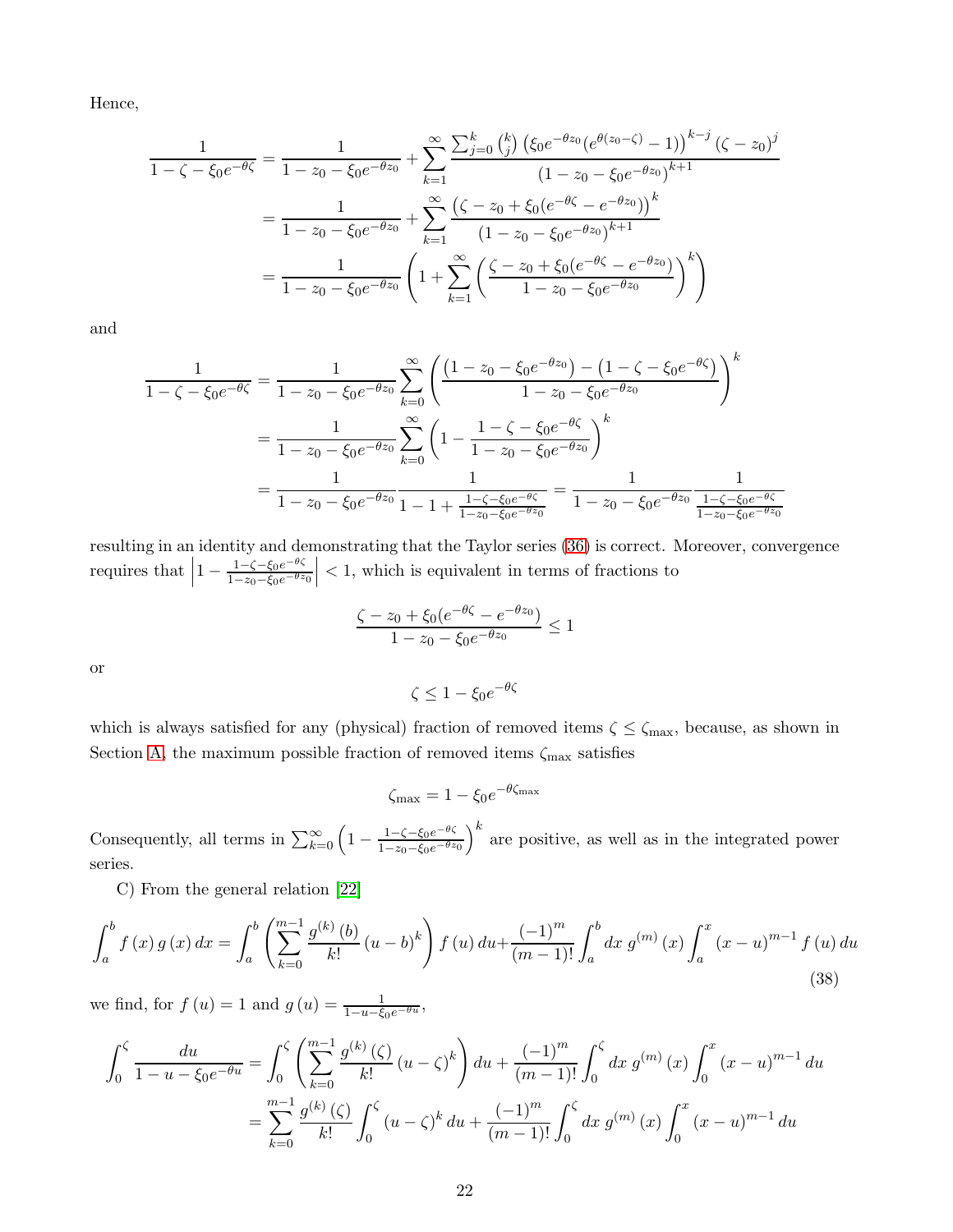Hence,

$$
\begin{aligned}
\frac{1}{1-\zeta-\xi_0 e^{-\theta\zeta}} &= \frac{1}{1-z_0-\xi_0 e^{-\theta z_0}} + \sum_{k=1}^{\infty} \frac{\sum_{j=0}^{k}\binom{k}{j}\left(\xi_0 e^{-\theta z_0}(e^{\theta(z_0-\zeta)}-1)\right)^{k-j}(\zeta-z_0)^j}{\left(1-z_0-\xi_0 e^{-\theta z_0}\right)^{k+1}} \\
&= \frac{1}{1-z_0-\xi_0 e^{-\theta z_0}} + \sum_{k=1}^{\infty} \frac{\left(\zeta-z_0+\xi_0(e^{-\theta\zeta}-e^{-\theta z_0})\right)^k}{\left(1-z_0-\xi_0 e^{-\theta z_0}\right)^{k+1}} \\
&= \frac{1}{1-z_0-\xi_0 e^{-\theta z_0}}\left(1+\sum_{k=1}^{\infty}\left(\frac{\zeta-z_0+\xi_0(e^{-\theta\zeta}-e^{-\theta z_0})}{1-z_0-\xi_0 e^{-\theta z_0}}\right)^k\right)
\end{aligned}
$$

and

$$
\begin{aligned}
\frac{1}{1-\zeta-\xi_0 e^{-\theta\zeta}} &= \frac{1}{1-z_0-\xi_0 e^{-\theta z_0}} \sum_{k=0}^{\infty}\left(\frac{\left(1-z_0-\xi_0 e^{-\theta z_0}\right)-\left(1-\zeta-\xi_0 e^{-\theta\zeta}\right)}{1-z_0-\xi_0 e^{-\theta z_0}}\right)^k \\
&= \frac{1}{1-z_0-\xi_0 e^{-\theta z_0}} \sum_{k=0}^{\infty}\left(1-\frac{1-\zeta-\xi_0 e^{-\theta\zeta}}{1-z_0-\xi_0 e^{-\theta z_0}}\right)^k \\
&= \frac{1}{1-z_0-\xi_0 e^{-\theta z_0}} \frac{1}{1-1+\frac{1-\zeta-\xi_0 e^{-\theta\zeta}}{1-z_0-\xi_0 e^{-\theta z_0}}} = \frac{1}{1-z_0-\xi_0 e^{-\theta z_0}} \frac{1}{\frac{1-\zeta-\xi_0 e^{-\theta\zeta}}{1-z_0-\xi_0 e^{-\theta z_0}}}
\end{aligned}
$$

resulting in an identity and demonstrating that the Taylor series (36) is correct. Moreover, convergence requires that $\left|1-\frac{1-\zeta-\xi_0 e^{-\theta\zeta}}{1-z_0-\xi_0 e^{-\theta z_0}}\right| < 1$, which is equivalent in terms of fractions to

$$
\frac{\zeta-z_0+\xi_0(e^{-\theta\zeta}-e^{-\theta z_0})}{1-z_0-\xi_0 e^{-\theta z_0}} \leq 1
$$

or

$$
\zeta \leq 1-\xi_0 e^{-\theta\zeta}
$$

which is always satisfied for any (physical) fraction of removed items $\zeta \leq \zeta_{\max}$, because, as shown in Section A, the maximum possible fraction of removed items $\zeta_{\max}$ satisfies

$$
\zeta_{\max} = 1-\xi_0 e^{-\theta\zeta_{\max}}
$$

Consequently, all terms in $\sum_{k=0}^{\infty}\left(1-\frac{1-\zeta-\xi_0 e^{-\theta\zeta}}{1-z_0-\xi_0 e^{-\theta z_0}}\right)^k$ are positive, as well as in the integrated power series.

C) From the general relation [22]

$$
\int_a^b f(x)\,g(x)\,dx = \int_a^b \left(\sum_{k=0}^{m-1}\frac{g^{(k)}(b)}{k!}(u-b)^k\right) f(u)\,du + \frac{(-1)^m}{(m-1)!}\int_a^b dx\; g^{(m)}(x)\int_a^x (x-u)^{m-1} f(u)\,du \tag{38}
$$

we find, for $f(u)=1$ and $g(u)=\frac{1}{1-u-\xi_0 e^{-\theta u}}$,

$$
\begin{aligned}
\int_0^{\zeta}\frac{du}{1-u-\xi_0 e^{-\theta u}} &= \int_0^{\zeta}\left(\sum_{k=0}^{m-1}\frac{g^{(k)}(\zeta)}{k!}(u-\zeta)^k\right)du + \frac{(-1)^m}{(m-1)!}\int_0^{\zeta} dx\; g^{(m)}(x)\int_0^x (x-u)^{m-1}\,du \\
&= \sum_{k=0}^{m-1}\frac{g^{(k)}(\zeta)}{k!}\int_0^{\zeta}(u-\zeta)^k\,du + \frac{(-1)^m}{(m-1)!}\int_0^{\zeta} dx\; g^{(m)}(x)\int_0^x (x-u)^{m-1}\,du
\end{aligned}
$$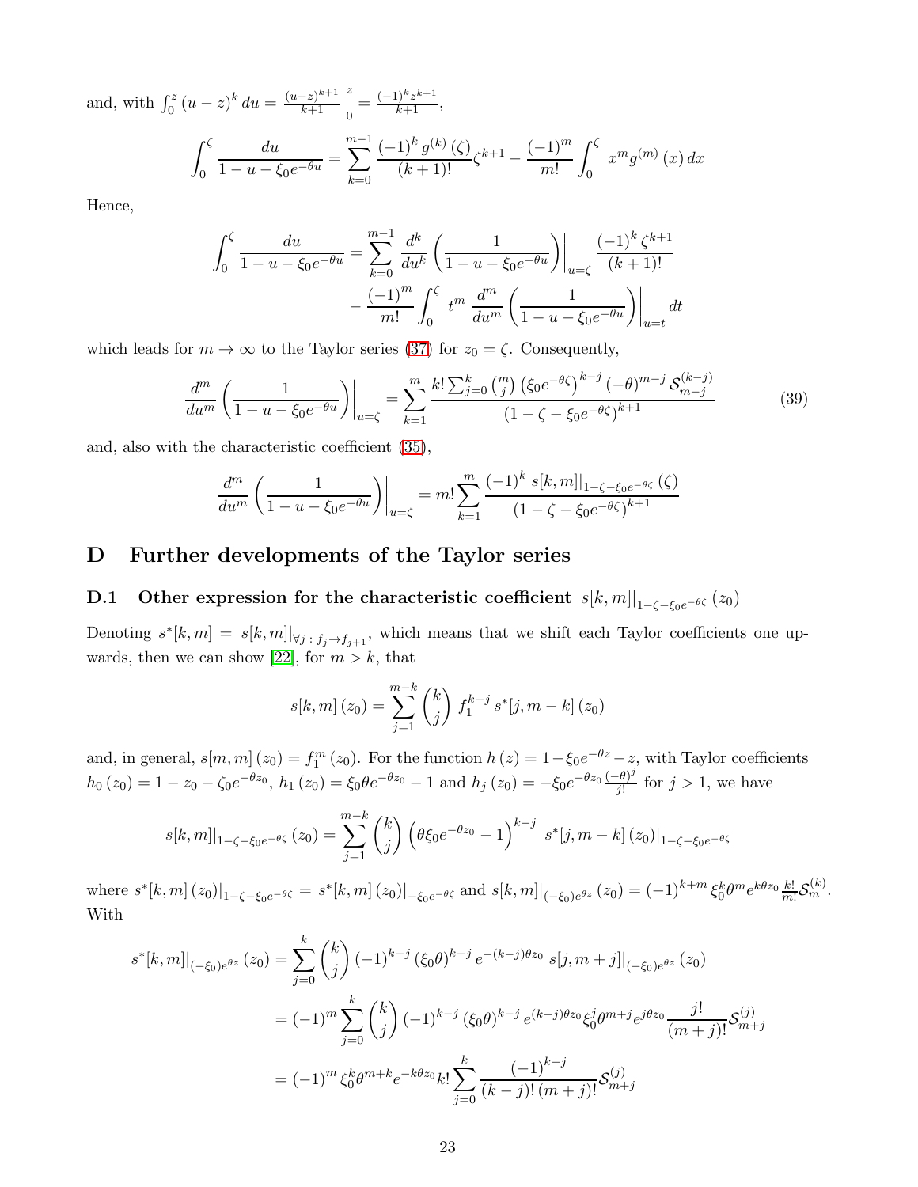and, with $\int_0^z (u-z)^k\, du = \left.\frac{(u-z)^{k+1}}{k+1}\right|_0^z = \frac{(-1)^k z^{k+1}}{k+1}$,

$$\int_0^\zeta \frac{du}{1-u-\xi_0 e^{-\theta u}} = \sum_{k=0}^{m-1} \frac{(-1)^k g^{(k)}(\zeta)}{(k+1)!}\zeta^{k+1} - \frac{(-1)^m}{m!}\int_0^\zeta x^m g^{(m)}(x)\, dx$$

Hence,

$$\int_0^\zeta \frac{du}{1-u-\xi_0 e^{-\theta u}} = \sum_{k=0}^{m-1} \left.\frac{d^k}{du^k}\left(\frac{1}{1-u-\xi_0 e^{-\theta u}}\right)\right|_{u=\zeta} \frac{(-1)^k \zeta^{k+1}}{(k+1)!}$$
$$- \frac{(-1)^m}{m!}\int_0^\zeta t^m \left.\frac{d^m}{du^m}\left(\frac{1}{1-u-\xi_0 e^{-\theta u}}\right)\right|_{u=t} dt$$

which leads for $m \to \infty$ to the Taylor series (37) for $z_0 = \zeta$. Consequently,

$$\left.\frac{d^m}{du^m}\left(\frac{1}{1-u-\xi_0 e^{-\theta u}}\right)\right|_{u=\zeta} = \sum_{k=1}^{m} \frac{k! \sum_{j=0}^{k} \binom{m}{j} \left(\xi_0 e^{-\theta\zeta}\right)^{k-j} (-\theta)^{m-j} \mathcal{S}_{m-j}^{(k-j)}}{\left(1-\zeta-\xi_0 e^{-\theta\zeta}\right)^{k+1}} \tag{39}$$

and, also with the characteristic coefficient (35),

$$\left.\frac{d^m}{du^m}\left(\frac{1}{1-u-\xi_0 e^{-\theta u}}\right)\right|_{u=\zeta} = m! \sum_{k=1}^{m} \frac{(-1)^k \left. s[k,m]\right|_{1-\zeta-\xi_0 e^{-\theta\zeta}}(\zeta)}{\left(1-\zeta-\xi_0 e^{-\theta\zeta}\right)^{k+1}}$$

# D Further developments of the Taylor series

## D.1 Other expression for the characteristic coefficient $\left. s[k,m]\right|_{1-\zeta-\xi_0 e^{-\theta\zeta}}(z_0)$

Denoting $s^*[k,m] = \left. s[k,m]\right|_{\forall j\,:\, f_j \to f_{j+1}}$, which means that we shift each Taylor coefficients one upwards, then we can show [22], for $m > k$, that

$$s[k,m](z_0) = \sum_{j=1}^{m-k} \binom{k}{j} f_1^{k-j}\, s^*[j, m-k](z_0)$$

and, in general, $s[m,m](z_0) = f_1^m(z_0)$. For the function $h(z) = 1 - \xi_0 e^{-\theta z} - z$, with Taylor coefficients $h_0(z_0) = 1 - z_0 - \zeta_0 e^{-\theta z_0}$, $h_1(z_0) = \xi_0 \theta e^{-\theta z_0} - 1$ and $h_j(z_0) = -\xi_0 e^{-\theta z_0} \frac{(-\theta)^j}{j!}$ for $j > 1$, we have

$$\left. s[k,m]\right|_{1-\zeta-\xi_0 e^{-\theta\zeta}}(z_0) = \sum_{j=1}^{m-k} \binom{k}{j} \left(\theta\xi_0 e^{-\theta z_0} - 1\right)^{k-j} \left. s^*[j, m-k](z_0)\right|_{1-\zeta-\xi_0 e^{-\theta\zeta}}$$

where $\left. s^*[k,m](z_0)\right|_{1-\zeta-\xi_0 e^{-\theta\zeta}} = \left. s^*[k,m](z_0)\right|_{-\xi_0 e^{-\theta\zeta}}$ and $\left. s[k,m]\right|_{(-\xi_0)e^{\theta z}}(z_0) = (-1)^{k+m} \xi_0^k \theta^m e^{k\theta z_0} \frac{k!}{m!} \mathcal{S}_m^{(k)}$. With

$$\left. s^*[k,m]\right|_{(-\xi_0)e^{\theta z}}(z_0) = \sum_{j=0}^{k} \binom{k}{j} (-1)^{k-j} (\xi_0\theta)^{k-j} e^{-(k-j)\theta z_0} \left. s[j, m+j]\right|_{(-\xi_0)e^{\theta z}}(z_0)$$
$$= (-1)^m \sum_{j=0}^{k} \binom{k}{j} (-1)^{k-j} (\xi_0\theta)^{k-j} e^{(k-j)\theta z_0} \xi_0^j \theta^{m+j} e^{j\theta z_0} \frac{j!}{(m+j)!} \mathcal{S}_{m+j}^{(j)}$$
$$= (-1)^m \xi_0^k \theta^{m+k} e^{-k\theta z_0} k! \sum_{j=0}^{k} \frac{(-1)^{k-j}}{(k-j)!\,(m+j)!} \mathcal{S}_{m+j}^{(j)}$$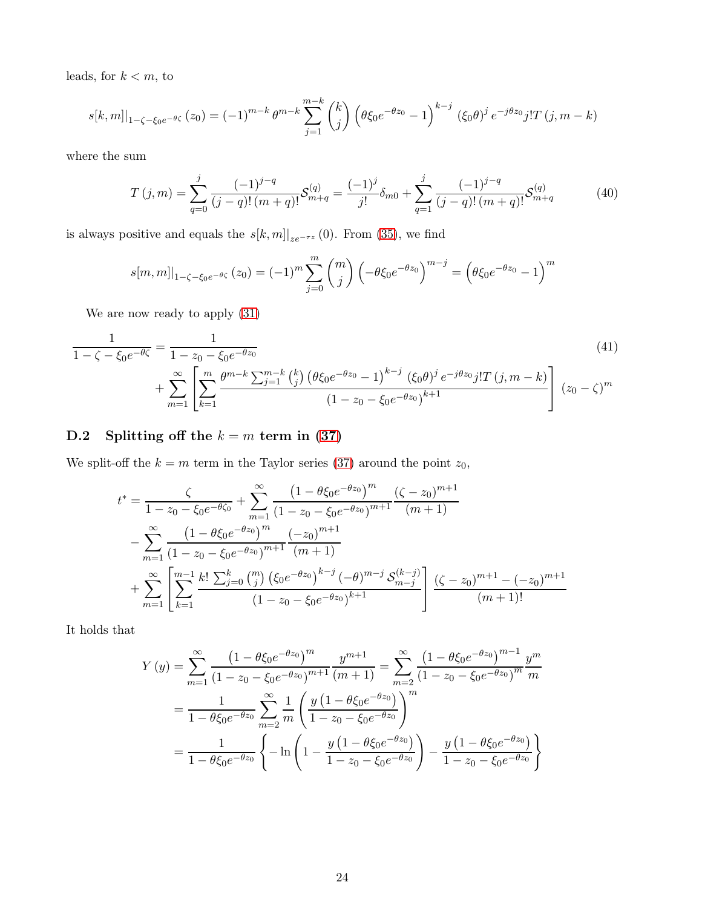leads, for $k < m$, to

$$s[k,m]|_{1-\zeta-\xi_0 e^{-\theta\zeta}}(z_0) = (-1)^{m-k}\,\theta^{m-k}\sum_{j=1}^{m-k}\binom{k}{j}\left(\theta\xi_0 e^{-\theta z_0}-1\right)^{k-j}(\xi_0\theta)^j e^{-j\theta z_0} j!\,T(j,m-k)$$

where the sum

$$T(j,m) = \sum_{q=0}^{j}\frac{(-1)^{j-q}}{(j-q)!\,(m+q)!}\mathcal{S}_{m+q}^{(q)} = \frac{(-1)^j}{j!}\delta_{m0} + \sum_{q=1}^{j}\frac{(-1)^{j-q}}{(j-q)!\,(m+q)!}\mathcal{S}_{m+q}^{(q)} \tag{40}$$

is always positive and equals the $s[k,m]|_{ze^{-\tau z}}(0)$. From (35), we find

$$s[m,m]|_{1-\zeta-\xi_0 e^{-\theta\zeta}}(z_0) = (-1)^m\sum_{j=0}^{m}\binom{m}{j}\left(-\theta\xi_0 e^{-\theta z_0}\right)^{m-j} = \left(\theta\xi_0 e^{-\theta z_0}-1\right)^m$$

We are now ready to apply (31)

$$\begin{aligned}\frac{1}{1-\zeta-\xi_0 e^{-\theta\zeta}} &= \frac{1}{1-z_0-\xi_0 e^{-\theta z_0}} \\ &\quad + \sum_{m=1}^{\infty}\left[\sum_{k=1}^{m}\frac{\theta^{m-k}\sum_{j=1}^{m-k}\binom{k}{j}\left(\theta\xi_0 e^{-\theta z_0}-1\right)^{k-j}(\xi_0\theta)^j e^{-j\theta z_0} j!\,T(j,m-k)}{\left(1-z_0-\xi_0 e^{-\theta z_0}\right)^{k+1}}\right](z_0-\zeta)^m\end{aligned} \tag{41}$$

## D.2 Splitting off the $k = m$ term in (37)

We split-off the $k = m$ term in the Taylor series (37) around the point $z_0$,

$$\begin{aligned}t^* &= \frac{\zeta}{1-z_0-\xi_0 e^{-\theta\zeta_0}} + \sum_{m=1}^{\infty}\frac{\left(1-\theta\xi_0 e^{-\theta z_0}\right)^m}{\left(1-z_0-\xi_0 e^{-\theta z_0}\right)^{m+1}}\frac{(\zeta-z_0)^{m+1}}{(m+1)} \\ &\quad - \sum_{m=1}^{\infty}\frac{\left(1-\theta\xi_0 e^{-\theta z_0}\right)^m}{\left(1-z_0-\xi_0 e^{-\theta z_0}\right)^{m+1}}\frac{(-z_0)^{m+1}}{(m+1)} \\ &\quad + \sum_{m=1}^{\infty}\left[\sum_{k=1}^{m-1}\frac{k!\,\sum_{j=0}^{k}\binom{m}{j}\left(\xi_0 e^{-\theta z_0}\right)^{k-j}(-\theta)^{m-j}\,\mathcal{S}_{m-j}^{(k-j)}}{\left(1-z_0-\xi_0 e^{-\theta z_0}\right)^{k+1}}\right]\frac{(\zeta-z_0)^{m+1}-(-z_0)^{m+1}}{(m+1)!}\end{aligned}$$

It holds that

$$\begin{aligned}Y(y) &= \sum_{m=1}^{\infty}\frac{\left(1-\theta\xi_0 e^{-\theta z_0}\right)^m}{\left(1-z_0-\xi_0 e^{-\theta z_0}\right)^{m+1}}\frac{y^{m+1}}{(m+1)} = \sum_{m=2}^{\infty}\frac{\left(1-\theta\xi_0 e^{-\theta z_0}\right)^{m-1}}{\left(1-z_0-\xi_0 e^{-\theta z_0}\right)^m}\frac{y^m}{m} \\ &= \frac{1}{1-\theta\xi_0 e^{-\theta z_0}}\sum_{m=2}^{\infty}\frac{1}{m}\left(\frac{y\left(1-\theta\xi_0 e^{-\theta z_0}\right)}{1-z_0-\xi_0 e^{-\theta z_0}}\right)^m \\ &= \frac{1}{1-\theta\xi_0 e^{-\theta z_0}}\left\{-\ln\left(1-\frac{y\left(1-\theta\xi_0 e^{-\theta z_0}\right)}{1-z_0-\xi_0 e^{-\theta z_0}}\right)-\frac{y\left(1-\theta\xi_0 e^{-\theta z_0}\right)}{1-z_0-\xi_0 e^{-\theta z_0}}\right\}\end{aligned}$$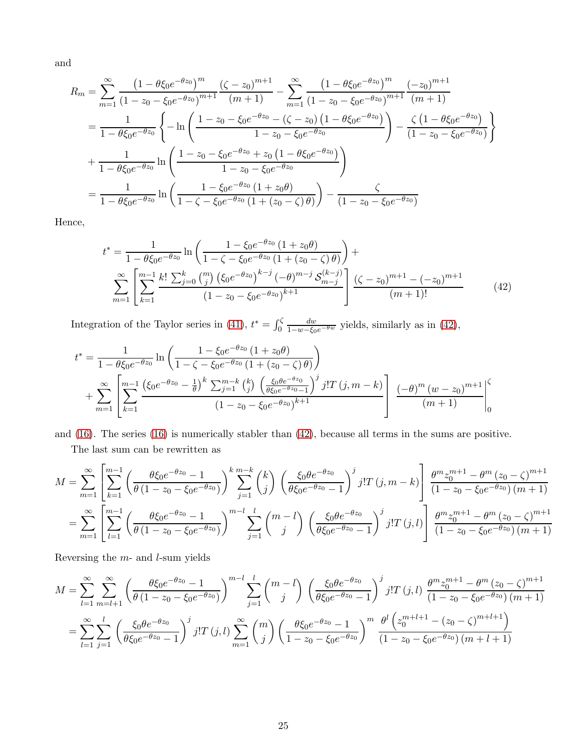and

$$
\begin{aligned}
R_m &= \sum_{m=1}^{\infty} \frac{\left(1-\theta\xi_0 e^{-\theta z_0}\right)^m}{\left(1-z_0-\xi_0 e^{-\theta z_0}\right)^{m+1}} \frac{(\zeta - z_0)^{m+1}}{(m+1)} - \sum_{m=1}^{\infty} \frac{\left(1-\theta\xi_0 e^{-\theta z_0}\right)^m}{\left(1-z_0-\xi_0 e^{-\theta z_0}\right)^{m+1}} \frac{(-z_0)^{m+1}}{(m+1)} \\
&= \frac{1}{1-\theta\xi_0 e^{-\theta z_0}} \left\{ -\ln\left( \frac{1-z_0-\xi_0 e^{-\theta z_0} - (\zeta - z_0)\left(1-\theta\xi_0 e^{-\theta z_0}\right)}{1-z_0-\xi_0 e^{-\theta z_0}} \right) - \frac{\zeta\left(1-\theta\xi_0 e^{-\theta z_0}\right)}{\left(1-z_0-\xi_0 e^{-\theta z_0}\right)} \right\} \\
&+ \frac{1}{1-\theta\xi_0 e^{-\theta z_0}} \ln\left( \frac{1-z_0-\xi_0 e^{-\theta z_0} + z_0\left(1-\theta\xi_0 e^{-\theta z_0}\right)}{1-z_0-\xi_0 e^{-\theta z_0}} \right) \\
&= \frac{1}{1-\theta\xi_0 e^{-\theta z_0}} \ln\left( \frac{1-\xi_0 e^{-\theta z_0}(1+z_0\theta)}{1-\zeta-\xi_0 e^{-\theta z_0}\left(1+(z_0-\zeta)\theta\right)} \right) - \frac{\zeta}{\left(1-z_0-\xi_0 e^{-\theta z_0}\right)}
\end{aligned}
$$

Hence,

$$
\begin{aligned}
t^* = &\frac{1}{1-\theta\xi_0 e^{-\theta z_0}} \ln\left( \frac{1-\xi_0 e^{-\theta z_0}(1+z_0\theta)}{1-\zeta-\xi_0 e^{-\theta z_0}\left(1+(z_0-\zeta)\theta\right)} \right) + \\
&\sum_{m=1}^{\infty} \left[ \sum_{k=1}^{m-1} \frac{k! \sum_{j=0}^{k} \binom{m}{j} \left(\xi_0 e^{-\theta z_0}\right)^{k-j} (-\theta)^{m-j} \mathcal{S}_{m-j}^{(k-j)}}{\left(1-z_0-\xi_0 e^{-\theta z_0}\right)^{k+1}} \right] \frac{(\zeta - z_0)^{m+1} - (-z_0)^{m+1}}{(m+1)!}
\end{aligned} \tag{42}
$$

Integration of the Taylor series in (41), $t^* = \int_0^\zeta \frac{dw}{1-w-\xi_0 e^{-\theta w}}$ yields, similarly as in (42),

$$
\begin{aligned}
t^* = &\frac{1}{1-\theta\xi_0 e^{-\theta z_0}} \ln\left( \frac{1-\xi_0 e^{-\theta z_0}(1+z_0\theta)}{1-\zeta-\xi_0 e^{-\theta z_0}\left(1+(z_0-\zeta)\theta\right)} \right) \\
&+ \sum_{m=1}^{\infty} \left[ \sum_{k=1}^{m-1} \frac{\left(\xi_0 e^{-\theta z_0} - \frac{1}{\theta}\right)^k \sum_{j=1}^{m-k} \binom{k}{j} \left(\frac{\xi_0 \theta e^{-\theta z_0}}{\theta\xi_0 e^{-\theta z_0}-1}\right)^j j! T(j, m-k)}{\left(1-z_0-\xi_0 e^{-\theta z_0}\right)^{k+1}} \right] \left. \frac{(-\theta)^m (w-z_0)^{m+1}}{(m+1)} \right|_0^\zeta
\end{aligned}
$$

and (16). The series (16) is numerically stabler than (42), because all terms in the sums are positive.

The last sum can be rewritten as

$$
\begin{aligned}
M &= \sum_{m=1}^{\infty} \left[ \sum_{k=1}^{m-1} \left( \frac{\theta\xi_0 e^{-\theta z_0} - 1}{\theta\left(1-z_0-\xi_0 e^{-\theta z_0}\right)} \right)^k \sum_{j=1}^{m-k} \binom{k}{j} \left( \frac{\xi_0 \theta e^{-\theta z_0}}{\theta\xi_0 e^{-\theta z_0} - 1} \right)^j j! T(j, m-k) \right] \frac{\theta^m z_0^{m+1} - \theta^m (z_0-\zeta)^{m+1}}{\left(1-z_0-\xi_0 e^{-\theta z_0}\right)(m+1)} \\
&= \sum_{m=1}^{\infty} \left[ \sum_{l=1}^{m-1} \left( \frac{\theta\xi_0 e^{-\theta z_0} - 1}{\theta\left(1-z_0-\xi_0 e^{-\theta z_0}\right)} \right)^{m-l} \sum_{j=1}^{l} \binom{m-l}{j} \left( \frac{\xi_0 \theta e^{-\theta z_0}}{\theta\xi_0 e^{-\theta z_0} - 1} \right)^j j! T(j, l) \right] \frac{\theta^m z_0^{m+1} - \theta^m (z_0-\zeta)^{m+1}}{\left(1-z_0-\xi_0 e^{-\theta z_0}\right)(m+1)}
\end{aligned}
$$

Reversing the $m$- and $l$-sum yields

$$
\begin{aligned}
M &= \sum_{l=1}^{\infty} \sum_{m=l+1}^{\infty} \left( \frac{\theta\xi_0 e^{-\theta z_0} - 1}{\theta\left(1-z_0-\xi_0 e^{-\theta z_0}\right)} \right)^{m-l} \sum_{j=1}^{l} \binom{m-l}{j} \left( \frac{\xi_0 \theta e^{-\theta z_0}}{\theta\xi_0 e^{-\theta z_0} - 1} \right)^j j! T(j, l) \frac{\theta^m z_0^{m+1} - \theta^m (z_0-\zeta)^{m+1}}{\left(1-z_0-\xi_0 e^{-\theta z_0}\right)(m+1)} \\
&= \sum_{l=1}^{\infty} \sum_{j=1}^{l} \left( \frac{\xi_0 \theta e^{-\theta z_0}}{\theta\xi_0 e^{-\theta z_0} - 1} \right)^j j! T(j, l) \sum_{m=1}^{\infty} \binom{m}{j} \left( \frac{\theta\xi_0 e^{-\theta z_0} - 1}{1-z_0-\xi_0 e^{-\theta z_0}} \right)^m \frac{\theta^l \left( z_0^{m+l+1} - (z_0-\zeta)^{m+l+1} \right)}{\left(1-z_0-\xi_0 e^{-\theta z_0}\right)(m+l+1)}
\end{aligned}
$$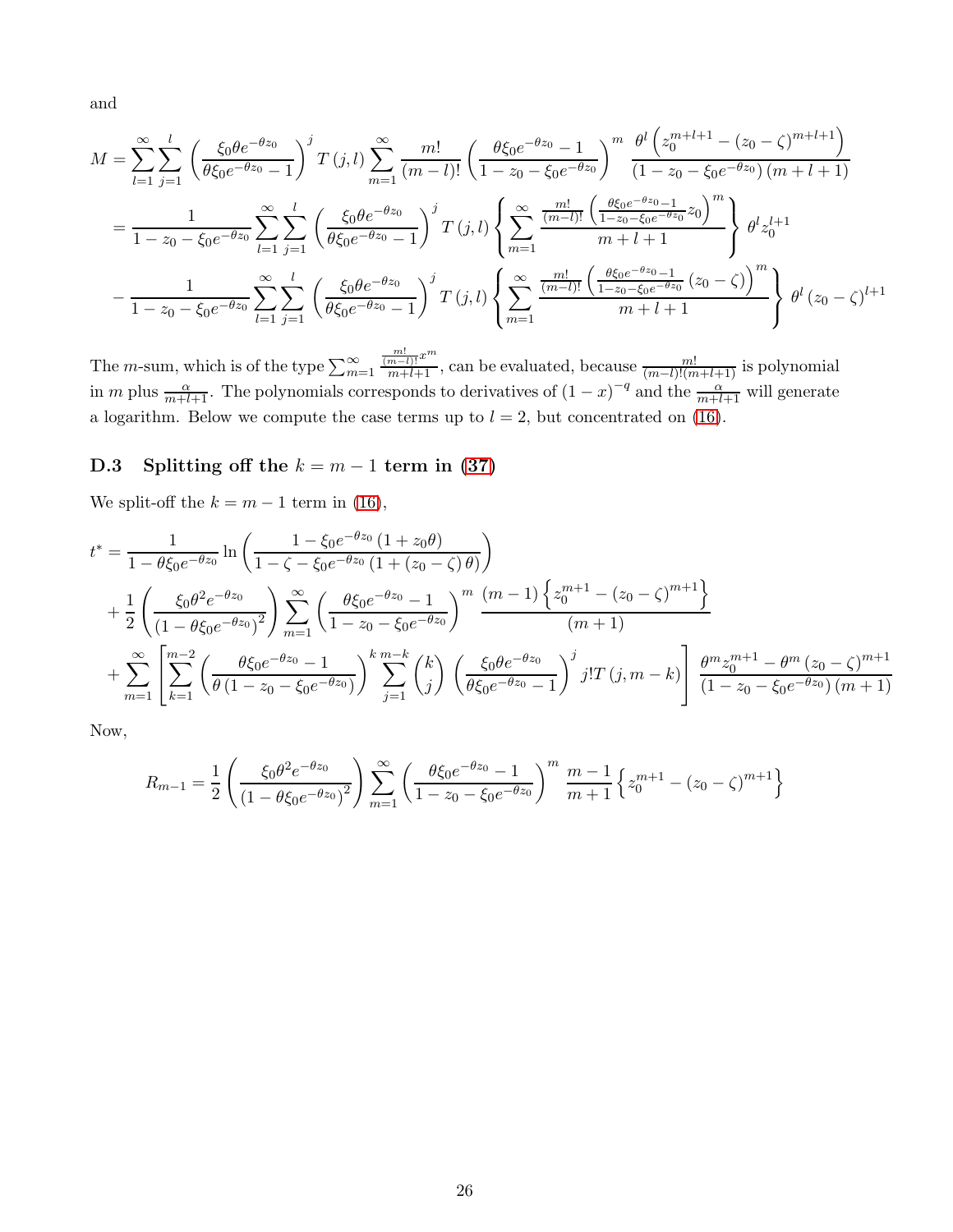and

$$
\begin{aligned}
M &= \sum_{l=1}^{\infty}\sum_{j=1}^{l}\left(\frac{\xi_0\theta e^{-\theta z_0}}{\theta\xi_0 e^{-\theta z_0}-1}\right)^{j} T\left(j,l\right)\sum_{m=1}^{\infty}\frac{m!}{(m-l)!}\left(\frac{\theta\xi_0 e^{-\theta z_0}-1}{1-z_0-\xi_0 e^{-\theta z_0}}\right)^{m}\frac{\theta^{l}\left(z_0^{m+l+1}-\left(z_0-\zeta\right)^{m+l+1}\right)}{\left(1-z_0-\xi_0 e^{-\theta z_0}\right)\left(m+l+1\right)} \\
&= \frac{1}{1-z_0-\xi_0 e^{-\theta z_0}}\sum_{l=1}^{\infty}\sum_{j=1}^{l}\left(\frac{\xi_0\theta e^{-\theta z_0}}{\theta\xi_0 e^{-\theta z_0}-1}\right)^{j} T\left(j,l\right)\left\{\sum_{m=1}^{\infty}\frac{\frac{m!}{(m-l)!}\left(\frac{\theta\xi_0 e^{-\theta z_0}-1}{1-z_0-\xi_0 e^{-\theta z_0}}z_0\right)^{m}}{m+l+1}\right\}\theta^{l} z_0^{l+1} \\
&- \frac{1}{1-z_0-\xi_0 e^{-\theta z_0}}\sum_{l=1}^{\infty}\sum_{j=1}^{l}\left(\frac{\xi_0\theta e^{-\theta z_0}}{\theta\xi_0 e^{-\theta z_0}-1}\right)^{j} T\left(j,l\right)\left\{\sum_{m=1}^{\infty}\frac{\frac{m!}{(m-l)!}\left(\frac{\theta\xi_0 e^{-\theta z_0}-1}{1-z_0-\xi_0 e^{-\theta z_0}}\left(z_0-\zeta\right)\right)^{m}}{m+l+1}\right\}\theta^{l}\left(z_0-\zeta\right)^{l+1}
\end{aligned}
$$

The $m$-sum, which is of the type $\sum_{m=1}^{\infty}\frac{\frac{m!}{(m-l)!}x^m}{m+l+1}$, can be evaluated, because $\frac{m!}{(m-l)!(m+l+1)}$ is polynomial in $m$ plus $\frac{\alpha}{m+l+1}$. The polynomials corresponds to derivatives of $(1-x)^{-q}$ and the $\frac{\alpha}{m+l+1}$ will generate a logarithm. Below we compute the case terms up to $l=2$, but concentrated on (16).

### D.3 Splitting off the $k=m-1$ term in (37)

We split-off the $k=m-1$ term in (16),

$$
\begin{aligned}
t^{*} &= \frac{1}{1-\theta\xi_0 e^{-\theta z_0}}\ln\left(\frac{1-\xi_0 e^{-\theta z_0}\left(1+z_0\theta\right)}{1-\zeta-\xi_0 e^{-\theta z_0}\left(1+\left(z_0-\zeta\right)\theta\right)}\right) \\
&+ \frac{1}{2}\left(\frac{\xi_0\theta^2 e^{-\theta z_0}}{\left(1-\theta\xi_0 e^{-\theta z_0}\right)^2}\right)\sum_{m=1}^{\infty}\left(\frac{\theta\xi_0 e^{-\theta z_0}-1}{1-z_0-\xi_0 e^{-\theta z_0}}\right)^{m}\frac{(m-1)\left\{z_0^{m+1}-\left(z_0-\zeta\right)^{m+1}\right\}}{(m+1)} \\
&+ \sum_{m=1}^{\infty}\left[\sum_{k=1}^{m-2}\left(\frac{\theta\xi_0 e^{-\theta z_0}-1}{\theta\left(1-z_0-\xi_0 e^{-\theta z_0}\right)}\right)^{k}\sum_{j=1}^{m-k}\binom{k}{j}\left(\frac{\xi_0\theta e^{-\theta z_0}}{\theta\xi_0 e^{-\theta z_0}-1}\right)^{j} j!T\left(j,m-k\right)\right]\frac{\theta^m z_0^{m+1}-\theta^m\left(z_0-\zeta\right)^{m+1}}{\left(1-z_0-\xi_0 e^{-\theta z_0}\right)(m+1)}
\end{aligned}
$$

Now,

$$
R_{m-1} = \frac{1}{2}\left(\frac{\xi_0\theta^2 e^{-\theta z_0}}{\left(1-\theta\xi_0 e^{-\theta z_0}\right)^2}\right)\sum_{m=1}^{\infty}\left(\frac{\theta\xi_0 e^{-\theta z_0}-1}{1-z_0-\xi_0 e^{-\theta z_0}}\right)^{m}\frac{m-1}{m+1}\left\{z_0^{m+1}-\left(z_0-\zeta\right)^{m+1}\right\}
$$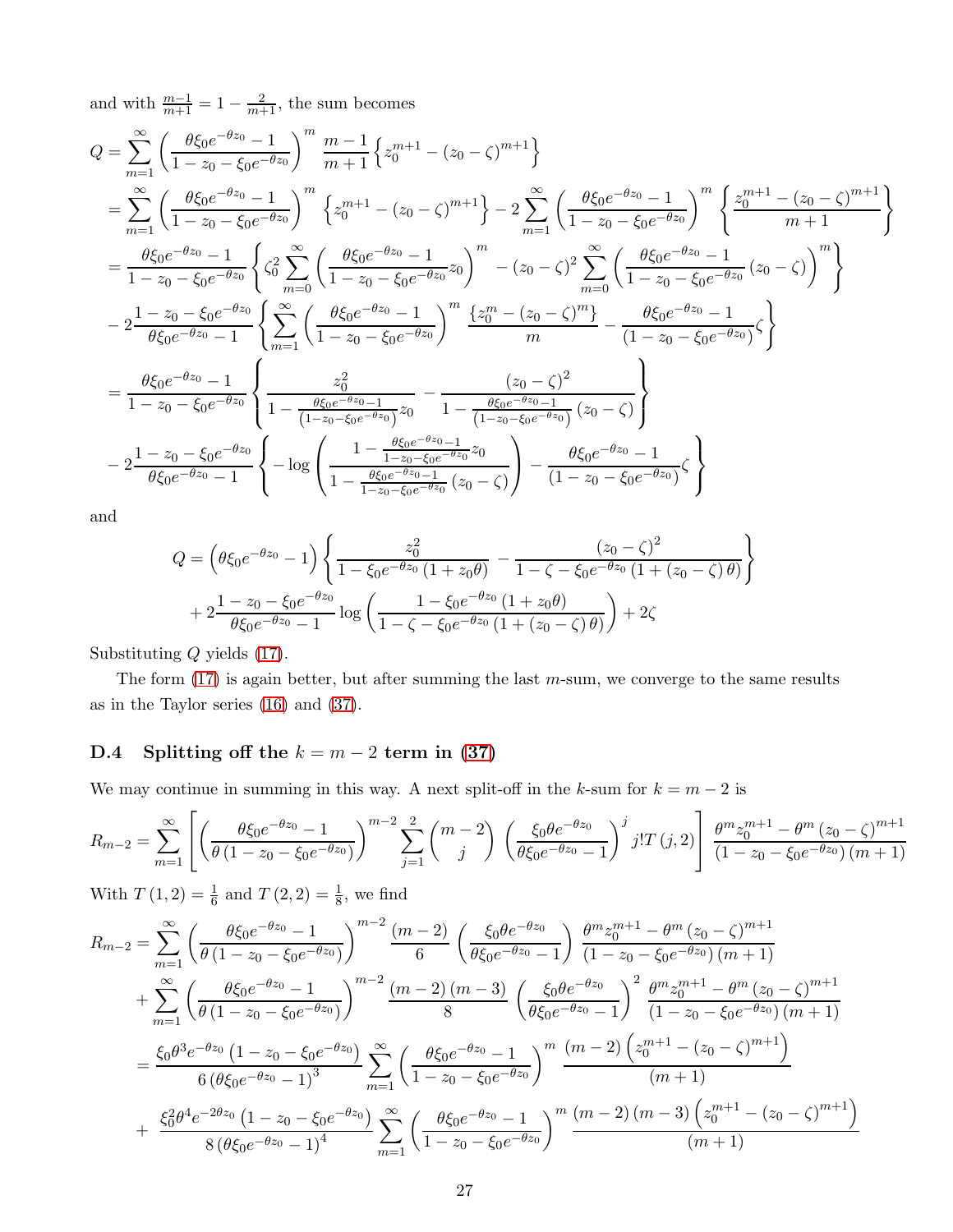and with $\frac{m-1}{m+1} = 1 - \frac{2}{m+1}$, the sum becomes

$$
\begin{aligned}
Q &= \sum_{m=1}^{\infty} \left( \frac{\theta\xi_0 e^{-\theta z_0} - 1}{1 - z_0 - \xi_0 e^{-\theta z_0}} \right)^m \frac{m-1}{m+1} \left\{ z_0^{m+1} - (z_0 - \zeta)^{m+1} \right\} \\
&= \sum_{m=1}^{\infty} \left( \frac{\theta\xi_0 e^{-\theta z_0} - 1}{1 - z_0 - \xi_0 e^{-\theta z_0}} \right)^m \left\{ z_0^{m+1} - (z_0 - \zeta)^{m+1} \right\} - 2 \sum_{m=1}^{\infty} \left( \frac{\theta\xi_0 e^{-\theta z_0} - 1}{1 - z_0 - \xi_0 e^{-\theta z_0}} \right)^m \left\{ \frac{z_0^{m+1} - (z_0 - \zeta)^{m+1}}{m+1} \right\} \\
&= \frac{\theta\xi_0 e^{-\theta z_0} - 1}{1 - z_0 - \xi_0 e^{-\theta z_0}} \left\{ \zeta_0^2 \sum_{m=0}^{\infty} \left( \frac{\theta\xi_0 e^{-\theta z_0} - 1}{1 - z_0 - \xi_0 e^{-\theta z_0}} z_0 \right)^m - (z_0 - \zeta)^2 \sum_{m=0}^{\infty} \left( \frac{\theta\xi_0 e^{-\theta z_0} - 1}{1 - z_0 - \xi_0 e^{-\theta z_0}} (z_0 - \zeta) \right)^m \right\} \\
&\quad - 2 \frac{1 - z_0 - \xi_0 e^{-\theta z_0}}{\theta\xi_0 e^{-\theta z_0} - 1} \left\{ \sum_{m=1}^{\infty} \left( \frac{\theta\xi_0 e^{-\theta z_0} - 1}{1 - z_0 - \xi_0 e^{-\theta z_0}} \right)^m \frac{\{ z_0^m - (z_0 - \zeta)^m \}}{m} - \frac{\theta\xi_0 e^{-\theta z_0} - 1}{(1 - z_0 - \xi_0 e^{-\theta z_0})} \zeta \right\} \\
&= \frac{\theta\xi_0 e^{-\theta z_0} - 1}{1 - z_0 - \xi_0 e^{-\theta z_0}} \left\{ \frac{z_0^2}{1 - \frac{\theta\xi_0 e^{-\theta z_0} - 1}{(1 - z_0 - \xi_0 e^{-\theta z_0})} z_0} - \frac{(z_0 - \zeta)^2}{1 - \frac{\theta\xi_0 e^{-\theta z_0} - 1}{(1 - z_0 - \xi_0 e^{-\theta z_0})} (z_0 - \zeta)} \right\} \\
&\quad - 2 \frac{1 - z_0 - \xi_0 e^{-\theta z_0}}{\theta\xi_0 e^{-\theta z_0} - 1} \left\{ - \log \left( \frac{1 - \frac{\theta\xi_0 e^{-\theta z_0} - 1}{1 - z_0 - \xi_0 e^{-\theta z_0}} z_0}{1 - \frac{\theta\xi_0 e^{-\theta z_0} - 1}{1 - z_0 - \xi_0 e^{-\theta z_0}} (z_0 - \zeta)} \right) - \frac{\theta\xi_0 e^{-\theta z_0} - 1}{(1 - z_0 - \xi_0 e^{-\theta z_0})} \zeta \right\}
\end{aligned}
$$

and

$$
\begin{aligned}
Q &= \left( \theta\xi_0 e^{-\theta z_0} - 1 \right) \left\{ \frac{z_0^2}{1 - \xi_0 e^{-\theta z_0} (1 + z_0 \theta)} - \frac{(z_0 - \zeta)^2}{1 - \zeta - \xi_0 e^{-\theta z_0} (1 + (z_0 - \zeta) \theta)} \right\} \\
&\quad + 2 \frac{1 - z_0 - \xi_0 e^{-\theta z_0}}{\theta\xi_0 e^{-\theta z_0} - 1} \log \left( \frac{1 - \xi_0 e^{-\theta z_0} (1 + z_0 \theta)}{1 - \zeta - \xi_0 e^{-\theta z_0} (1 + (z_0 - \zeta) \theta)} \right) + 2\zeta
\end{aligned}
$$

Substituting $Q$ yields (17).

The form (17) is again better, but after summing the last $m$-sum, we converge to the same results as in the Taylor series (16) and (37).

### D.4 Splitting off the $k = m - 2$ term in (37)

We may continue in summing in this way. A next split-off in the $k$-sum for $k = m - 2$ is

$$
R_{m-2} = \sum_{m=1}^{\infty} \left[ \left( \frac{\theta\xi_0 e^{-\theta z_0} - 1}{\theta (1 - z_0 - \xi_0 e^{-\theta z_0})} \right)^{m-2} \sum_{j=1}^{2} \binom{m-2}{j} \left( \frac{\xi_0 \theta e^{-\theta z_0}}{\theta\xi_0 e^{-\theta z_0} - 1} \right)^j j! T(j, 2) \right] \frac{\theta^m z_0^{m+1} - \theta^m (z_0 - \zeta)^{m+1}}{(1 - z_0 - \xi_0 e^{-\theta z_0})(m+1)}
$$

With $T(1, 2) = \frac{1}{6}$ and $T(2, 2) = \frac{1}{8}$, we find

$$
\begin{aligned}
R_{m-2} &= \sum_{m=1}^{\infty} \left( \frac{\theta\xi_0 e^{-\theta z_0} - 1}{\theta (1 - z_0 - \xi_0 e^{-\theta z_0})} \right)^{m-2} \frac{(m-2)}{6} \left( \frac{\xi_0 \theta e^{-\theta z_0}}{\theta\xi_0 e^{-\theta z_0} - 1} \right) \frac{\theta^m z_0^{m+1} - \theta^m (z_0 - \zeta)^{m+1}}{(1 - z_0 - \xi_0 e^{-\theta z_0})(m+1)} \\
&\quad + \sum_{m=1}^{\infty} \left( \frac{\theta\xi_0 e^{-\theta z_0} - 1}{\theta (1 - z_0 - \xi_0 e^{-\theta z_0})} \right)^{m-2} \frac{(m-2)(m-3)}{8} \left( \frac{\xi_0 \theta e^{-\theta z_0}}{\theta\xi_0 e^{-\theta z_0} - 1} \right)^2 \frac{\theta^m z_0^{m+1} - \theta^m (z_0 - \zeta)^{m+1}}{(1 - z_0 - \xi_0 e^{-\theta z_0})(m+1)} \\
&= \frac{\xi_0 \theta^3 e^{-\theta z_0} (1 - z_0 - \xi_0 e^{-\theta z_0})}{6 (\theta\xi_0 e^{-\theta z_0} - 1)^3} \sum_{m=1}^{\infty} \left( \frac{\theta\xi_0 e^{-\theta z_0} - 1}{1 - z_0 - \xi_0 e^{-\theta z_0}} \right)^m \frac{(m-2) \left( z_0^{m+1} - (z_0 - \zeta)^{m+1} \right)}{(m+1)} \\
&\quad + \frac{\xi_0^2 \theta^4 e^{-2\theta z_0} (1 - z_0 - \xi_0 e^{-\theta z_0})}{8 (\theta\xi_0 e^{-\theta z_0} - 1)^4} \sum_{m=1}^{\infty} \left( \frac{\theta\xi_0 e^{-\theta z_0} - 1}{1 - z_0 - \xi_0 e^{-\theta z_0}} \right)^m \frac{(m-2)(m-3) \left( z_0^{m+1} - (z_0 - \zeta)^{m+1} \right)}{(m+1)}
\end{aligned}
$$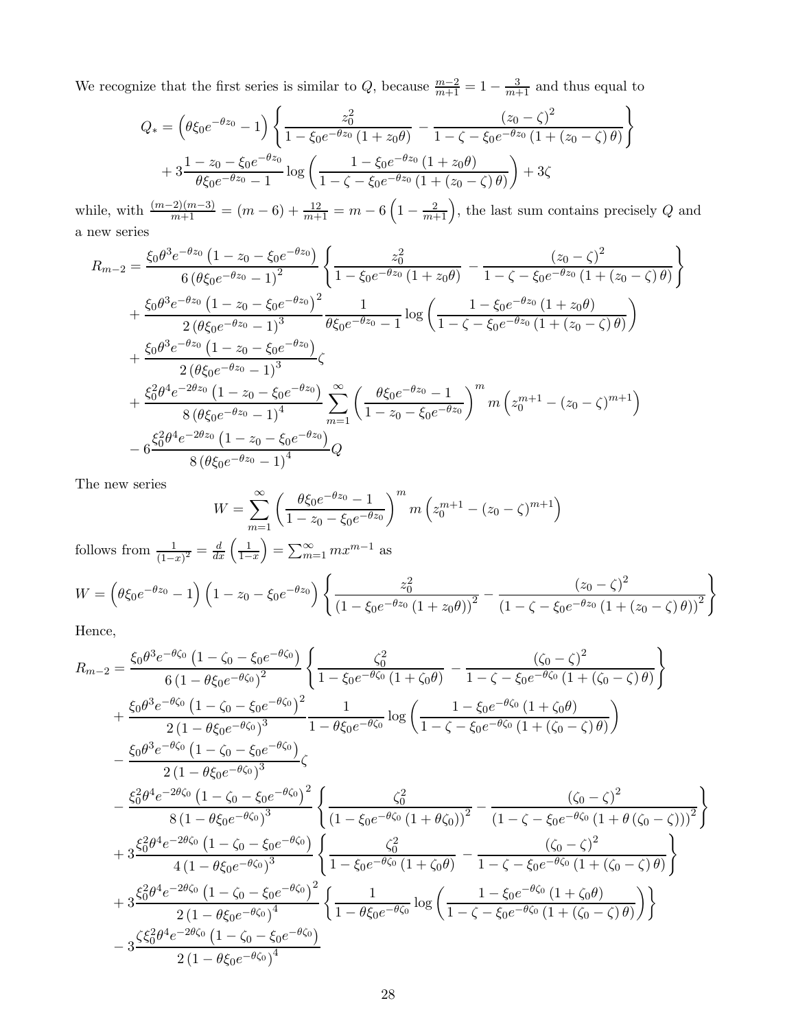We recognize that the first series is similar to $Q$, because $\frac{m-2}{m+1} = 1 - \frac{3}{m+1}$ and thus equal to

$$
\begin{aligned}
Q_* = &\left(\theta\xi_0 e^{-\theta z_0} - 1\right)\left\{\frac{z_0^2}{1-\xi_0 e^{-\theta z_0}\left(1+z_0\theta\right)} - \frac{\left(z_0-\zeta\right)^2}{1-\zeta-\xi_0 e^{-\theta z_0}\left(1+\left(z_0-\zeta\right)\theta\right)}\right\} \\
&+ 3\frac{1-z_0-\xi_0 e^{-\theta z_0}}{\theta\xi_0 e^{-\theta z_0}-1}\log\left(\frac{1-\xi_0 e^{-\theta z_0}\left(1+z_0\theta\right)}{1-\zeta-\xi_0 e^{-\theta z_0}\left(1+\left(z_0-\zeta\right)\theta\right)}\right) + 3\zeta
\end{aligned}
$$

while, with $\frac{(m-2)(m-3)}{m+1} = (m-6) + \frac{12}{m+1} = m - 6\left(1-\frac{2}{m+1}\right)$, the last sum contains precisely $Q$ and a new series

$$
\begin{aligned}
R_{m-2} = &\frac{\xi_0\theta^3 e^{-\theta z_0}\left(1-z_0-\xi_0 e^{-\theta z_0}\right)}{6\left(\theta\xi_0 e^{-\theta z_0}-1\right)^2}\left\{\frac{z_0^2}{1-\xi_0 e^{-\theta z_0}\left(1+z_0\theta\right)} - \frac{\left(z_0-\zeta\right)^2}{1-\zeta-\xi_0 e^{-\theta z_0}\left(1+\left(z_0-\zeta\right)\theta\right)}\right\} \\
&+ \frac{\xi_0\theta^3 e^{-\theta z_0}\left(1-z_0-\xi_0 e^{-\theta z_0}\right)^2}{2\left(\theta\xi_0 e^{-\theta z_0}-1\right)^3}\frac{1}{\theta\xi_0 e^{-\theta z_0}-1}\log\left(\frac{1-\xi_0 e^{-\theta z_0}\left(1+z_0\theta\right)}{1-\zeta-\xi_0 e^{-\theta z_0}\left(1+\left(z_0-\zeta\right)\theta\right)}\right) \\
&+ \frac{\xi_0\theta^3 e^{-\theta z_0}\left(1-z_0-\xi_0 e^{-\theta z_0}\right)}{2\left(\theta\xi_0 e^{-\theta z_0}-1\right)^3}\zeta \\
&+ \frac{\xi_0^2\theta^4 e^{-2\theta z_0}\left(1-z_0-\xi_0 e^{-\theta z_0}\right)}{8\left(\theta\xi_0 e^{-\theta z_0}-1\right)^4}\sum_{m=1}^{\infty}\left(\frac{\theta\xi_0 e^{-\theta z_0}-1}{1-z_0-\xi_0 e^{-\theta z_0}}\right)^m m\left(z_0^{m+1}-\left(z_0-\zeta\right)^{m+1}\right) \\
&- 6\frac{\xi_0^2\theta^4 e^{-2\theta z_0}\left(1-z_0-\xi_0 e^{-\theta z_0}\right)}{8\left(\theta\xi_0 e^{-\theta z_0}-1\right)^4}Q
\end{aligned}
$$

The new series

$$
W = \sum_{m=1}^{\infty}\left(\frac{\theta\xi_0 e^{-\theta z_0}-1}{1-z_0-\xi_0 e^{-\theta z_0}}\right)^m m\left(z_0^{m+1}-\left(z_0-\zeta\right)^{m+1}\right)
$$

follows from $\frac{1}{(1-x)^2} = \frac{d}{dx}\left(\frac{1}{1-x}\right) = \sum_{m=1}^{\infty} m x^{m-1}$ as

$$
W = \left(\theta\xi_0 e^{-\theta z_0}-1\right)\left(1-z_0-\xi_0 e^{-\theta z_0}\right)\left\{\frac{z_0^2}{\left(1-\xi_0 e^{-\theta z_0}\left(1+z_0\theta\right)\right)^2} - \frac{\left(z_0-\zeta\right)^2}{\left(1-\zeta-\xi_0 e^{-\theta z_0}\left(1+\left(z_0-\zeta\right)\theta\right)\right)^2}\right\}
$$

Hence,

$$
\begin{aligned}
R_{m-2} = &\frac{\xi_0\theta^3 e^{-\theta\zeta_0}\left(1-\zeta_0-\xi_0 e^{-\theta\zeta_0}\right)}{6\left(1-\theta\xi_0 e^{-\theta\zeta_0}\right)^2}\left\{\frac{\zeta_0^2}{1-\xi_0 e^{-\theta\zeta_0}\left(1+\zeta_0\theta\right)} - \frac{\left(\zeta_0-\zeta\right)^2}{1-\zeta-\xi_0 e^{-\theta\zeta_0}\left(1+\left(\zeta_0-\zeta\right)\theta\right)}\right\} \\
&+ \frac{\xi_0\theta^3 e^{-\theta\zeta_0}\left(1-\zeta_0-\xi_0 e^{-\theta\zeta_0}\right)^2}{2\left(1-\theta\xi_0 e^{-\theta\zeta_0}\right)^3}\frac{1}{1-\theta\xi_0 e^{-\theta\zeta_0}}\log\left(\frac{1-\xi_0 e^{-\theta\zeta_0}\left(1+\zeta_0\theta\right)}{1-\zeta-\xi_0 e^{-\theta\zeta_0}\left(1+\left(\zeta_0-\zeta\right)\theta\right)}\right) \\
&- \frac{\xi_0\theta^3 e^{-\theta\zeta_0}\left(1-\zeta_0-\xi_0 e^{-\theta\zeta_0}\right)}{2\left(1-\theta\xi_0 e^{-\theta\zeta_0}\right)^3}\zeta \\
&- \frac{\xi_0^2\theta^4 e^{-2\theta\zeta_0}\left(1-\zeta_0-\xi_0 e^{-\theta\zeta_0}\right)^2}{8\left(1-\theta\xi_0 e^{-\theta\zeta_0}\right)^3}\left\{\frac{\zeta_0^2}{\left(1-\xi_0 e^{-\theta\zeta_0}\left(1+\theta\zeta_0\right)\right)^2} - \frac{\left(\zeta_0-\zeta\right)^2}{\left(1-\zeta-\xi_0 e^{-\theta\zeta_0}\left(1+\theta\left(\zeta_0-\zeta\right)\right)\right)^2}\right\} \\
&+ 3\frac{\xi_0^2\theta^4 e^{-2\theta\zeta_0}\left(1-\zeta_0-\xi_0 e^{-\theta\zeta_0}\right)}{4\left(1-\theta\xi_0 e^{-\theta\zeta_0}\right)^3}\left\{\frac{\zeta_0^2}{1-\xi_0 e^{-\theta\zeta_0}\left(1+\zeta_0\theta\right)} - \frac{\left(\zeta_0-\zeta\right)^2}{1-\zeta-\xi_0 e^{-\theta\zeta_0}\left(1+\left(\zeta_0-\zeta\right)\theta\right)}\right\} \\
&+ 3\frac{\xi_0^2\theta^4 e^{-2\theta\zeta_0}\left(1-\zeta_0-\xi_0 e^{-\theta\zeta_0}\right)^2}{2\left(1-\theta\xi_0 e^{-\theta\zeta_0}\right)^4}\left\{\frac{1}{1-\theta\xi_0 e^{-\theta\zeta_0}}\log\left(\frac{1-\xi_0 e^{-\theta\zeta_0}\left(1+\zeta_0\theta\right)}{1-\zeta-\xi_0 e^{-\theta\zeta_0}\left(1+\left(\zeta_0-\zeta\right)\theta\right)}\right)\right\} \\
&- 3\frac{\zeta\xi_0^2\theta^4 e^{-2\theta\zeta_0}\left(1-\zeta_0-\xi_0 e^{-\theta\zeta_0}\right)}{2\left(1-\theta\xi_0 e^{-\theta\zeta_0}\right)^4}
\end{aligned}
$$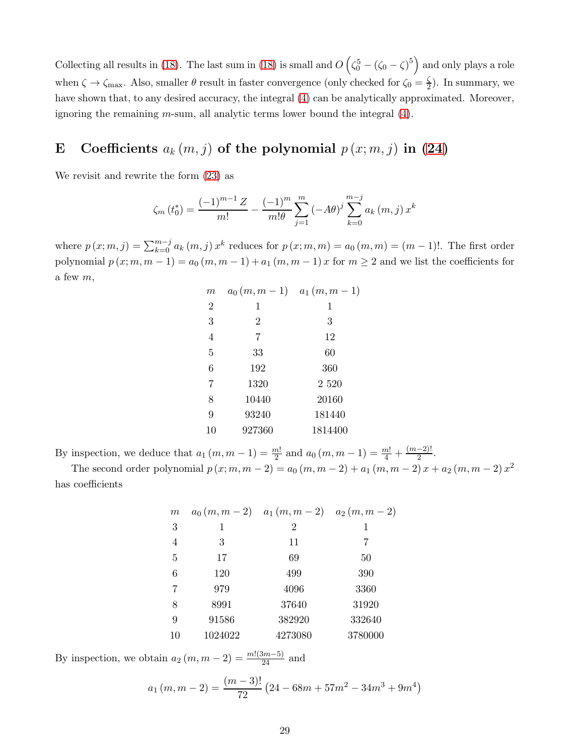Collecting all results in (18). The last sum in (18) is small and $O\left(\zeta_0^5 - (\zeta_0 - \zeta)^5\right)$ and only plays a role when $\zeta \to \zeta_{\max}$. Also, smaller $\theta$ result in faster convergence (only checked for $\zeta_0 = \frac{\zeta}{2}$). In summary, we have shown that, to any desired accuracy, the integral (4) can be analytically approximated. Moreover, ignoring the remaining $m$-sum, all analytic terms lower bound the integral (4).

## E Coefficients $a_k(m,j)$ of the polynomial $p(x;m,j)$ in (24)

We revisit and rewrite the form (23) as

$$\zeta_m(t_0^*) = \frac{(-1)^{m-1} Z}{m!} - \frac{(-1)^m}{m!\theta} \sum_{j=1}^{m} (-A\theta)^j \sum_{k=0}^{m-j} a_k(m,j)\, x^k$$

where $p(x;m,j) = \sum_{k=0}^{m-j} a_k(m,j)\, x^k$ reduces for $p(x;m,m) = a_0(m,m) = (m-1)!$. The first order polynomial $p(x;m,m-1) = a_0(m,m-1) + a_1(m,m-1)\, x$ for $m \geq 2$ and we list the coefficients for a few $m$,

| $m$ | $a_0(m,m-1)$ | $a_1(m,m-1)$ |
|---|---|---|
| 2 | 1 | 1 |
| 3 | 2 | 3 |
| 4 | 7 | 12 |
| 5 | 33 | 60 |
| 6 | 192 | 360 |
| 7 | 1320 | 2 520 |
| 8 | 10440 | 20160 |
| 9 | 93240 | 181440 |
| 10 | 927360 | 1814400 |

By inspection, we deduce that $a_1(m,m-1) = \frac{m!}{2}$ and $a_0(m,m-1) = \frac{m!}{4} + \frac{(m-2)!}{2}$.

The second order polynomial $p(x;m,m-2) = a_0(m,m-2) + a_1(m,m-2)\, x + a_2(m,m-2)\, x^2$ has coefficients

| $m$ | $a_0(m,m-2)$ | $a_1(m,m-2)$ | $a_2(m,m-2)$ |
|---|---|---|---|
| 3 | 1 | 2 | 1 |
| 4 | 3 | 11 | 7 |
| 5 | 17 | 69 | 50 |
| 6 | 120 | 499 | 390 |
| 7 | 979 | 4096 | 3360 |
| 8 | 8991 | 37640 | 31920 |
| 9 | 91586 | 382920 | 332640 |
| 10 | 1024022 | 4273080 | 3780000 |

By inspection, we obtain $a_2(m,m-2) = \frac{m!(3m-5)}{24}$ and

$$a_1(m,m-2) = \frac{(m-3)!}{72}\left(24 - 68m + 57m^2 - 34m^3 + 9m^4\right)$$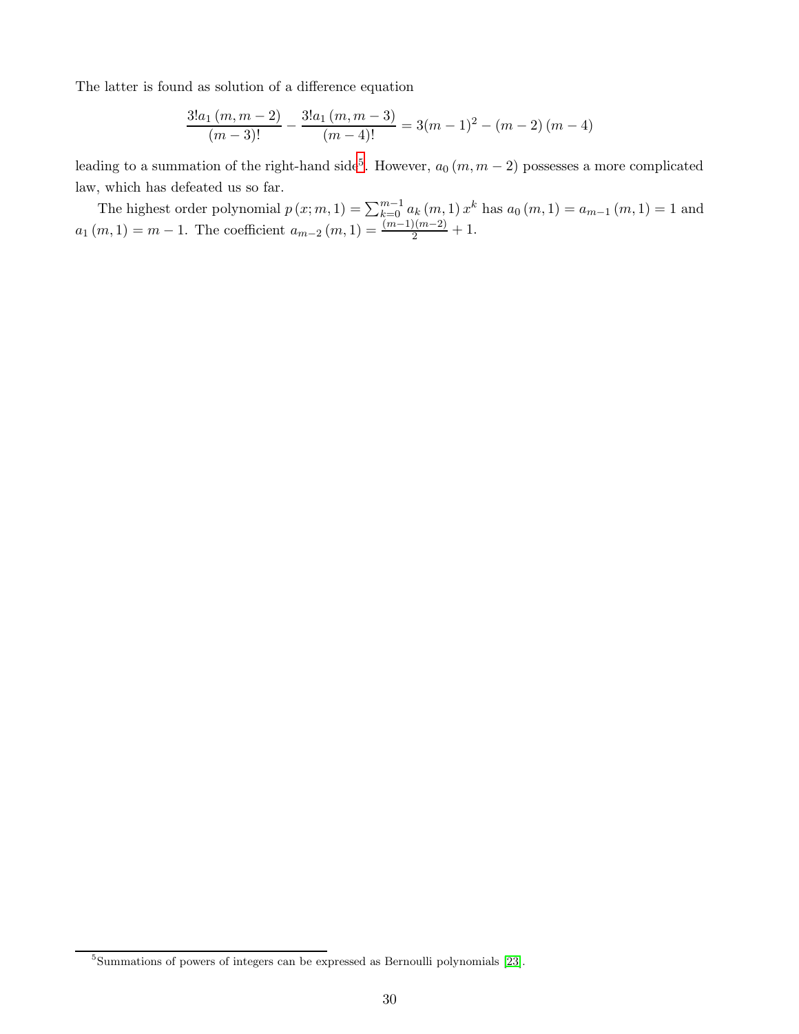The latter is found as solution of a difference equation

$$\frac{3!a_1\left(m,m-2\right)}{(m-3)!} - \frac{3!a_1\left(m,m-3\right)}{(m-4)!} = 3(m-1)^2 - \left(m-2\right)\left(m-4\right)$$

leading to a summation of the right-hand side[5]. However, $a_0\left(m,m-2\right)$ possesses a more complicated law, which has defeated us so far.

The highest order polynomial $p\left(x;m,1\right) = \sum_{k=0}^{m-1} a_k\left(m,1\right)x^k$ has $a_0\left(m,1\right) = a_{m-1}\left(m,1\right) = 1$ and $a_1\left(m,1\right) = m-1$. The coefficient $a_{m-2}\left(m,1\right) = \frac{(m-1)(m-2)}{2} + 1$.

[5] Summations of powers of integers can be expressed as Bernoulli polynomials [23].